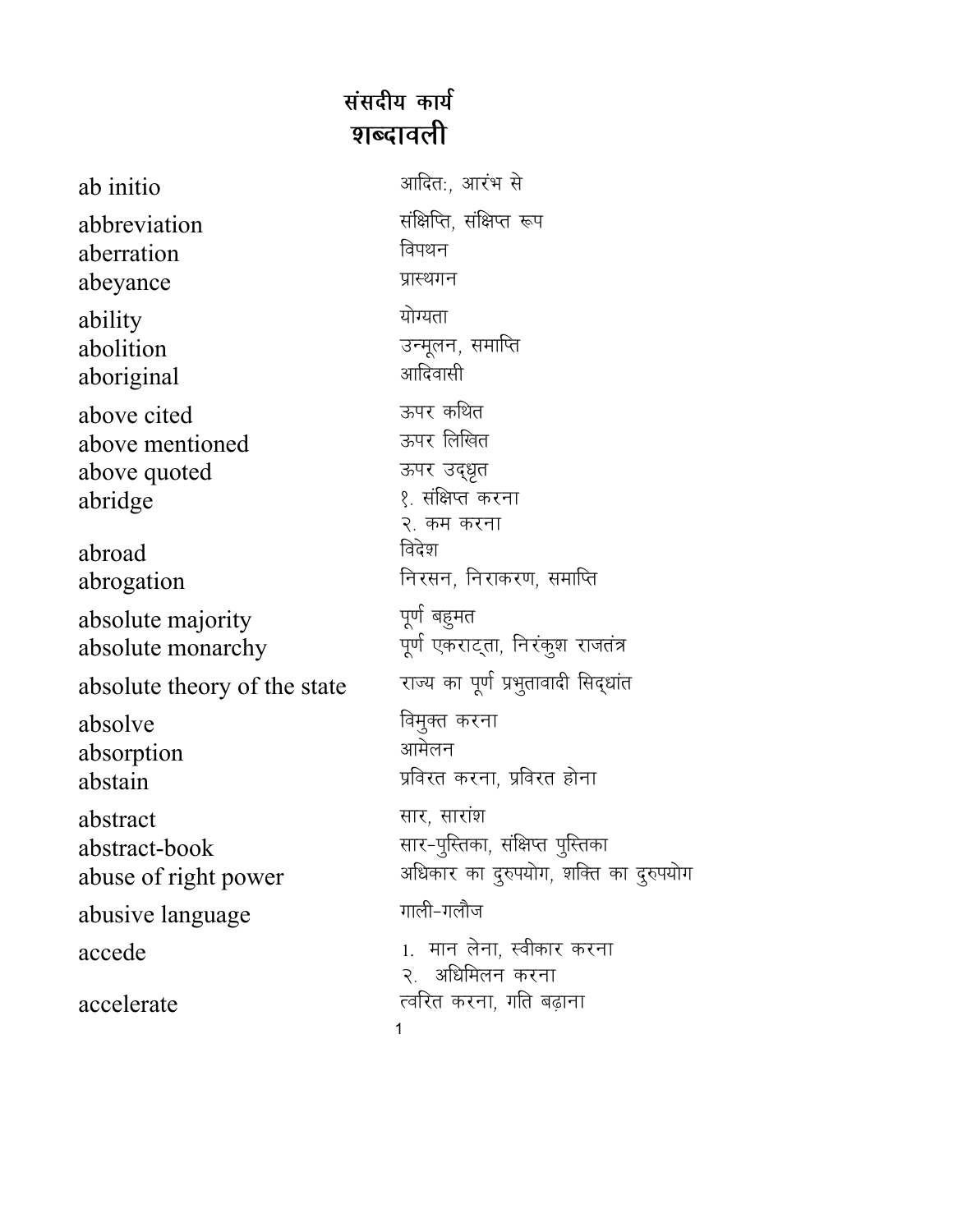# संसदीय कार्य
# शब्दावली

| | |
|---|---|
| ab initio | आदितः, आरंभ से |
| abbreviation | संक्षिप्ति, संक्षिप्त रूप |
| aberration | विपथन |
| abeyance | प्रास्थगन |
| ability | योग्यता |
| abolition | उन्मूलन, समाप्ति |
| aboriginal | आदिवासी |
| above cited | ऊपर कथित |
| above mentioned | ऊपर लिखित |
| above quoted | ऊपर उद्धृत |
| abridge | १. संक्षिप्त करना<br>२. कम करना |
| abroad | विदेश |
| abrogation | निरसन, निराकरण, समाप्ति |
| absolute majority | पूर्ण बहुमत |
| absolute monarchy | पूर्ण एकराट्ता, निरंकुश राजतंत्र |
| absolute theory of the state | राज्य का पूर्ण प्रभुतावादी सिद्धांत |
| absolve | विमुक्त करना |
| absorption | आमेलन |
| abstain | प्रविरत करना, प्रविरत होना |
| abstract | सार, सारांश |
| abstract-book | सार-पुस्तिका, संक्षिप्त पुस्तिका |
| abuse of right power | अधिकार का दुरुपयोग, शक्ति का दुरुपयोग |
| abusive language | गाली-गलौज |
| accede | 1. मान लेना, स्वीकार करना<br>२. अधिमिलन करना |
| accelerate | त्वरित करना, गति बढ़ाना |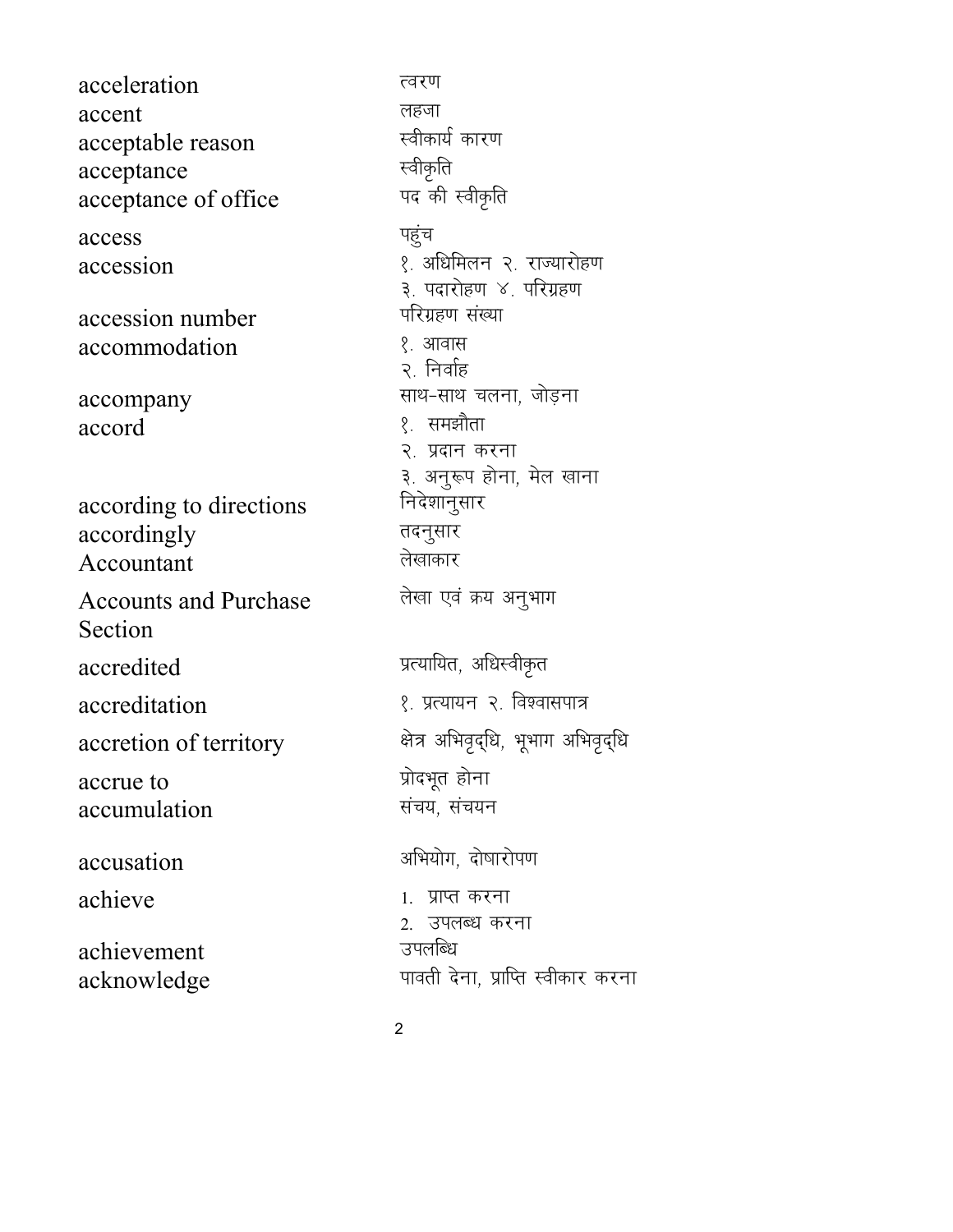| | |
|---|---|
| acceleration | त्वरण |
| accent | लहजा |
| acceptable reason | स्वीकार्य कारण |
| acceptance | स्वीकृति |
| acceptance of office | पद की स्वीकृति |
| access | पहुंच |
| accession | १. अधिमिलन २. राज्यारोहण ३. पदारोहण ४. परिग्रहण |
| accession number | परिग्रहण संख्या |
| accommodation | १. आवास २. निर्वाह |
| accompany | साथ-साथ चलना, जोड़ना |
| accord | १. समझौता २. प्रदान करना ३. अनुरूप होना, मेल खाना |
| according to directions | निदेशानुसार |
| accordingly | तदनुसार |
| Accountant | लेखाकार |
| Accounts and Purchase Section | लेखा एवं क्रय अनुभाग |
| accredited | प्रत्यायित, अधिस्वीकृत |
| accreditation | १. प्रत्यायन २. विश्वासपात्र |
| accretion of territory | क्षेत्र अभिवृद्धि, भूभाग अभिवृद्धि |
| accrue to | प्रोदभूत होना |
| accumulation | संचय, संचयन |
| accusation | अभियोग, दोषारोपण |
| achieve | 1. प्राप्त करना 2. उपलब्ध करना |
| achievement | उपलब्धि |
| acknowledge | पावती देना, प्राप्ति स्वीकार करना |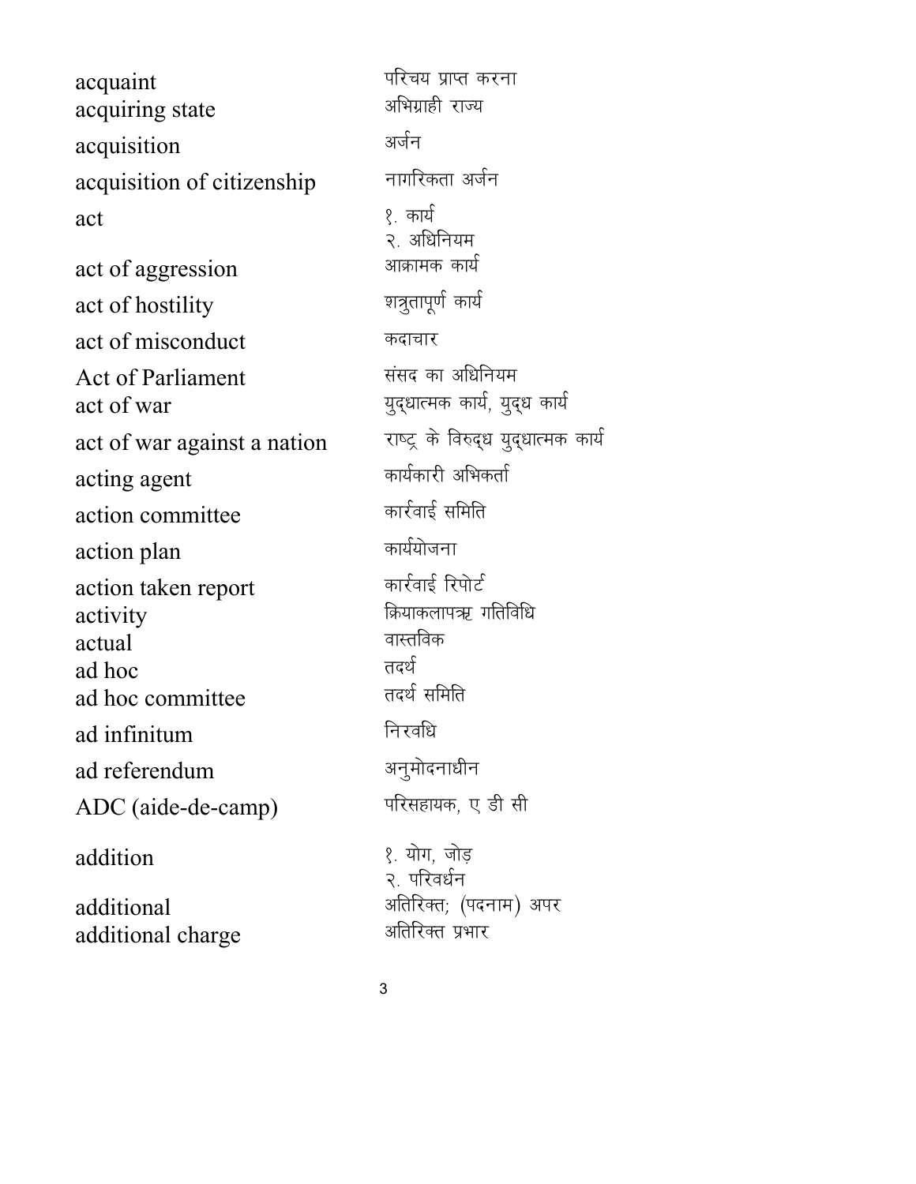| | |
|---|---|
| acquaint | परिचय प्राप्त करना |
| acquiring state | अभिग्राही राज्य |
| acquisition | अर्जन |
| acquisition of citizenship | नागरिकता अर्जन |
| act | १. कार्य<br>२. अधिनियम |
| act of aggression | आक्रामक कार्य |
| act of hostility | शत्रुतापूर्ण कार्य |
| act of misconduct | कदाचार |
| Act of Parliament | संसद का अधिनियम |
| act of war | युद्धात्मक कार्य, युद्ध कार्य |
| act of war against a nation | राष्ट्र के विरुद्ध युद्धात्मक कार्य |
| acting agent | कार्यकारी अभिकर्ता |
| action committee | कार्रवाई समिति |
| action plan | कार्ययोजना |
| action taken report | कार्रवाई रिपोर्ट |
| activity | क्रियाकलापत्र्न गतिविधि |
| actual | वास्तविक |
| ad hoc | तदर्थ |
| ad hoc committee | तदर्थ समिति |
| ad infinitum | निरवधि |
| ad referendum | अनुमोदनाधीन |
| ADC (aide-de-camp) | परिसहायक, ए डी सी |
| addition | १. योग, जोड़<br>२. परिवर्धन |
| additional | अतिरिक्त; (पदनाम) अपर |
| additional charge | अतिरिक्त प्रभार |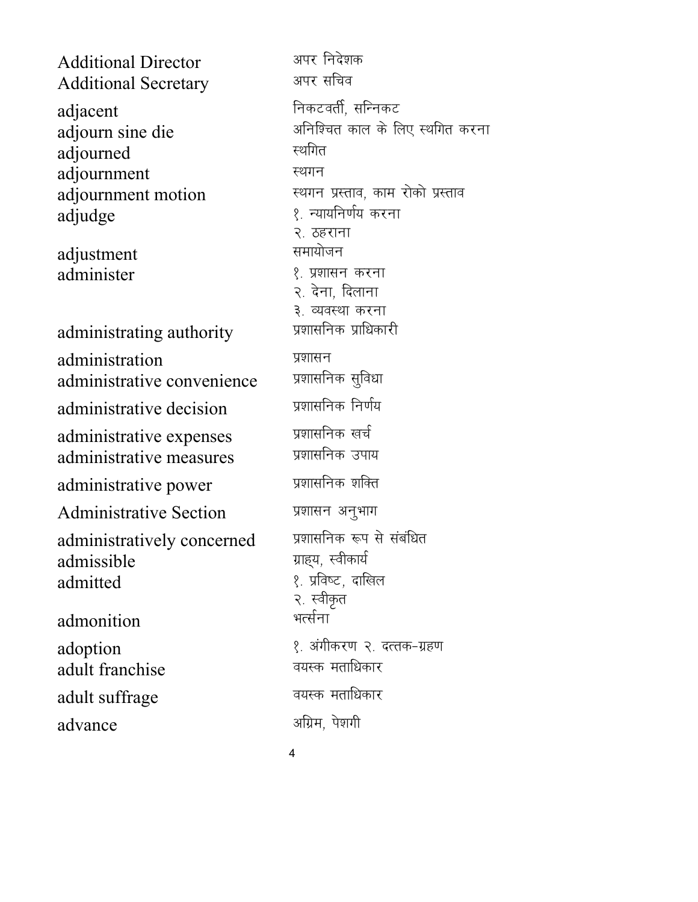| | |
|---|---|
| Additional Director | अपर निदेशक |
| Additional Secretary | अपर सचिव |
| adjacent | निकटवर्ती, सन्निकट |
| adjourn sine die | अनिश्चित काल के लिए स्थगित करना |
| adjourned | स्थगित |
| adjournment | स्थगन |
| adjournment motion | स्थगन प्रस्ताव, काम रोको प्रस्ताव |
| adjudge | १. न्यायनिर्णय करना<br>२. ठहराना |
| adjustment | समायोजन |
| administer | १. प्रशासन करना<br>२. देना, दिलाना<br>३. व्यवस्था करना |
| administrating authority | प्रशासनिक प्राधिकारी |
| administration | प्रशासन |
| administrative convenience | प्रशासनिक सुविधा |
| administrative decision | प्रशासनिक निर्णय |
| administrative expenses | प्रशासनिक खर्च |
| administrative measures | प्रशासनिक उपाय |
| administrative power | प्रशासनिक शक्ति |
| Administrative Section | प्रशासन अनुभाग |
| administratively concerned | प्रशासनिक रूप से संबंधित |
| admissible | ग्राह्य, स्वीकार्य |
| admitted | १. प्रविष्ट, दाखिल<br>२. स्वीकृत |
| admonition | भर्त्सना |
| adoption | १. अंगीकरण २. दत्तक-ग्रहण |
| adult franchise | वयस्क मताधिकार |
| adult suffrage | वयस्क मताधिकार |
| advance | अग्रिम, पेशगी |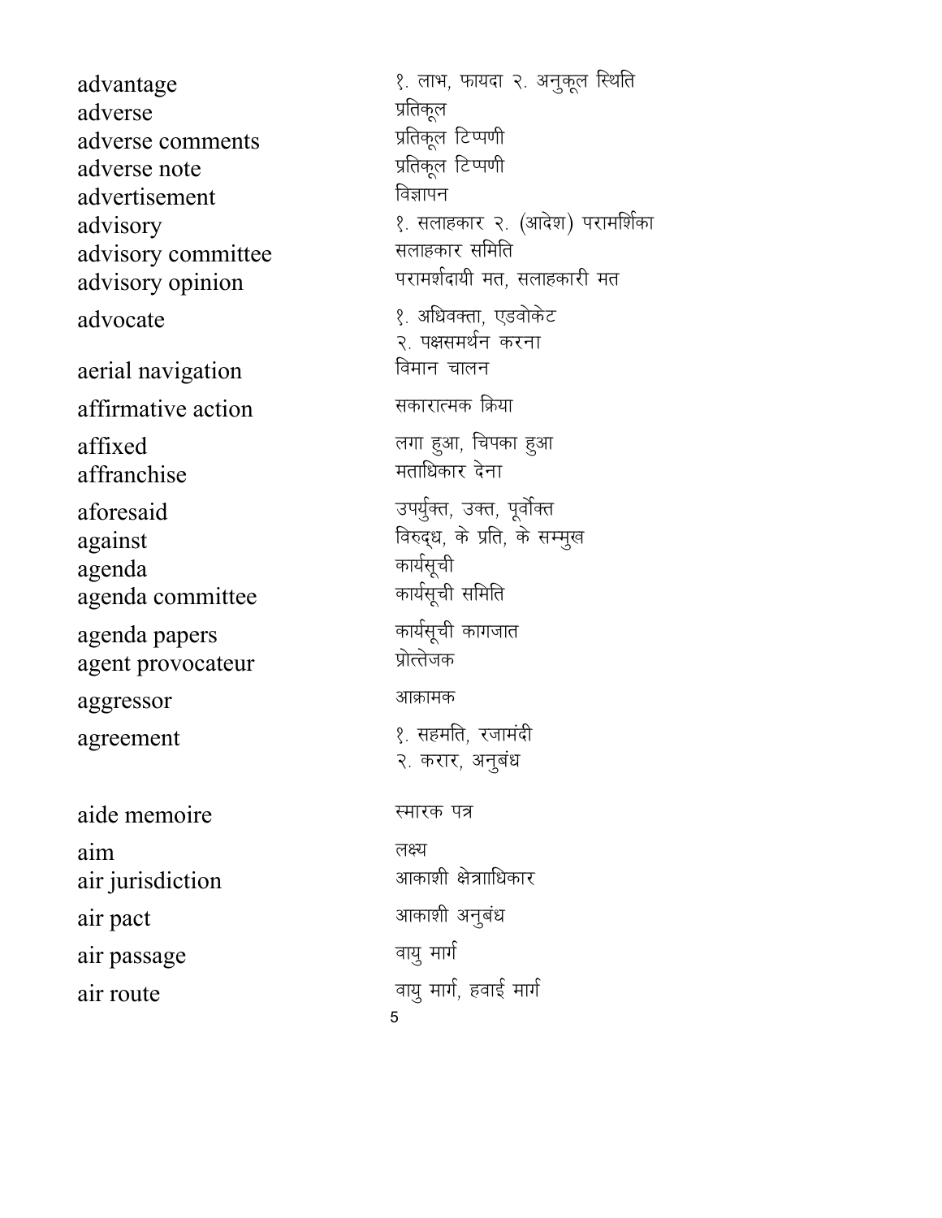| | |
|---|---|
| advantage | १. लाभ, फायदा २. अनुकूल स्थिति |
| adverse | प्रतिकूल |
| adverse comments | प्रतिकूल टिप्पणी |
| adverse note | प्रतिकूल टिप्पणी |
| advertisement | विज्ञापन |
| advisory | १. सलाहकार २. (आदेश) परामर्शिका |
| advisory committee | सलाहकार समिति |
| advisory opinion | परामर्शदायी मत, सलाहकारी मत |
| advocate | १. अधिवक्ता, एडवोकेट २. पक्षसमर्थन करना |
| aerial navigation | विमान चालन |
| affirmative action | सकारात्मक क्रिया |
| affixed | लगा हुआ, चिपका हुआ |
| affranchise | मताधिकार देना |
| aforesaid | उपर्युक्त, उक्त, पूर्वोक्त |
| against | विरुद्ध, के प्रति, के सम्मुख |
| agenda | कार्यसूची |
| agenda committee | कार्यसूची समिति |
| agenda papers | कार्यसूची कागजात |
| agent provocateur | प्रोत्तेजक |
| aggressor | आक्रामक |
| agreement | १. सहमति, रजामंदी २. करार, अनुबंध |
| aide memoire | स्मारक पत्र |
| aim | लक्ष्य |
| air jurisdiction | आकाशी क्षेत्राधिकार |
| air pact | आकाशी अनुबंध |
| air passage | वायु मार्ग |
| air route | वायु मार्ग, हवाई मार्ग |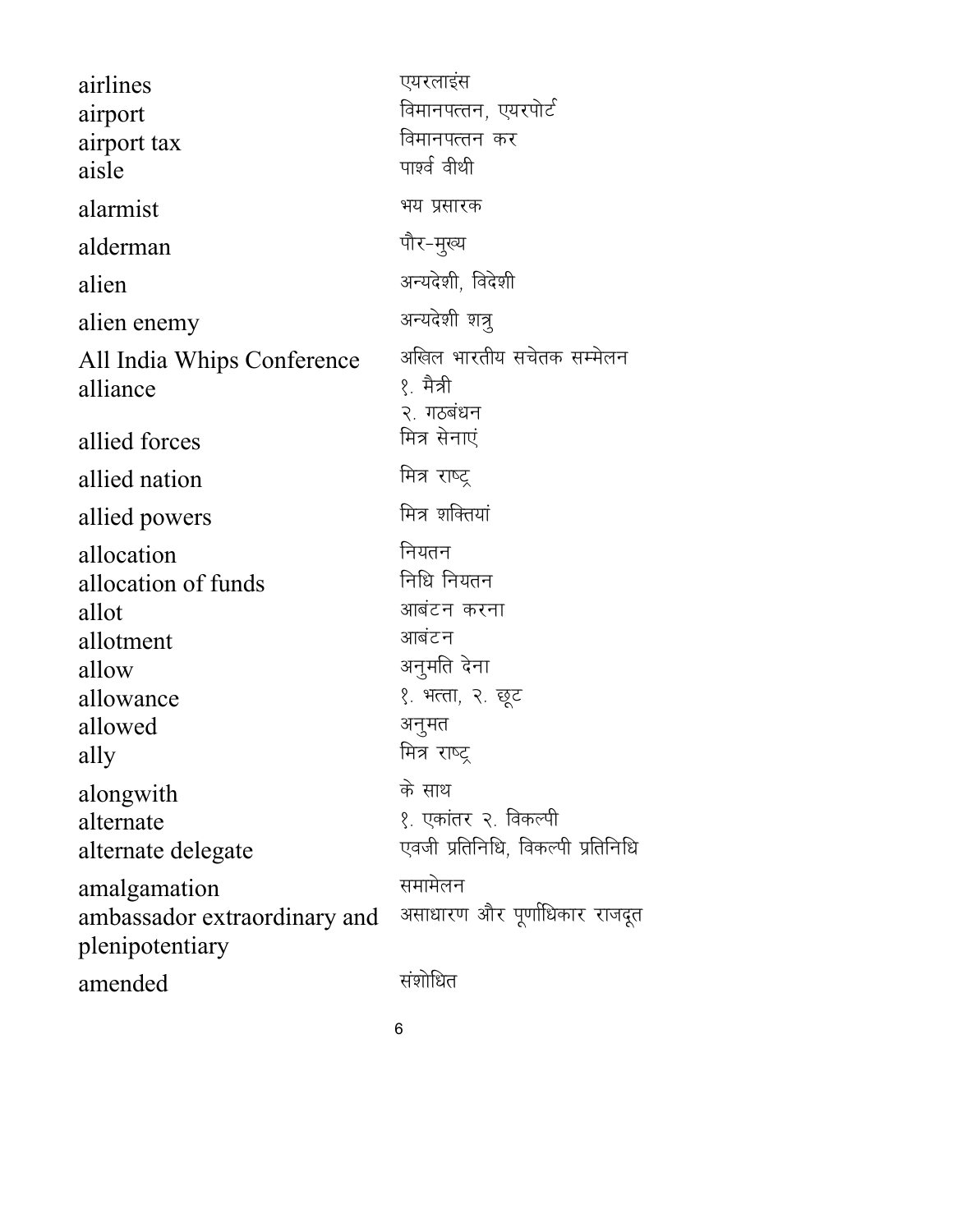| | |
|---|---|
| airlines | एयरलाइंस |
| airport | विमानपत्तन, एयरपोर्ट |
| airport tax | विमानपत्तन कर |
| aisle | पार्श्व वीथी |
| alarmist | भय प्रसारक |
| alderman | पौर-मुख्य |
| alien | अन्यदेशी, विदेशी |
| alien enemy | अन्यदेशी शत्रु |
| All India Whips Conference | अखिल भारतीय सचेतक सम्मेलन |
| alliance | १. मैत्री<br>२. गठबंधन |
| allied forces | मित्र सेनाएं |
| allied nation | मित्र राष्ट्र |
| allied powers | मित्र शक्तियां |
| allocation | नियतन |
| allocation of funds | निधि नियतन |
| allot | आबंटन करना |
| allotment | आबंटन |
| allow | अनुमति देना |
| allowance | १. भत्ता, २. छूट |
| allowed | अनुमत |
| ally | मित्र राष्ट्र |
| alongwith | के साथ |
| alternate | १. एकांतर २. विकल्पी |
| alternate delegate | एवजी प्रतिनिधि, विकल्पी प्रतिनिधि |
| amalgamation | समामेलन |
| ambassador extraordinary and plenipotentiary | असाधारण और पूर्णाधिकार राजदूत |
| amended | संशोधित |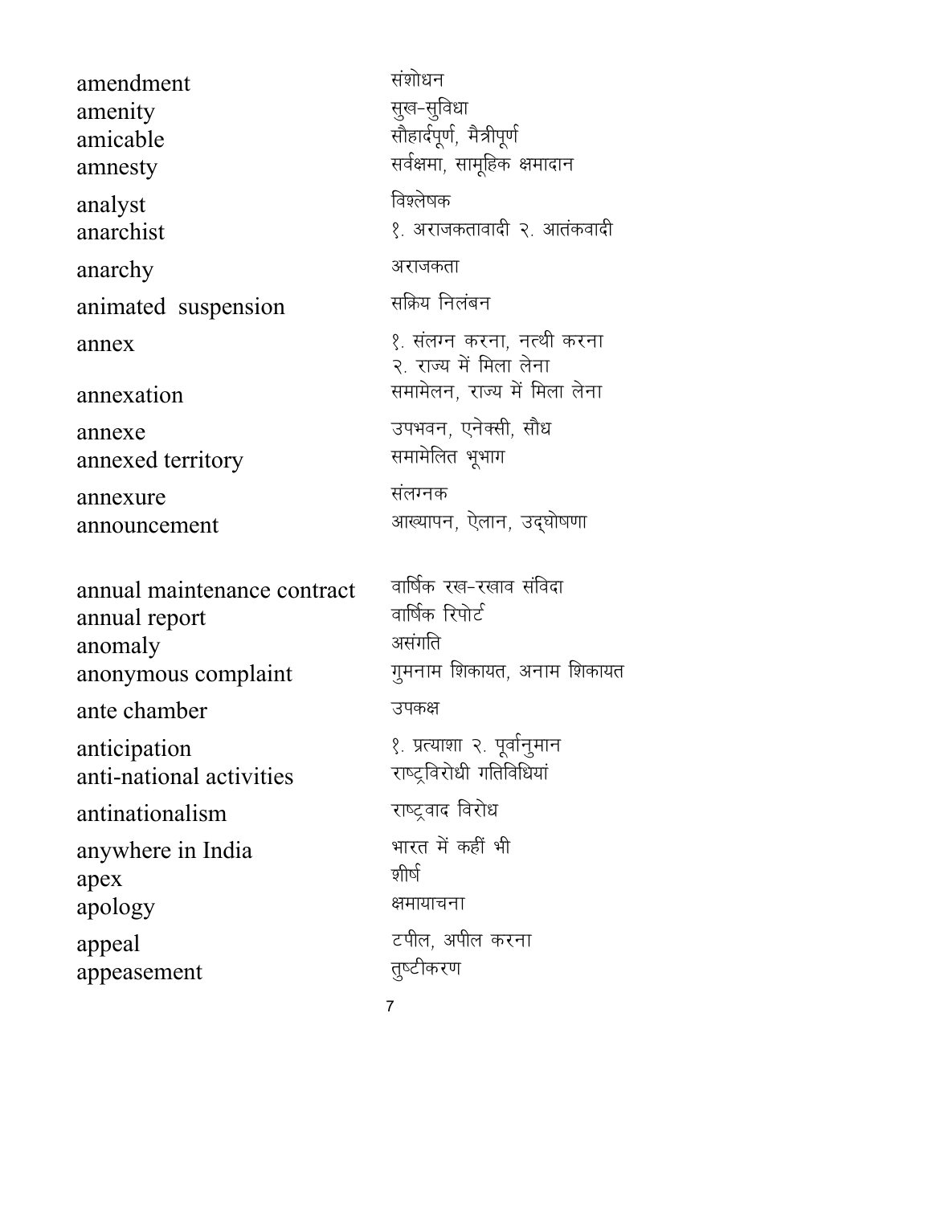| | |
|---|---|
| amendment | संशोधन |
| amenity | सुख-सुविधा |
| amicable | सौहार्दपूर्ण, मैत्रीपूर्ण |
| amnesty | सर्वक्षमा, सामूहिक क्षमादान |
| analyst | विश्लेषक |
| anarchist | १. अराजकतावादी २. आतंकवादी |
| anarchy | अराजकता |
| animated suspension | सक्रिय निलंबन |
| annex | १. संलग्न करना, नत्थी करना<br>२. राज्य में मिला लेना |
| annexation | समामेलन, राज्य में मिला लेना |
| annexe | उपभवन, एनेक्सी, सौध |
| annexed territory | समामेलित भूभाग |
| annexure | संलग्नक |
| announcement | आख्यापन, ऐलान, उद्घोषणा |
| annual maintenance contract | वार्षिक रख-रखाव संविदा |
| annual report | वार्षिक रिपोर्ट |
| anomaly | असंगति |
| anonymous complaint | गुमनाम शिकायत, अनाम शिकायत |
| ante chamber | उपकक्ष |
| anticipation | १. प्रत्याशा २. पूर्वानुमान |
| anti-national activities | राष्ट्रविरोधी गतिविधियां |
| antinationalism | राष्ट्रवाद विरोध |
| anywhere in India | भारत में कहीं भी |
| apex | शीर्ष |
| apology | क्षमायाचना |
| appeal | टपील, अपील करना |
| appeasement | तुष्टीकरण |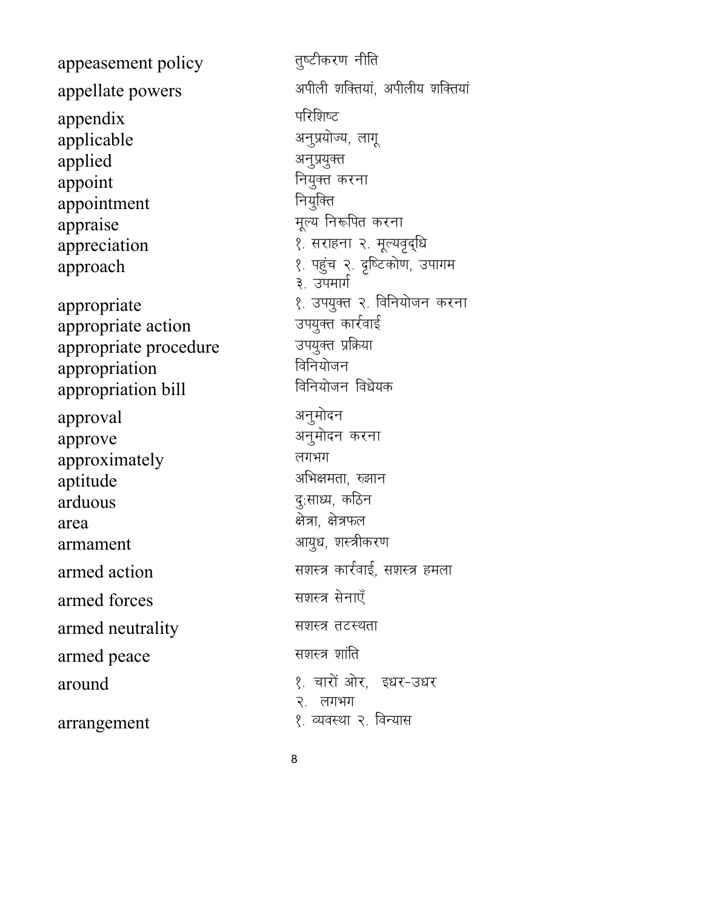| | |
|---|---|
| appeasement policy | तुष्टीकरण नीति |
| appellate powers | अपीली शक्तियां, अपीलीय शक्तियां |
| appendix | परिशिष्ट |
| applicable | अनुप्रयोज्य, लागू |
| applied | अनुप्रयुक्त |
| appoint | नियुक्त करना |
| appointment | नियुक्ति |
| appraise | मूल्य निरूपित करना |
| appreciation | १. सराहना २. मूल्यवृद्धि |
| approach | १. पहुंच २. दृष्टिकोण, उपागम ३. उपमार्ग |
| appropriate | १. उपयुक्त २. विनियोजन करना |
| appropriate action | उपयुक्त कार्रवाई |
| appropriate procedure | उपयुक्त प्रक्रिया |
| appropriation | विनियोजन |
| appropriation bill | विनियोजन विधेयक |
| approval | अनुमोदन |
| approve | अनुमोदन करना |
| approximately | लगभग |
| aptitude | अभिक्षमता, रुझान |
| arduous | दुःसाध्य, कठिन |
| area | क्षेत्रा, क्षेत्रफल |
| armament | आयुध, शस्त्रीकरण |
| armed action | सशस्त्र कार्रवाई, सशस्त्र हमला |
| armed forces | सशस्त्र सेनाएँ |
| armed neutrality | सशस्त्र तटस्थता |
| armed peace | सशस्त्र शांति |
| around | १. चारों ओर, इधर-उधर २. लगभग |
| arrangement | १. व्यवस्था २. विन्यास |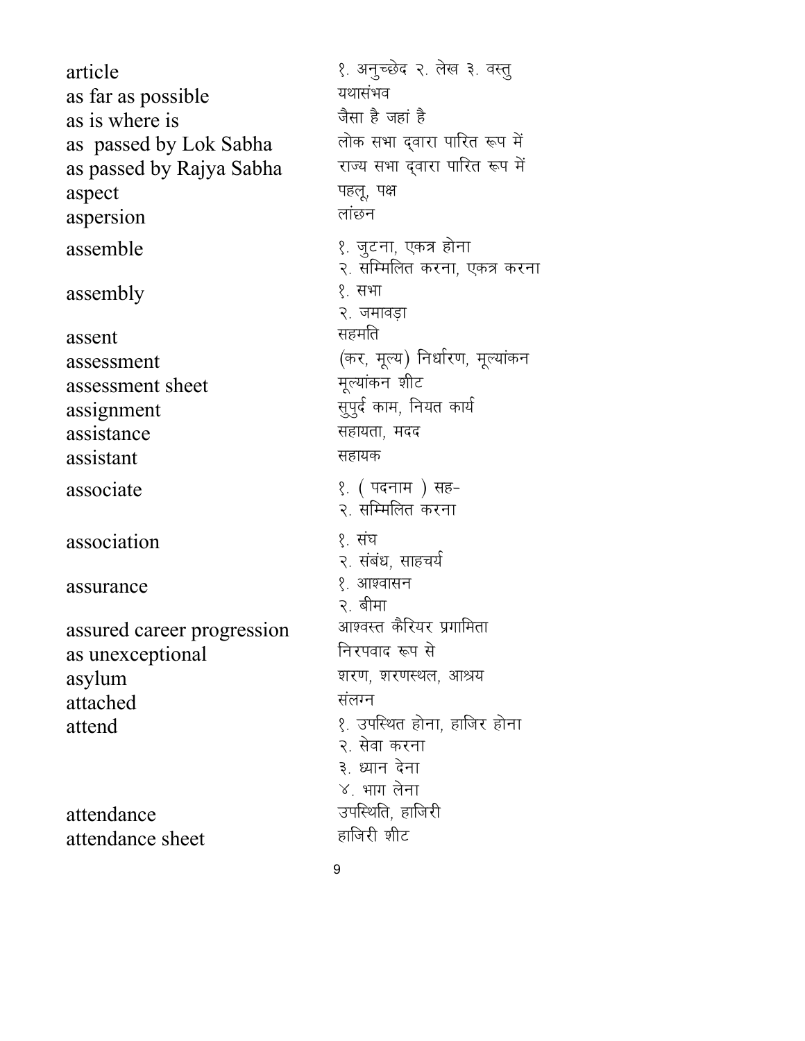| | |
|---|---|
| article | १. अनुच्छेद २. लेख ३. वस्तु |
| as far as possible | यथासंभव |
| as is where is | जैसा है जहां है |
| as passed by Lok Sabha | लोक सभा द्वारा पारित रूप में |
| as passed by Rajya Sabha | राज्य सभा द्वारा पारित रूप में |
| aspect | पहलू, पक्ष |
| aspersion | लांछन |
| assemble | १. जुटना, एकत्र होना<br>२. सम्मिलित करना, एकत्र करना |
| assembly | १. सभा<br>२. जमावड़ा |
| assent | सहमति |
| assessment | (कर, मूल्य) निर्धारण, मूल्यांकन |
| assessment sheet | मूल्यांकन शीट |
| assignment | सुपुर्द काम, नियत कार्य |
| assistance | सहायता, मदद |
| assistant | सहायक |
| associate | १. ( पदनाम ) सह-<br>२. सम्मिलित करना |
| association | १. संघ<br>२. संबंध, साहचर्य |
| assurance | १. आश्वासन<br>२. बीमा |
| assured career progression | आश्वस्त कैरियर प्रगामिता |
| as unexceptional | निरपवाद रूप से |
| asylum | शरण, शरणस्थल, आश्रय |
| attached | संलग्न |
| attend | १. उपस्थित होना, हाजिर होना<br>२. सेवा करना<br>३. ध्यान देना<br>४. भाग लेना |
| attendance | उपस्थिति, हाजिरी |
| attendance sheet | हाजिरी शीट |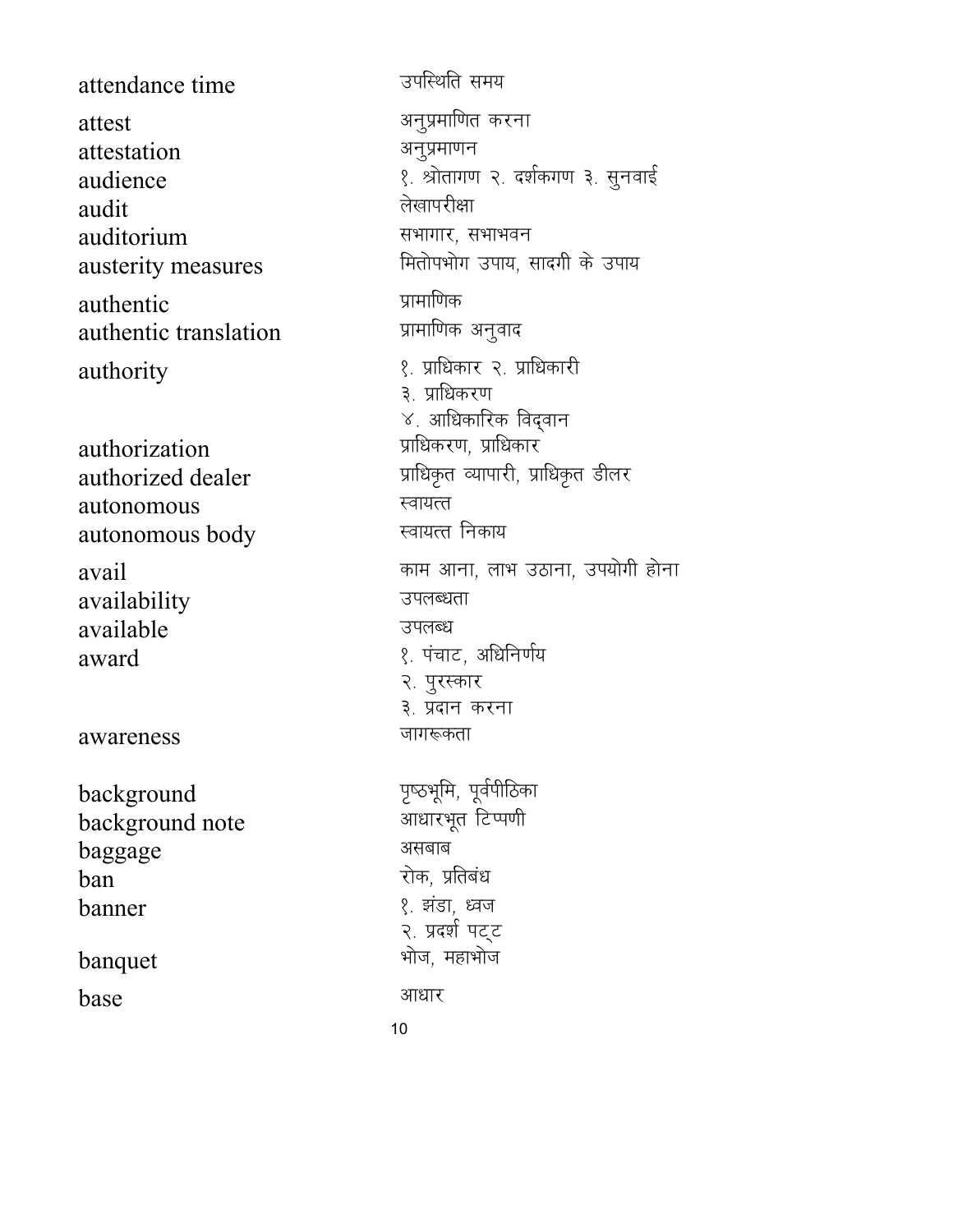| | |
|---|---|
| attendance time | उपस्थिति समय |
| attest | अनुप्रमाणित करना |
| attestation | अनुप्रमाणन |
| audience | १. श्रोतागण २. दर्शकगण ३. सुनवाई |
| audit | लेखापरीक्षा |
| auditorium | सभागार, सभाभवन |
| austerity measures | मितोपभोग उपाय, सादगी के उपाय |
| authentic | प्रामाणिक |
| authentic translation | प्रामाणिक अनुवाद |
| authority | १. प्राधिकार २. प्राधिकारी<br>३. प्राधिकरण<br>४. आधिकारिक विद्वान |
| authorization | प्राधिकरण, प्राधिकार |
| authorized dealer | प्राधिकृत व्यापारी, प्राधिकृत डीलर |
| autonomous | स्वायत्त |
| autonomous body | स्वायत्त निकाय |
| avail | काम आना, लाभ उठाना, उपयोगी होना |
| availability | उपलब्धता |
| available | उपलब्ध |
| award | १. पंचाट, अधिनिर्णय<br>२. पुरस्कार<br>३. प्रदान करना |
| awareness | जागरूकता |
| background | पृष्ठभूमि, पूर्वपीठिका |
| background note | आधारभूत टिप्पणी |
| baggage | असबाब |
| ban | रोक, प्रतिबंध |
| banner | १. झंडा, ध्वज<br>२. प्रदर्श पट्ट |
| banquet | भोज, महाभोज |
| base | आधार |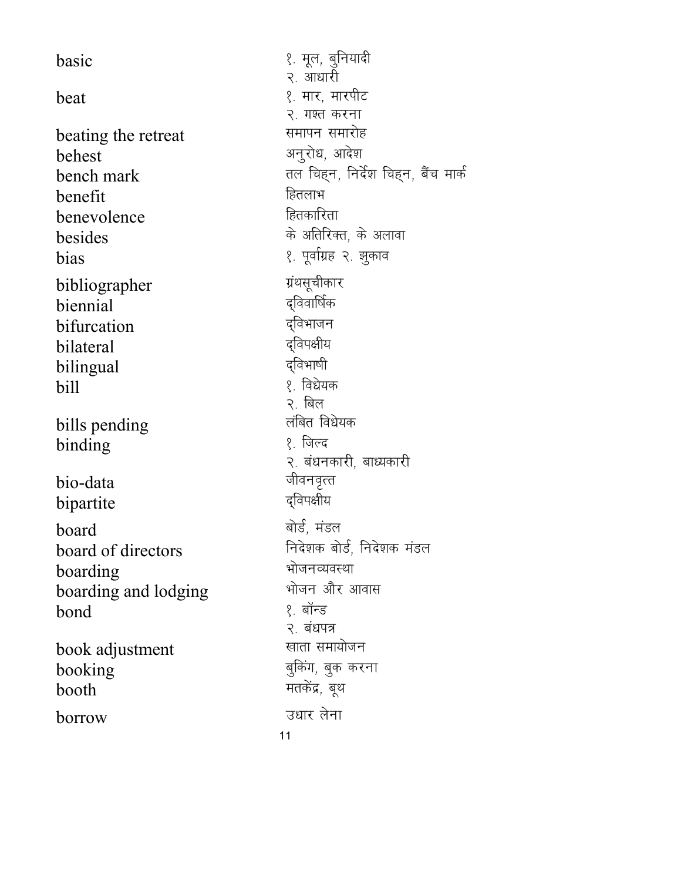| | |
|---|---|
| basic | १. मूल, बुनियादी<br>२. आधारी |
| beat | १. मार, मारपीट<br>२. गश्त करना |
| beating the retreat | समापन समारोह |
| behest | अनुरोध, आदेश |
| bench mark | तल चिह्न, निर्देश चिह्न, बैंच मार्क |
| benefit | हितलाभ |
| benevolence | हितकारिता |
| besides | के अतिरिक्त, के अलावा |
| bias | १. पूर्वाग्रह २. झुकाव |
| bibliographer | ग्रंथसूचीकार |
| biennial | द्विवार्षिक |
| bifurcation | द्विभाजन |
| bilateral | द्विपक्षीय |
| bilingual | द्विभाषी |
| bill | १. विधेयक<br>२. बिल |
| bills pending | लंबित विधेयक |
| binding | १. जिल्द<br>२. बंधनकारी, बाध्यकारी |
| bio-data | जीवनवृत्त |
| bipartite | द्विपक्षीय |
| board | बोर्ड, मंडल |
| board of directors | निदेशक बोर्ड, निदेशक मंडल |
| boarding | भोजनव्यवस्था |
| boarding and lodging | भोजन और आवास |
| bond | १. बॉन्ड<br>२. बंधपत्र |
| book adjustment | खाता समायोजन |
| booking | बुकिंग, बुक करना |
| booth | मतकेंद्र, बूथ |
| borrow | उधार लेना |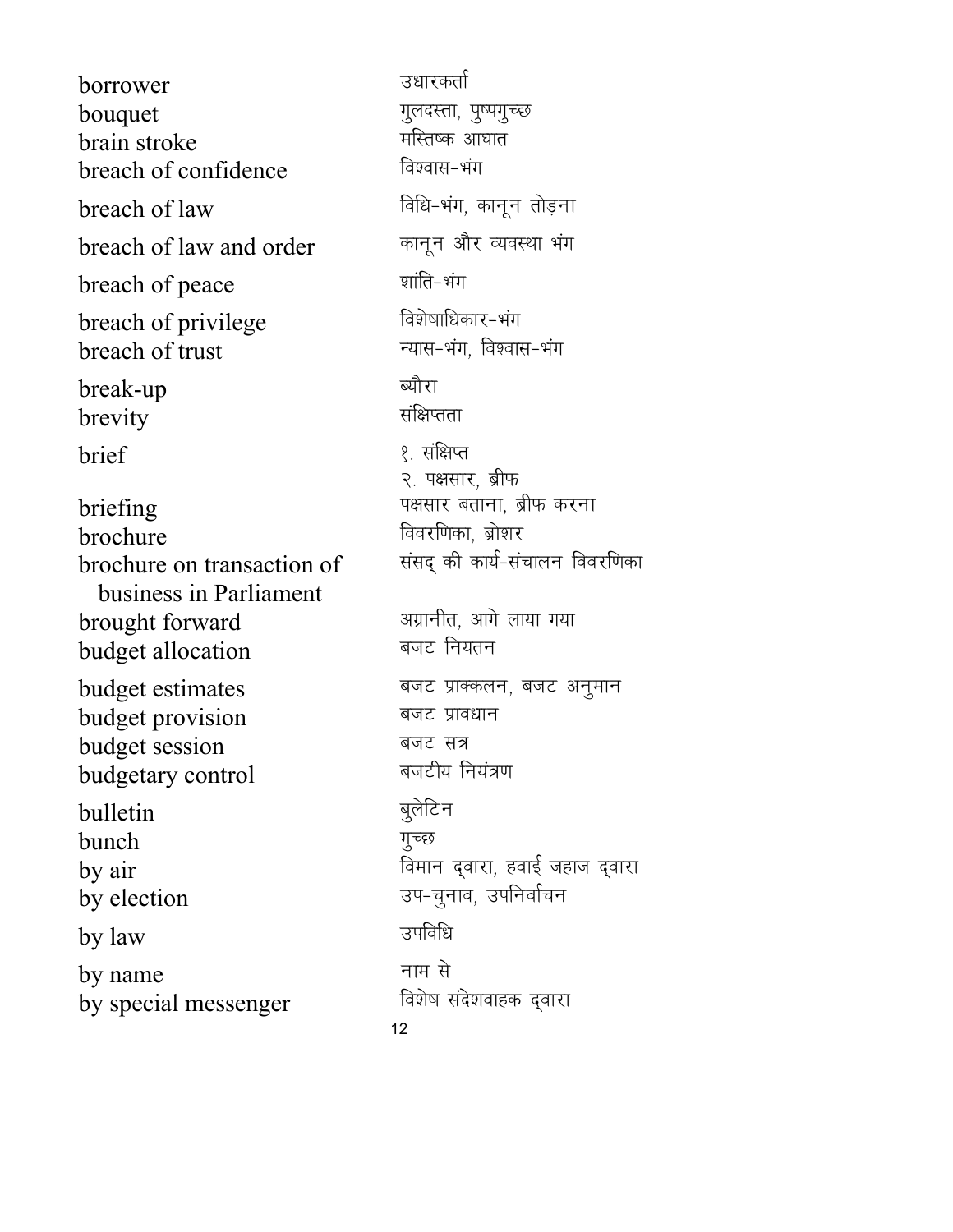| | |
|---|---|
| borrower | उधारकर्ता |
| bouquet | गुलदस्ता, पुष्पगुच्छ |
| brain stroke | मस्तिष्क आघात |
| breach of confidence | विश्वास-भंग |
| breach of law | विधि-भंग, कानून तोड़ना |
| breach of law and order | कानून और व्यवस्था भंग |
| breach of peace | शांति-भंग |
| breach of privilege | विशेषाधिकार-भंग |
| breach of trust | न्यास-भंग, विश्वास-भंग |
| break-up | ब्यौरा |
| brevity | संक्षिप्तता |
| brief | १. संक्षिप्त<br>२. पक्षसार, ब्रीफ |
| briefing | पक्षसार बताना, ब्रीफ करना |
| brochure | विवरणिका, ब्रोशर |
| brochure on transaction of business in Parliament | संसद् की कार्य-संचालन विवरणिका |
| brought forward | अग्रानीत, आगे लाया गया |
| budget allocation | बजट नियतन |
| budget estimates | बजट प्राक्कलन, बजट अनुमान |
| budget provision | बजट प्रावधान |
| budget session | बजट सत्र |
| budgetary control | बजटीय नियंत्रण |
| bulletin | बुलेटिन |
| bunch | गुच्छ |
| by air | विमान द्वारा, हवाई जहाज द्वारा |
| by election | उप-चुनाव, उपनिर्वाचन |
| by law | उपविधि |
| by name | नाम से |
| by special messenger | विशेष संदेशवाहक द्वारा |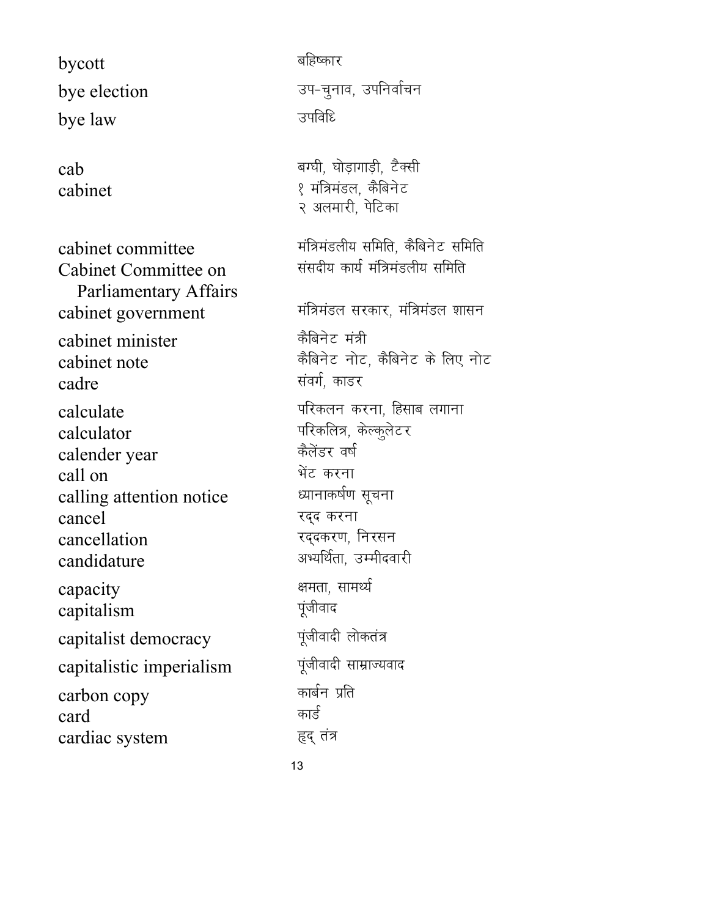| | |
|---|---|
| bycott | बहिष्कार |
| bye election | उप-चुनाव, उपनिर्वाचन |
| bye law | उपविधि |
| cab | बग्घी, घोड़ागाड़ी, टैक्सी |
| cabinet | १ मंत्रिमंडल, कैबिनेट<br>२ अलमारी, पेटिका |
| cabinet committee | मंत्रिमंडलीय समिति, कैबिनेट समिति |
| Cabinet Committee on Parliamentary Affairs | संसदीय कार्य मंत्रिमंडलीय समिति |
| cabinet government | मंत्रिमंडल सरकार, मंत्रिमंडल शासन |
| cabinet minister | कैबिनेट मंत्री |
| cabinet note | कैबिनेट नोट, कैबिनेट के लिए नोट |
| cadre | संवर्ग, काडर |
| calculate | परिकलन करना, हिसाब लगाना |
| calculator | परिकलित्र, केल्कुलेटर |
| calender year | कैलेंडर वर्ष |
| call on | भेंट करना |
| calling attention notice | ध्यानाकर्षण सूचना |
| cancel | रद्द करना |
| cancellation | रद्दकरण, निरसन |
| candidature | अभ्यर्थिता, उम्मीदवारी |
| capacity | क्षमता, सामर्थ्य |
| capitalism | पूंजीवाद |
| capitalist democracy | पूंजीवादी लोकतंत्र |
| capitalistic imperialism | पूंजीवादी साम्राज्यवाद |
| carbon copy | कार्बन प्रति |
| card | कार्ड |
| cardiac system | हृद् तंत्र |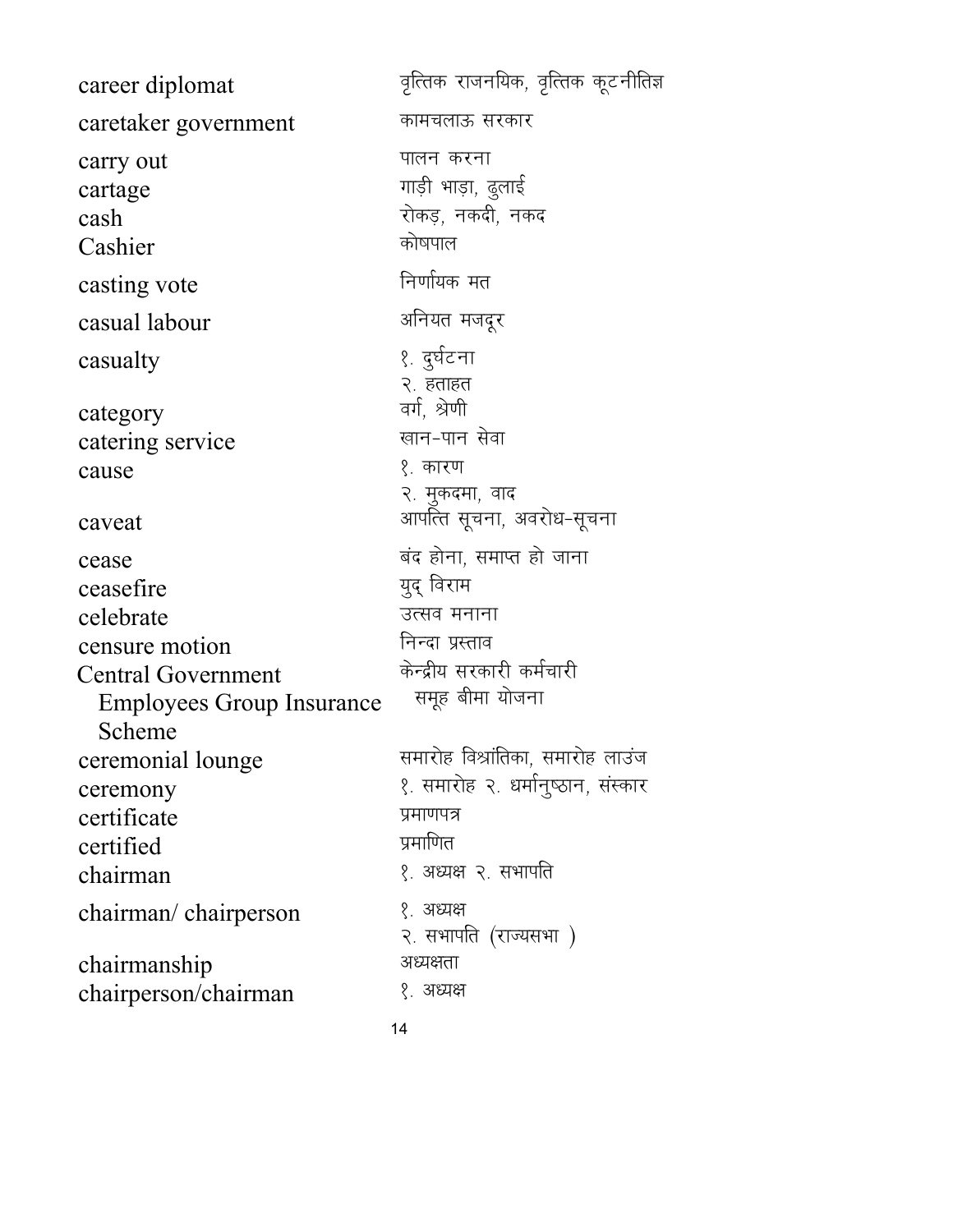| | |
|---|---|
| career diplomat | वृत्तिक राजनयिक, वृत्तिक कूटनीतिज्ञ |
| caretaker government | कामचलाऊ सरकार |
| carry out | पालन करना |
| cartage | गाड़ी भाड़ा, ढुलाई |
| cash | रोकड़, नकदी, नकद |
| Cashier | कोषपाल |
| casting vote | निर्णायक मत |
| casual labour | अनियत मजदूर |
| casualty | १. दुर्घटना<br>२. हताहत |
| category | वर्ग, श्रेणी |
| catering service | खान-पान सेवा |
| cause | १. कारण<br>२. मुकदमा, वाद |
| caveat | आपत्ति सूचना, अवरोध-सूचना |
| cease | बंद होना, समाप्त हो जाना |
| ceasefire | युद् विराम |
| celebrate | उत्सव मनाना |
| censure motion | निन्दा प्रस्ताव |
| Central Government Employees Group Insurance Scheme | केन्द्रीय सरकारी कर्मचारी समूह बीमा योजना |
| ceremonial lounge | समारोह विश्रांतिका, समारोह लाउंज |
| ceremony | १. समारोह २. धर्मानुष्ठान, संस्कार |
| certificate | प्रमाणपत्र |
| certified | प्रमाणित |
| chairman | १. अध्यक्ष २. सभापति |
| chairman/ chairperson | १. अध्यक्ष<br>२. सभापति (राज्यसभा ) |
| chairmanship | अध्यक्षता |
| chairperson/chairman | १. अध्यक्ष |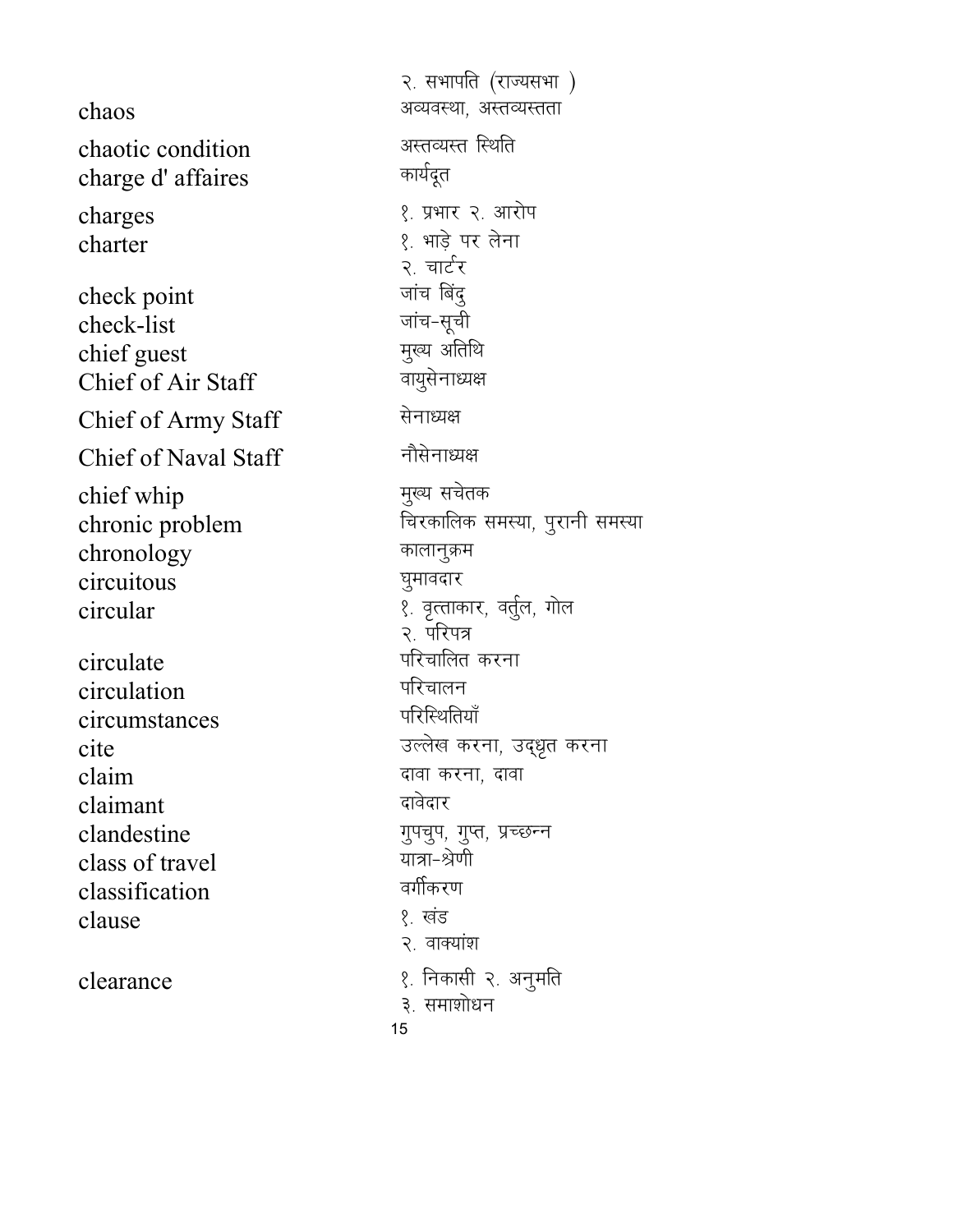| | |
|---|---|
| | २. सभापति (राज्यसभा ) |
| chaos | अव्यवस्था, अस्तव्यस्तता |
| chaotic condition | अस्तव्यस्त स्थिति |
| charge d' affaires | कार्यदूत |
| charges | १. प्रभार २. आरोप |
| charter | १. भाड़े पर लेना<br>२. चार्टर |
| check point | जांच बिंदु |
| check-list | जांच-सूची |
| chief guest | मुख्य अतिथि |
| Chief of Air Staff | वायुसेनाध्यक्ष |
| Chief of Army Staff | सेनाध्यक्ष |
| Chief of Naval Staff | नौसेनाध्यक्ष |
| chief whip | मुख्य सचेतक |
| chronic problem | चिरकालिक समस्या, पुरानी समस्या |
| chronology | कालानुक्रम |
| circuitous | घुमावदार |
| circular | १. वृत्ताकार, वर्तुल, गोल<br>२. परिपत्र |
| circulate | परिचालित करना |
| circulation | परिचालन |
| circumstances | परिस्थितियाँ |
| cite | उल्लेख करना, उद्धृत करना |
| claim | दावा करना, दावा |
| claimant | दावेदार |
| clandestine | गुपचुप, गुप्त, प्रच्छन्न |
| class of travel | यात्रा-श्रेणी |
| classification | वर्गीकरण |
| clause | १. खंड<br>२. वाक्यांश |
| clearance | १. निकासी २. अनुमति<br>३. समाशोधन |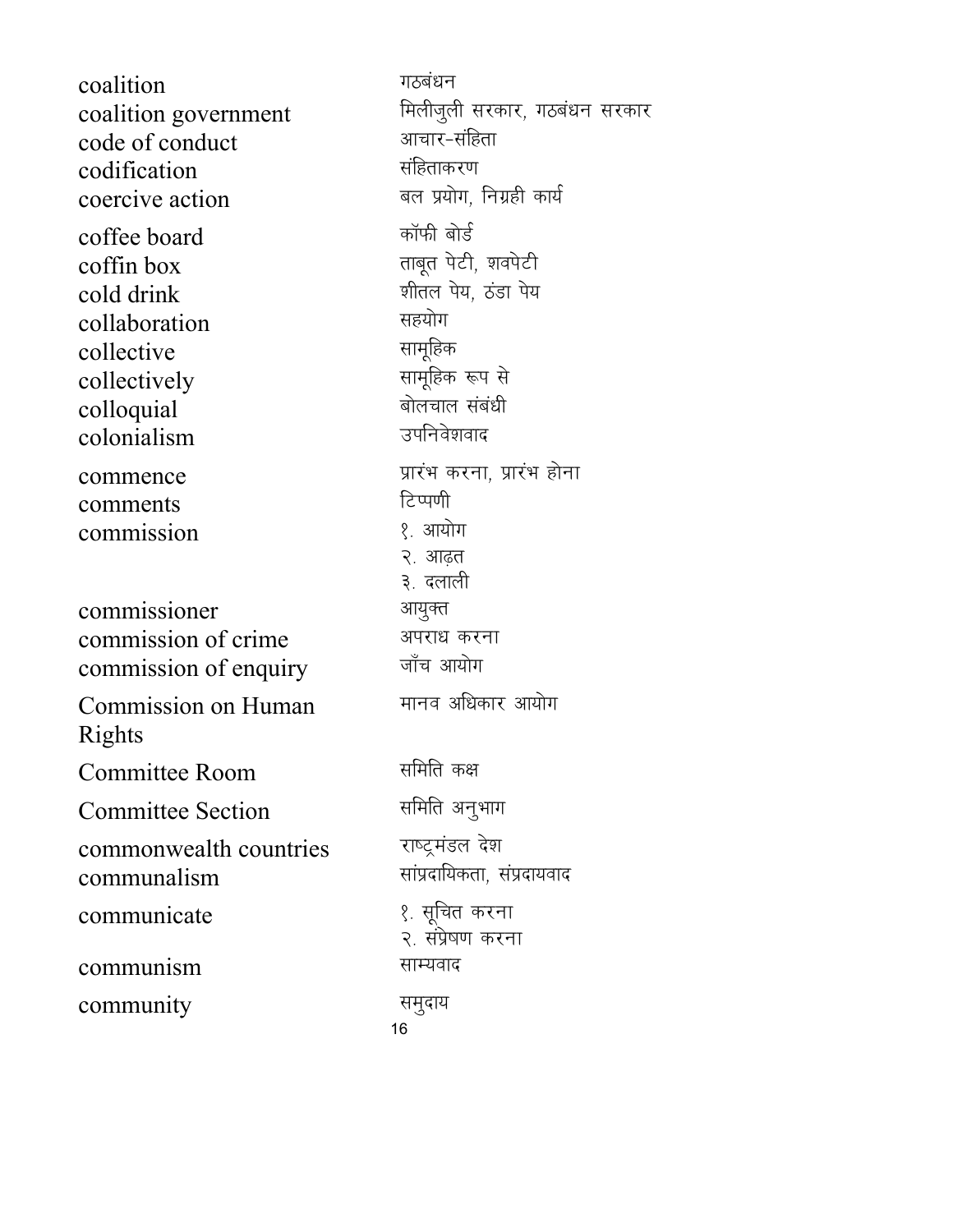| | |
|---|---|
| coalition | गठबंधन |
| coalition government | मिलीजुली सरकार, गठबंधन सरकार |
| code of conduct | आचार-संहिता |
| codification | संहिताकरण |
| coercive action | बल प्रयोग, निग्रही कार्य |
| coffee board | कॉफी बोर्ड |
| coffin box | ताबूत पेटी, शवपेटी |
| cold drink | शीतल पेय, ठंडा पेय |
| collaboration | सहयोग |
| collective | सामूहिक |
| collectively | सामूहिक रूप से |
| colloquial | बोलचाल संबंधी |
| colonialism | उपनिवेशवाद |
| commence | प्रारंभ करना, प्रारंभ होना |
| comments | टिप्पणी |
| commission | १. आयोग<br>२. आढ़त<br>३. दलाली |
| commissioner | आयुक्त |
| commission of crime | अपराध करना |
| commission of enquiry | जाँच आयोग |
| Commission on Human Rights | मानव अधिकार आयोग |
| Committee Room | समिति कक्ष |
| Committee Section | समिति अनुभाग |
| commonwealth countries | राष्ट्रमंडल देश |
| communalism | सांप्रदायिकता, संप्रदायवाद |
| communicate | १. सूचित करना<br>२. संप्रेषण करना |
| communism | साम्यवाद |
| community | समुदाय |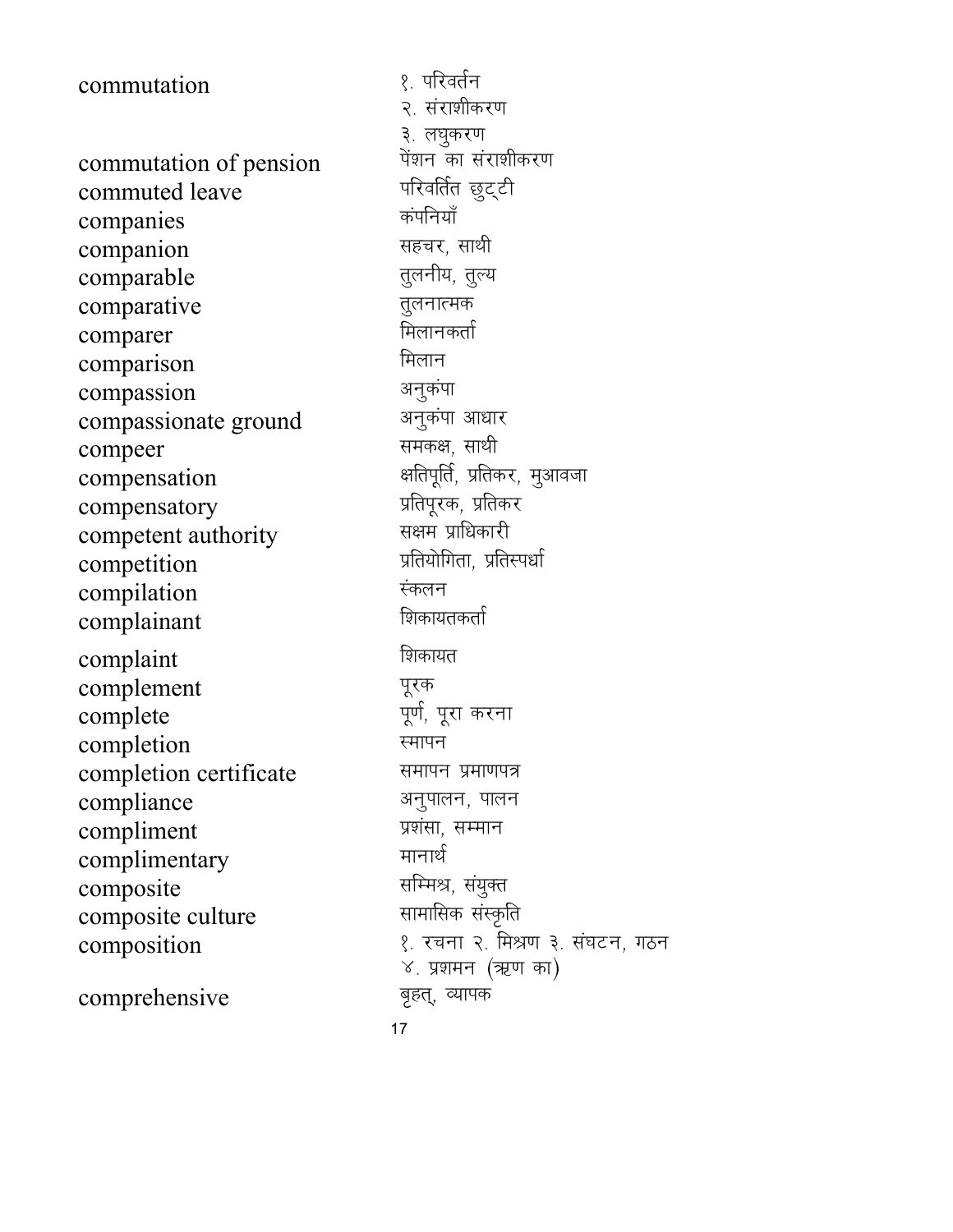| | |
|---|---|
| commutation | १. परिवर्तन<br>२. संराशीकरण<br>३. लघुकरण |
| commutation of pension | पेंशन का संराशीकरण |
| commuted leave | परिवर्तित छुट्टी |
| companies | कंपनियाँ |
| companion | सहचर, साथी |
| comparable | तुलनीय, तुल्य |
| comparative | तुलनात्मक |
| comparer | मिलानकर्ता |
| comparison | मिलान |
| compassion | अनुकंपा |
| compassionate ground | अनुकंपा आधार |
| compeer | समकक्ष, साथी |
| compensation | क्षतिपूर्ति, प्रतिकर, मुआवजा |
| compensatory | प्रतिपूरक, प्रतिकर |
| competent authority | सक्षम प्राधिकारी |
| competition | प्रतियोगिता, प्रतिस्पर्धा |
| compilation | स्कंलन |
| complainant | शिकायतकर्ता |
| complaint | शिकायत |
| complement | पूरक |
| complete | पूर्ण, पूरा करना |
| completion | स्मापन |
| completion certificate | समापन प्रमाणपत्र |
| compliance | अनुपालन, पालन |
| compliment | प्रशंसा, सम्मान |
| complimentary | मानार्थ |
| composite | सम्मिश्र, संयुक्त |
| composite culture | सामासिक संस्कृति |
| composition | १. रचना २. मिश्रण ३. संघटन, गठन<br>४. प्रशमन (ऋण का) |
| comprehensive | बृहत्, व्यापक |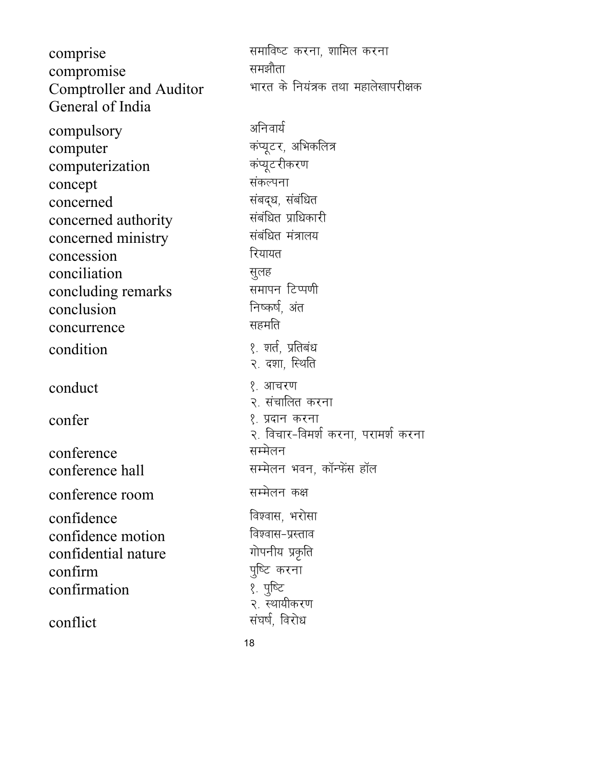| | |
|---|---|
| comprise | समाविष्ट करना, शामिल करना |
| compromise | समझौता |
| Comptroller and Auditor General of India | भारत के नियंत्रक तथा महालेखापरीक्षक |
| compulsory | अनिवार्य |
| computer | कंप्यूटर, अभिकलित्र |
| computerization | कंप्यूटरीकरण |
| concept | संकल्पना |
| concerned | संबद्ध, संबंधित |
| concerned authority | संबंधित प्राधिकारी |
| concerned ministry | संबंधित मंत्रालय |
| concession | रियायत |
| conciliation | सुलह |
| concluding remarks | समापन टिप्पणी |
| conclusion | निष्कर्ष, अंत |
| concurrence | सहमति |
| condition | १. शर्त, प्रतिबंध<br>२. दशा, स्थिति |
| conduct | १. आचरण<br>२. संचालित करना |
| confer | १. प्रदान करना<br>२. विचार-विमर्श करना, परामर्श करना |
| conference | सम्मेलन |
| conference hall | सम्मेलन भवन, कॉन्फ्रेंस हॉल |
| conference room | सम्मेलन कक्ष |
| confidence | विश्वास, भरोसा |
| confidence motion | विश्वास-प्रस्ताव |
| confidential nature | गोपनीय प्रकृति |
| confirm | पुष्टि करना |
| confirmation | १. पुष्टि<br>२. स्थायीकरण |
| conflict | संघर्ष, विरोध |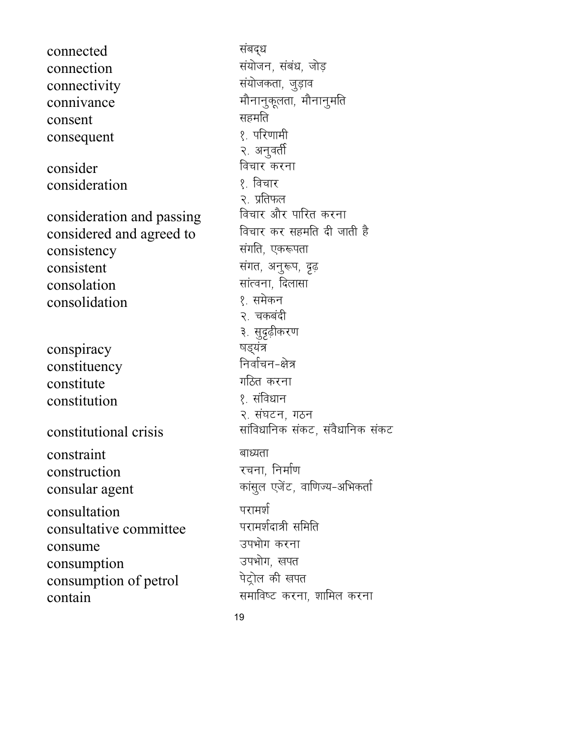| | |
|---|---|
| connected | संबद्ध |
| connection | संयोजन, संबंध, जोड़ |
| connectivity | संयोजकता, जुड़ाव |
| connivance | मौनानुकूलता, मौनानुमति |
| consent | सहमति |
| consequent | १. परिणामी<br>२. अनुवर्ती |
| consider | विचार करना |
| consideration | १. विचार<br>२. प्रतिफल |
| consideration and passing | विचार और पारित करना |
| considered and agreed to | विचार कर सहमति दी जाती है |
| consistency | संगति, एकरूपता |
| consistent | संगत, अनुरूप, दृढ़ |
| consolation | सांत्वना, दिलासा |
| consolidation | १. समेकन<br>२. चकबंदी<br>३. सुदृढ़ीकरण |
| conspiracy | षड्यंत्र |
| constituency | निर्वाचन-क्षेत्र |
| constitute | गठित करना |
| constitution | १. संविधान<br>२. संघटन, गठन |
| constitutional crisis | सांविधानिक संकट, संवैधानिक संकट |
| constraint | बाध्यता |
| construction | रचना, निर्माण |
| consular agent | कांसुल एजेंट, वाणिज्य-अभिकर्ता |
| consultation | परामर्श |
| consultative committee | परामर्शदात्री समिति |
| consume | उपभोग करना |
| consumption | उपभोग, खपत |
| consumption of petrol | पेट्रोल की खपत |
| contain | समाविष्ट करना, शामिल करना |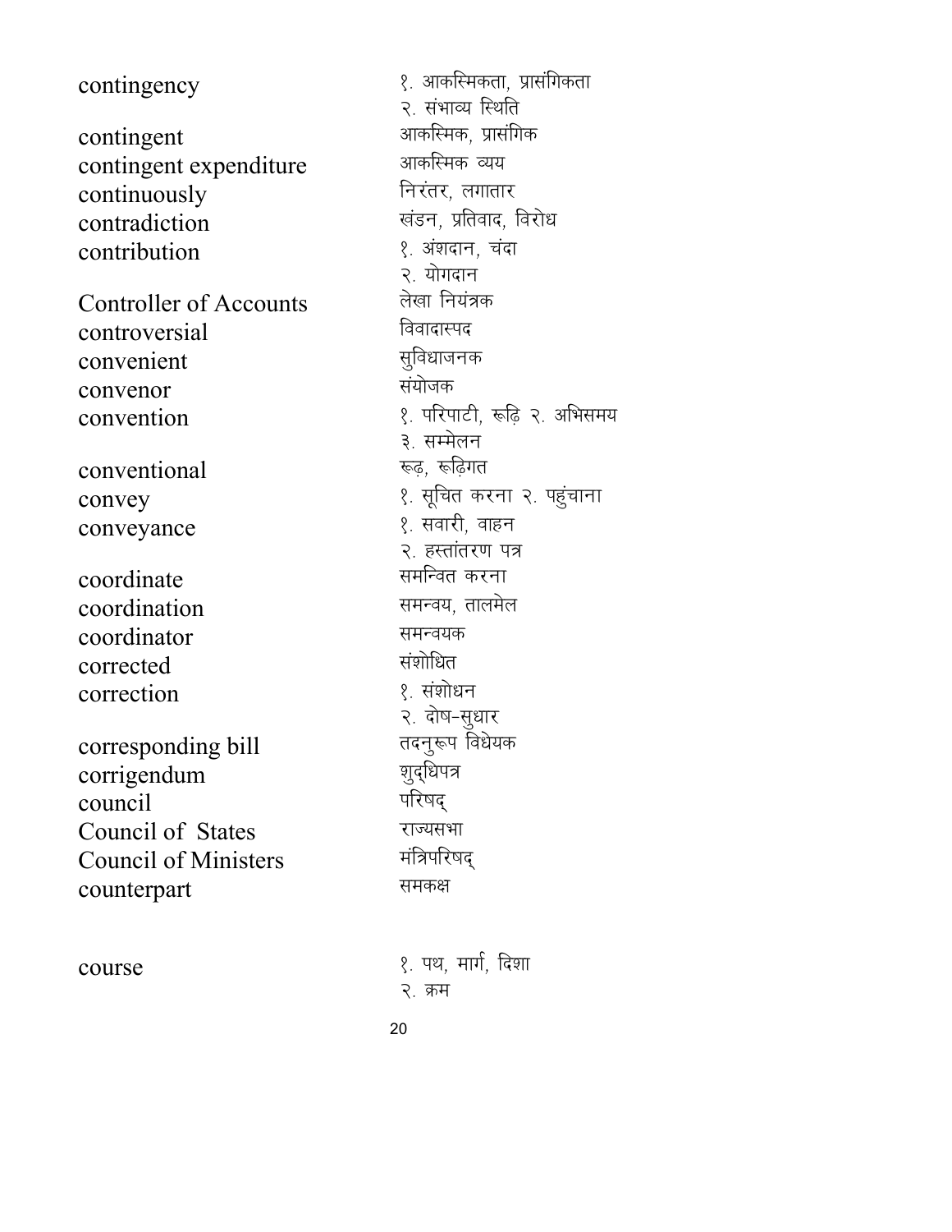| | |
|---|---|
| contingency | १. आकस्मिकता, प्रासंगिकता<br>२. संभाव्य स्थिति |
| contingent | आकस्मिक, प्रासंगिक |
| contingent expenditure | आकस्मिक व्यय |
| continuously | निरंतर, लगातार |
| contradiction | खंडन, प्रतिवाद, विरोध |
| contribution | १. अंशदान, चंदा<br>२. योगदान |
| Controller of Accounts | लेखा नियंत्रक |
| controversial | विवादास्पद |
| convenient | सुविधाजनक |
| convenor | संयोजक |
| convention | १. परिपाटी, रूढ़ि २. अभिसमय<br>३. सम्मेलन |
| conventional | रूढ़, रूढ़िगत |
| convey | १. सूचित करना २. पहुंचाना |
| conveyance | १. सवारी, वाहन<br>२. हस्तांतरण पत्र |
| coordinate | समन्वित करना |
| coordination | समन्वय, तालमेल |
| coordinator | समन्वयक |
| corrected | संशोधित |
| correction | १. संशोधन<br>२. दोष-सुधार |
| corresponding bill | तदनुरूप विधेयक |
| corrigendum | शुद्धिपत्र |
| council | परिषद् |
| Council of States | राज्यसभा |
| Council of Ministers | मंत्रिपरिषद् |
| counterpart | समकक्ष |
| course | १. पथ, मार्ग, दिशा<br>२. क्रम |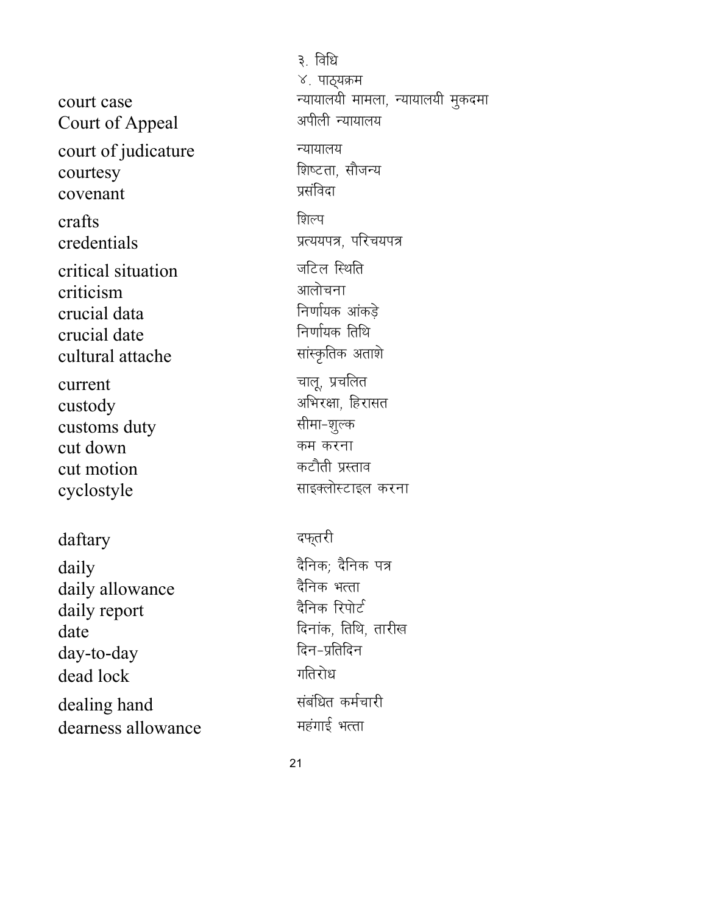३. विधि
४. पाठ्यक्रम

| | |
|---|---|
| court case | न्यायालयी मामला, न्यायालयी मुकदमा |
| Court of Appeal | अपीली न्यायालय |
| court of judicature | न्यायालय |
| courtesy | शिष्टता, सौजन्य |
| covenant | प्रसंविदा |
| crafts | शिल्प |
| credentials | प्रत्ययपत्र, परिचयपत्र |
| critical situation | जटिल स्थिति |
| criticism | आलोचना |
| crucial data | निर्णायक आंकड़े |
| crucial date | निर्णायक तिथि |
| cultural attache | सांस्कृतिक अताशे |
| current | चालू, प्रचलित |
| custody | अभिरक्षा, हिरासत |
| customs duty | सीमा-शुल्क |
| cut down | कम करना |
| cut motion | कटौती प्रस्ताव |
| cyclostyle | साइक्लोस्टाइल करना |
| daftary | दफ्तरी |
| daily | दैनिक; दैनिक पत्र |
| daily allowance | दैनिक भत्ता |
| daily report | दैनिक रिपोर्ट |
| date | दिनांक, तिथि, तारीख |
| day-to-day | दिन-प्रतिदिन |
| dead lock | गतिरोध |
| dealing hand | संबंधित कर्मचारी |
| dearness allowance | महंगाई भत्ता |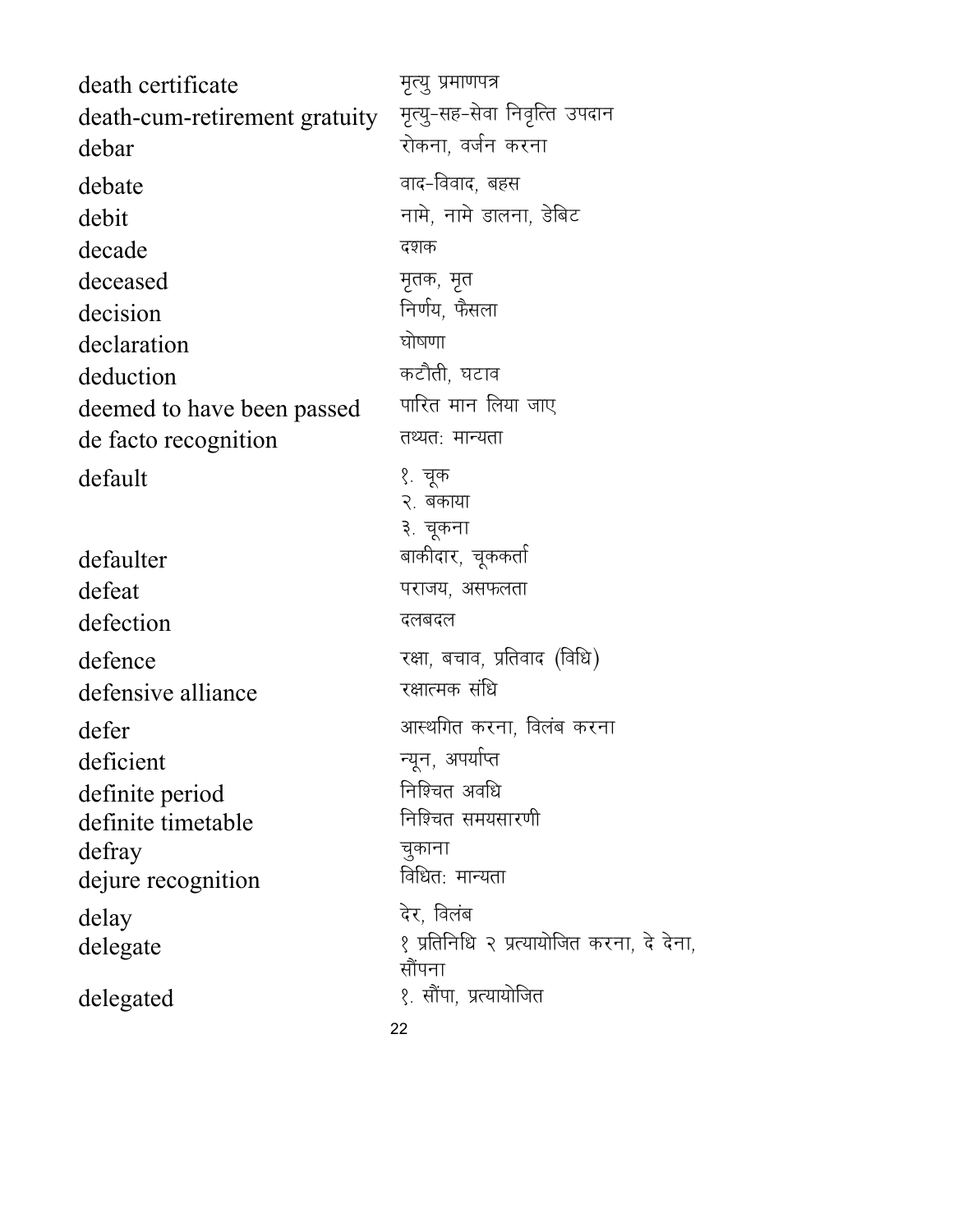| | |
|---|---|
| death certificate | मृत्यु प्रमाणपत्र |
| death-cum-retirement gratuity | मृत्यु-सह-सेवा निवृत्ति उपदान |
| debar | रोकना, वर्जन करना |
| debate | वाद-विवाद, बहस |
| debit | नामे, नामे डालना, डेबिट |
| decade | दशक |
| deceased | मृतक, मृत |
| decision | निर्णय, फैसला |
| declaration | घोषणा |
| deduction | कटौती, घटाव |
| deemed to have been passed | पारित मान लिया जाए |
| de facto recognition | तथ्यतः मान्यता |
| default | १. चूक<br>२. बकाया<br>३. चूकना |
| defaulter | बाकीदार, चूककर्ता |
| defeat | पराजय, असफलता |
| defection | दलबदल |
| defence | रक्षा, बचाव, प्रतिवाद (विधि) |
| defensive alliance | रक्षात्मक संधि |
| defer | आस्थगित करना, विलंब करना |
| deficient | न्यून, अपर्याप्त |
| definite period | निश्चित अवधि |
| definite timetable | निश्चित समयसारणी |
| defray | चुकाना |
| dejure recognition | विधितः मान्यता |
| delay | देर, विलंब |
| delegate | १ प्रतिनिधि २ प्रत्यायोजित करना, दे देना, सौंपना |
| delegated | १. सौंपा, प्रत्यायोजित |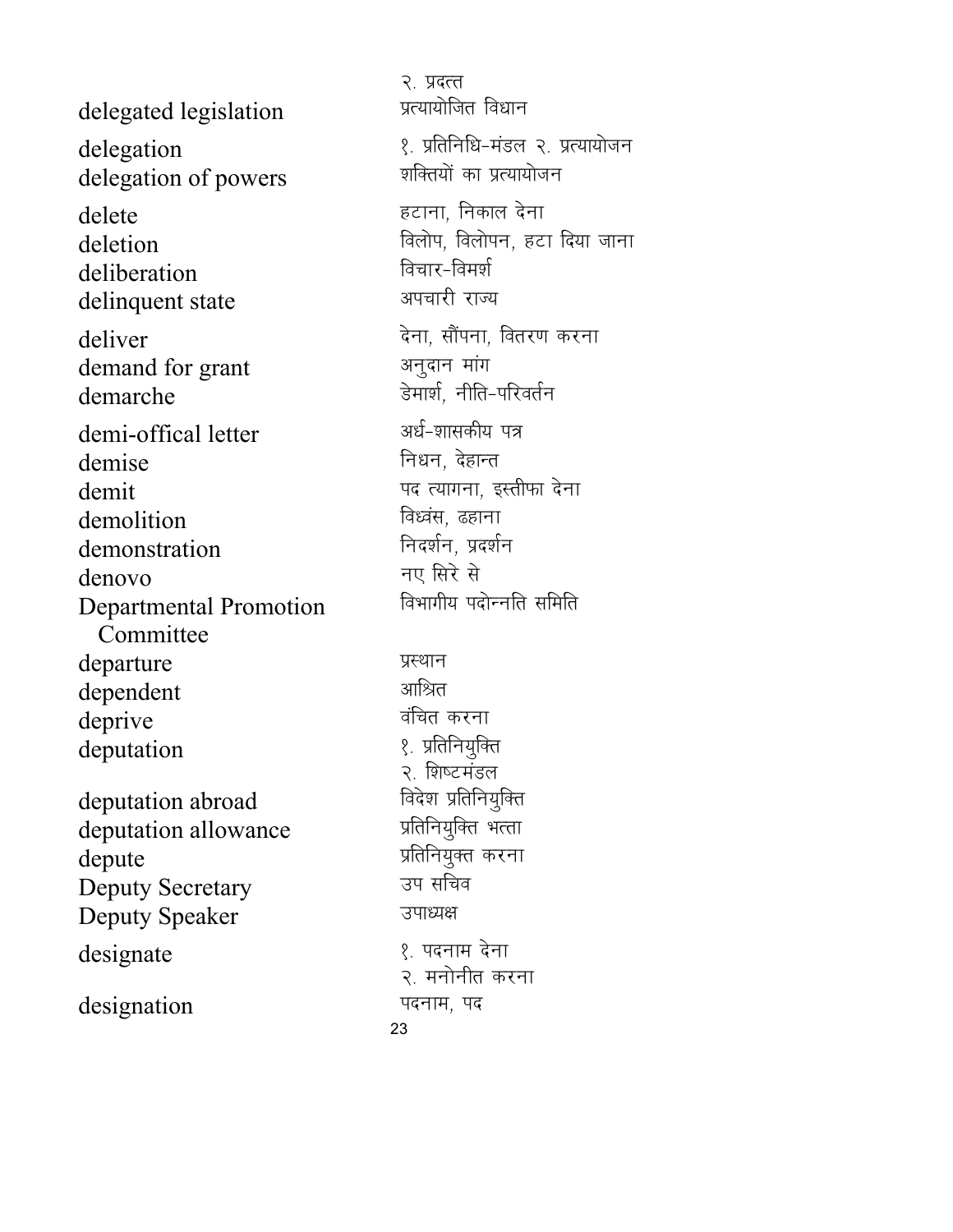| | |
|---|---|
| | २. प्रदत्त |
| delegated legislation | प्रत्यायोजित विधान |
| delegation | १. प्रतिनिधि-मंडल २. प्रत्यायोजन |
| delegation of powers | शक्तियों का प्रत्यायोजन |
| delete | हटाना, निकाल देना |
| deletion | विलोप, विलोपन, हटा दिया जाना |
| deliberation | विचार-विमर्श |
| delinquent state | अपचारी राज्य |
| deliver | देना, सौंपना, वितरण करना |
| demand for grant | अनुदान मांग |
| demarche | डेमार्श, नीति-परिवर्तन |
| demi-offical letter | अर्ध-शासकीय पत्र |
| demise | निधन, देहान्त |
| demit | पद त्यागना, इस्तीफा देना |
| demolition | विध्वंस, ढहाना |
| demonstration | निदर्शन, प्रदर्शन |
| denovo | नए सिरे से |
| Departmental Promotion Committee | विभागीय पदोन्नति समिति |
| departure | प्रस्थान |
| dependent | आश्रित |
| deprive | वंचित करना |
| deputation | १. प्रतिनियुक्ति २. शिष्टमंडल |
| deputation abroad | विदेश प्रतिनियुक्ति |
| deputation allowance | प्रतिनियुक्ति भत्ता |
| depute | प्रतिनियुक्त करना |
| Deputy Secretary | उप सचिव |
| Deputy Speaker | उपाध्यक्ष |
| designate | १. पदनाम देना २. मनोनीत करना |
| designation | पदनाम, पद |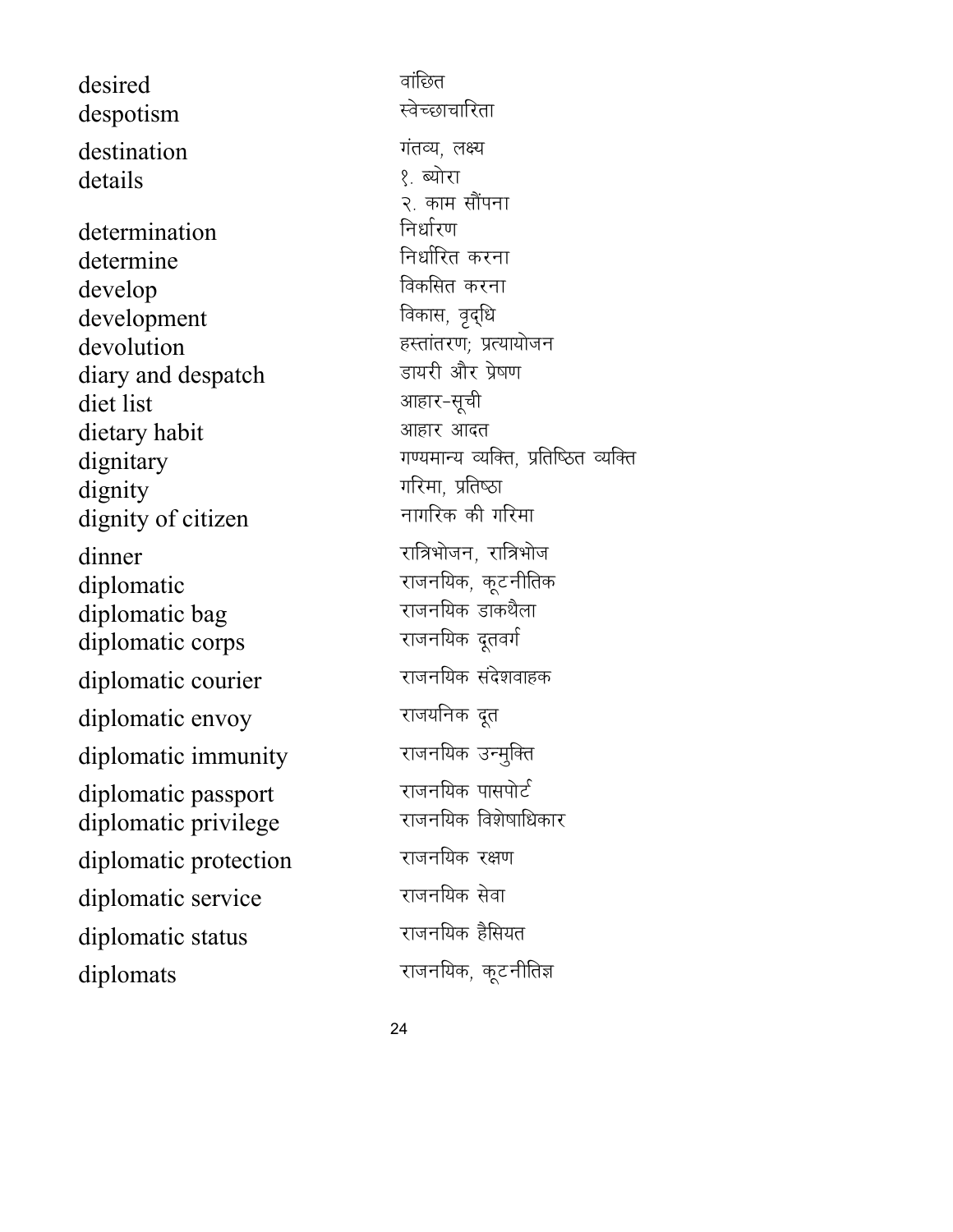| | |
|---|---|
| desired | वांछित |
| despotism | स्वेच्छाचारिता |
| destination | गंतव्य, लक्ष्य |
| details | १. ब्योरा<br>२. काम सौंपना |
| determination | निर्धारण |
| determine | निर्धारित करना |
| develop | विकसित करना |
| development | विकास, वृद्धि |
| devolution | हस्तांतरण; प्रत्यायोजन |
| diary and despatch | डायरी और प्रेषण |
| diet list | आहार-सूची |
| dietary habit | आहार आदत |
| dignitary | गण्यमान्य व्यक्ति, प्रतिष्ठित व्यक्ति |
| dignity | गरिमा, प्रतिष्ठा |
| dignity of citizen | नागरिक की गरिमा |
| dinner | रात्रिभोजन, रात्रिभोज |
| diplomatic | राजनयिक, कूटनीतिक |
| diplomatic bag | राजनयिक डाकथैला |
| diplomatic corps | राजनयिक दूतवर्ग |
| diplomatic courier | राजनयिक संदेशवाहक |
| diplomatic envoy | राजयनिक दूत |
| diplomatic immunity | राजनयिक उन्मुक्ति |
| diplomatic passport | राजनयिक पासपोर्ट |
| diplomatic privilege | राजनयिक विशेषाधिकार |
| diplomatic protection | राजनयिक रक्षण |
| diplomatic service | राजनयिक सेवा |
| diplomatic status | राजनयिक हैसियत |
| diplomats | राजनयिक, कूटनीतिज्ञ |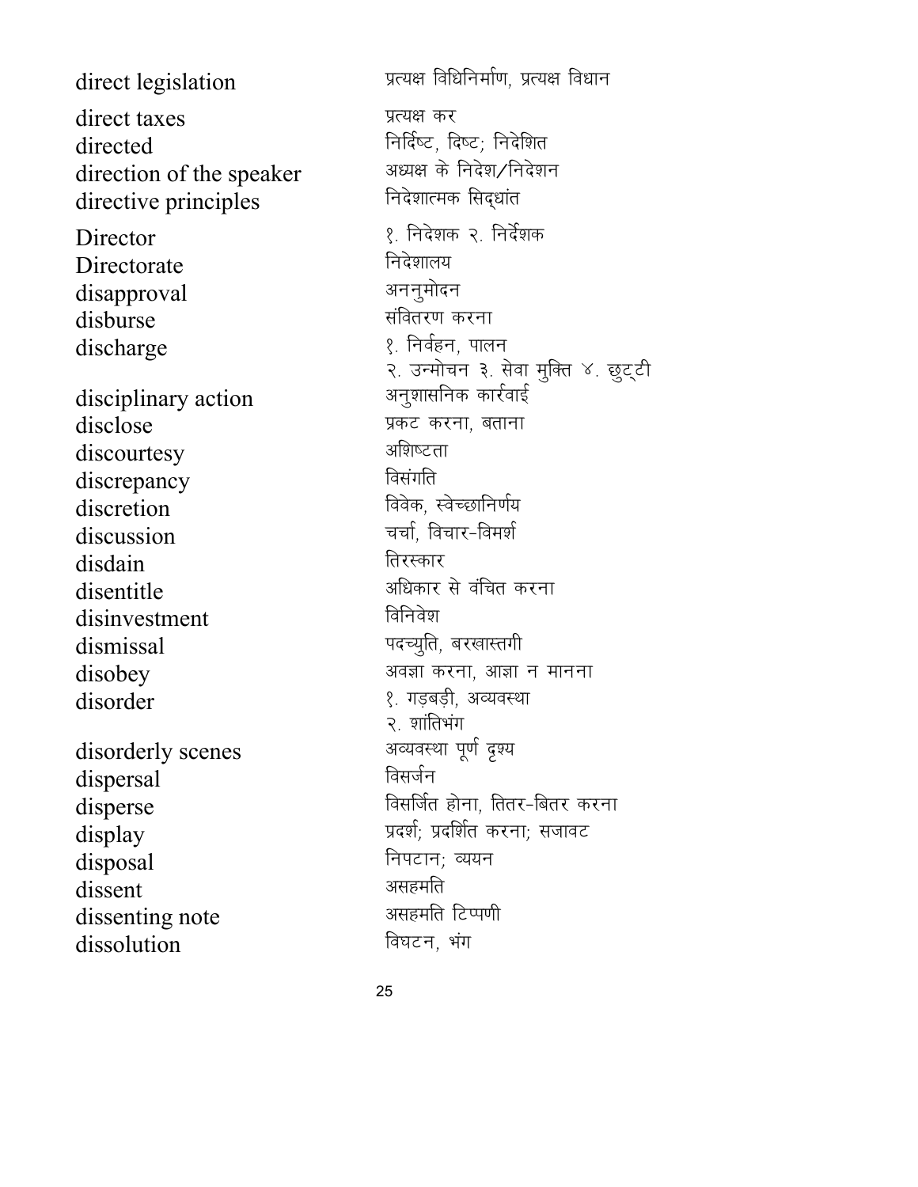| | |
|---|---|
| direct legislation | प्रत्यक्ष विधिनिर्माण, प्रत्यक्ष विधान |
| direct taxes | प्रत्यक्ष कर |
| directed | निर्दिष्ट, दिष्ट; निदेशित |
| direction of the speaker | अध्यक्ष के निदेश/निदेशन |
| directive principles | निदेशात्मक सिद्धांत |
| Director | १. निदेशक २. निर्देशक |
| Directorate | निदेशालय |
| disapproval | अननुमोदन |
| disburse | संवितरण करना |
| discharge | १. निर्वहन, पालन २. उन्मोचन ३. सेवा मुक्ति ४. छुट्टी |
| disciplinary action | अनुशासनिक कार्रवाई |
| disclose | प्रकट करना, बताना |
| discourtesy | अशिष्टता |
| discrepancy | विसंगति |
| discretion | विवेक, स्वेच्छानिर्णय |
| discussion | चर्चा, विचार-विमर्श |
| disdain | तिरस्कार |
| disentitle | अधिकार से वंचित करना |
| disinvestment | विनिवेश |
| dismissal | पदच्युति, बरखास्तगी |
| disobey | अवज्ञा करना, आज्ञा न मानना |
| disorder | १. गड़बड़ी, अव्यवस्था २. शांतिभंग |
| disorderly scenes | अव्यवस्था पूर्ण दृश्य |
| dispersal | विसर्जन |
| disperse | विसर्जित होना, तितर-बितर करना |
| display | प्रदर्श; प्रदर्शित करना; सजावट |
| disposal | निपटान; व्ययन |
| dissent | असहमति |
| dissenting note | असहमति टिप्पणी |
| dissolution | विघटन, भंग |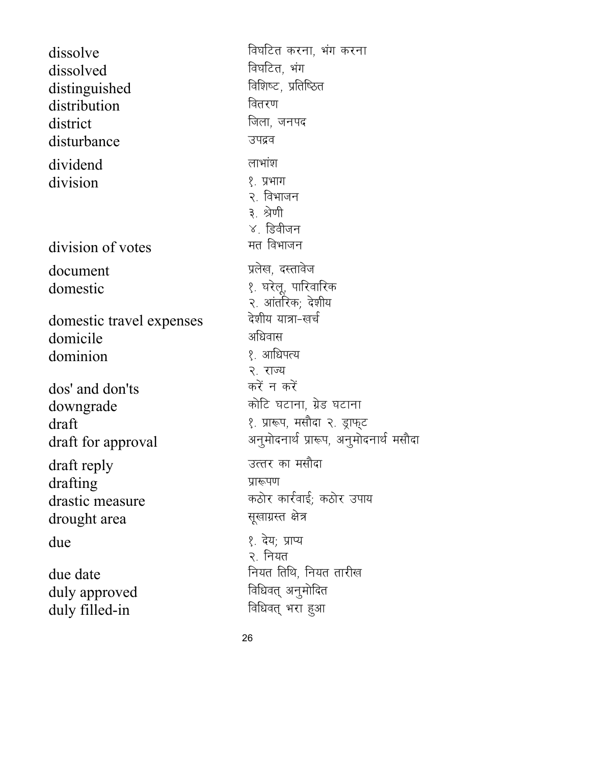| | |
|---|---|
| dissolve | विघटित करना, भंग करना |
| dissolved | विघटित, भंग |
| distinguished | विशिष्ट, प्रतिष्ठित |
| distribution | वितरण |
| district | जिला, जनपद |
| disturbance | उपद्रव |
| dividend | लाभांश |
| division | १. प्रभाग<br>२. विभाजन<br>३. श्रेणी<br>४. डिवीजन |
| division of votes | मत विभाजन |
| document | प्रलेख, दस्तावेज |
| domestic | १. घरेलू, पारिवारिक<br>२. आंतरिक; देशीय |
| domestic travel expenses | देशीय यात्रा-खर्च |
| domicile | अधिवास |
| dominion | १. आधिपत्य<br>२. राज्य |
| dos' and don'ts | करें न करें |
| downgrade | कोटि घटाना, ग्रेड घटाना |
| draft | १. प्रारूप, मसौदा २. ड्राफ्ट |
| draft for approval | अनुमोदनार्थ प्रारूप, अनुमोदनार्थ मसौदा |
| draft reply | उत्तर का मसौदा |
| drafting | प्रारूपण |
| drastic measure | कठोर कार्रवाई; कठोर उपाय |
| drought area | सूखाग्रस्त क्षेत्र |
| due | १. देय; प्राप्य<br>२. नियत |
| due date | नियत तिथि, नियत तारीख |
| duly approved | विधिवत् अनुमोदित |
| duly filled-in | विधिवत् भरा हुआ |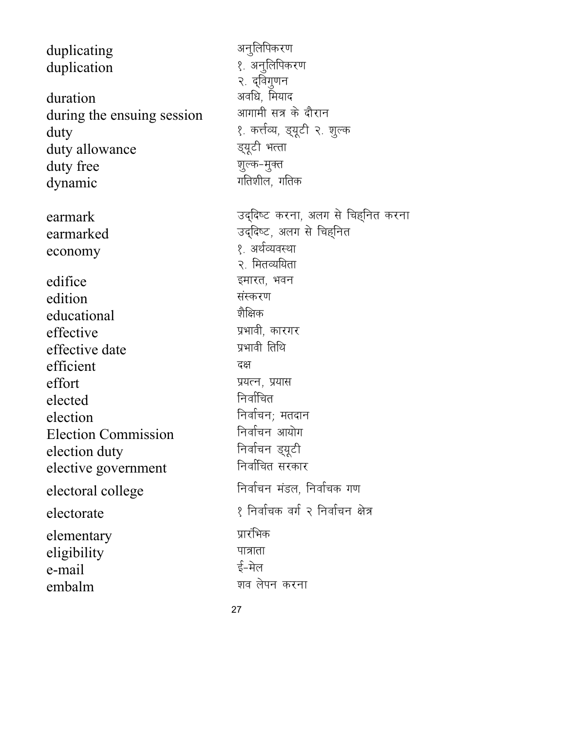| | |
|---|---|
| duplicating | अनुलिपिकरण |
| duplication | १. अनुलिपिकरण<br>२. द्विगुणन |
| duration | अवधि, मियाद |
| during the ensuing session | आगामी सत्र के दौरान |
| duty | १. कर्त्तव्य, ड्यूटी २. शुल्क |
| duty allowance | ड्यूटी भत्ता |
| duty free | शुल्क-मुक्त |
| dynamic | गतिशील, गतिक |
| | |
| earmark | उद्दिष्ट करना, अलग से चिह्नित करना |
| earmarked | उद्दिष्ट, अलग से चिह्नित |
| economy | १. अर्थव्यवस्था<br>२. मितव्ययिता |
| edifice | इमारत, भवन |
| edition | संस्करण |
| educational | शैक्षिक |
| effective | प्रभावी, कारगर |
| effective date | प्रभावी तिथि |
| efficient | दक्ष |
| effort | प्रयत्न, प्रयास |
| elected | निर्वाचित |
| election | निर्वाचन; मतदान |
| Election Commission | निर्वाचन आयोग |
| election duty | निर्वाचन ड्यूटी |
| elective government | निर्वाचित सरकार |
| electoral college | निर्वाचन मंडल, निर्वाचक गण |
| electorate | १ निर्वाचक वर्ग २ निर्वाचन क्षेत्र |
| elementary | प्रारंभिक |
| eligibility | पात्राता |
| e-mail | ई-मेल |
| embalm | शव लेपन करना |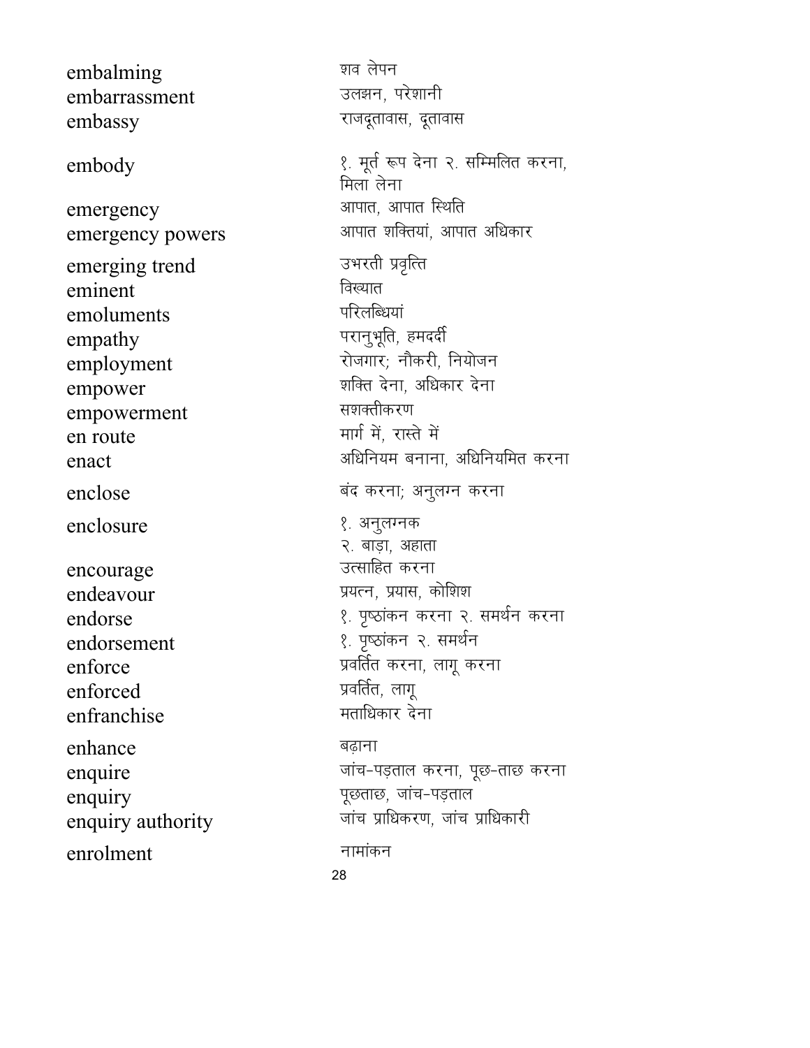| | |
|---|---|
| embalming | शव लेपन |
| embarrassment | उलझन, परेशानी |
| embassy | राजदूतावास, दूतावास |
| embody | १. मूर्त रूप देना २. सम्मिलित करना, मिला लेना |
| emergency | आपात, आपात स्थिति |
| emergency powers | आपात शक्तियां, आपात अधिकार |
| emerging trend | उभरती प्रवृत्ति |
| eminent | विख्यात |
| emoluments | परिलब्धियां |
| empathy | परानुभूति, हमदर्दी |
| employment | रोजगार; नौकरी, नियोजन |
| empower | शक्ति देना, अधिकार देना |
| empowerment | सशक्तीकरण |
| en route | मार्ग में, रास्ते में |
| enact | अधिनियम बनाना, अधिनियमित करना |
| enclose | बंद करना; अनुलग्न करना |
| enclosure | १. अनुलग्नक २. बाड़ा, अहाता |
| encourage | उत्साहित करना |
| endeavour | प्रयत्न, प्रयास, कोशिश |
| endorse | १. पृष्ठांकन करना २. समर्थन करना |
| endorsement | १. पृष्ठांकन २. समर्थन |
| enforce | प्रवर्तित करना, लागू करना |
| enforced | प्रवर्तित, लागू |
| enfranchise | मताधिकार देना |
| enhance | बढ़ाना |
| enquire | जांच-पड़ताल करना, पूछ-ताछ करना |
| enquiry | पूछताछ, जांच-पड़ताल |
| enquiry authority | जांच प्राधिकरण, जांच प्राधिकारी |
| enrolment | नामांकन |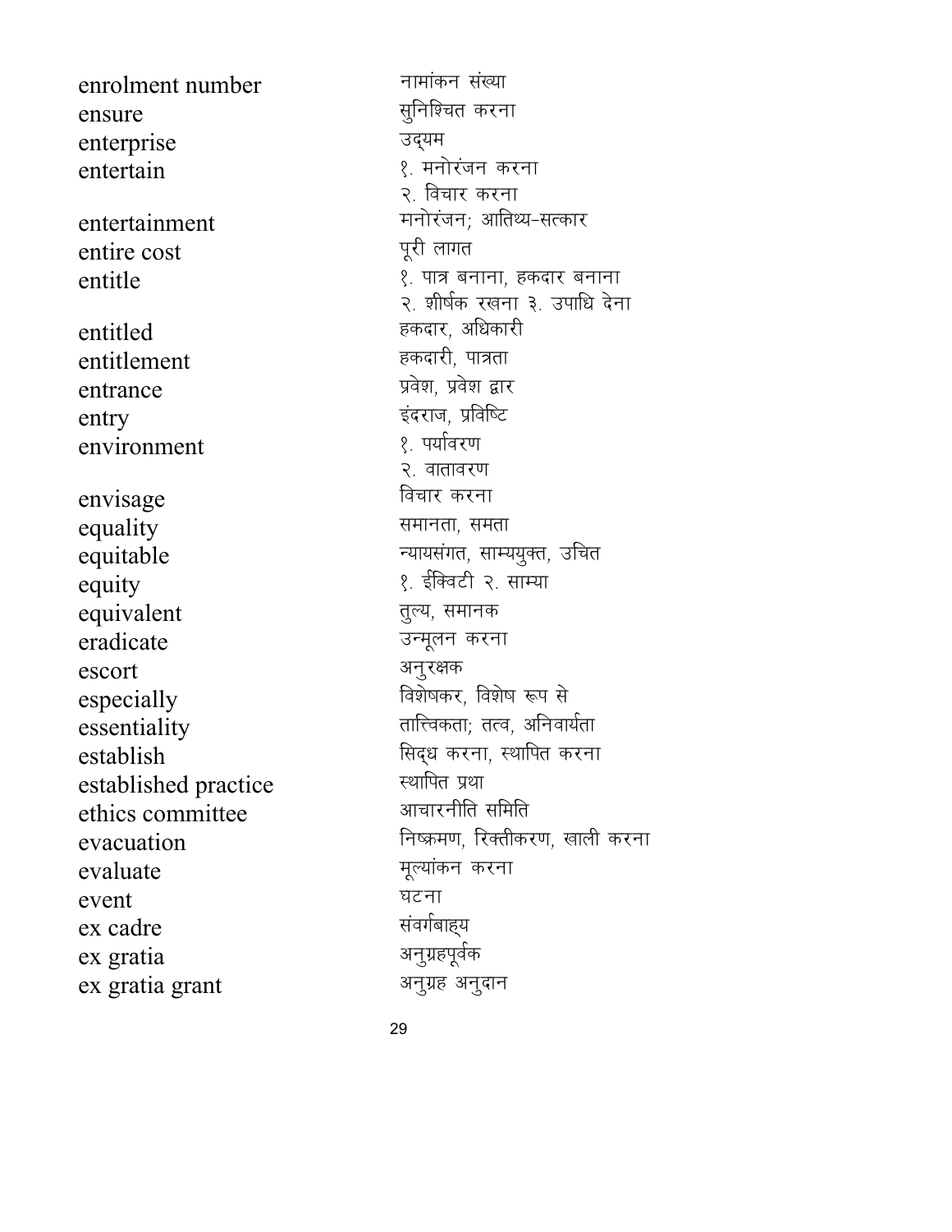| | |
|---|---|
| enrolment number | नामांकन संख्या |
| ensure | सुनिश्चित करना |
| enterprise | उद्‌यम |
| entertain | १. मनोरंजन करना<br>२. विचार करना |
| entertainment | मनोरंजन; आतिथ्य-सत्कार |
| entire cost | पूरी लागत |
| entitle | १. पात्र बनाना, हकदार बनाना<br>२. शीर्षक रखना ३. उपाधि देना |
| entitled | हकदार, अधिकारी |
| entitlement | हकदारी, पात्रता |
| entrance | प्रवेश, प्रवेश द्वार |
| entry | इंदराज, प्रविष्टि |
| environment | १. पर्यावरण<br>२. वातावरण |
| envisage | विचार करना |
| equality | समानता, समता |
| equitable | न्यायसंगत, साम्ययुक्त, उचित |
| equity | १. ईक्विटी २. साम्या |
| equivalent | तुल्य, समानक |
| eradicate | उन्मूलन करना |
| escort | अनुरक्षक |
| especially | विशेषकर, विशेष रूप से |
| essentiality | तात्त्विकता; तत्व, अनिवार्यता |
| establish | सिद्‌ध करना, स्थापित करना |
| established practice | स्थापित प्रथा |
| ethics committee | आचारनीति समिति |
| evacuation | निष्क्रमण, रिक्तीकरण, खाली करना |
| evaluate | मूल्यांकन करना |
| event | घटना |
| ex cadre | संवर्गबाह्‌य |
| ex gratia | अनुग्रहपूर्वक |
| ex gratia grant | अनुग्रह अनुदान |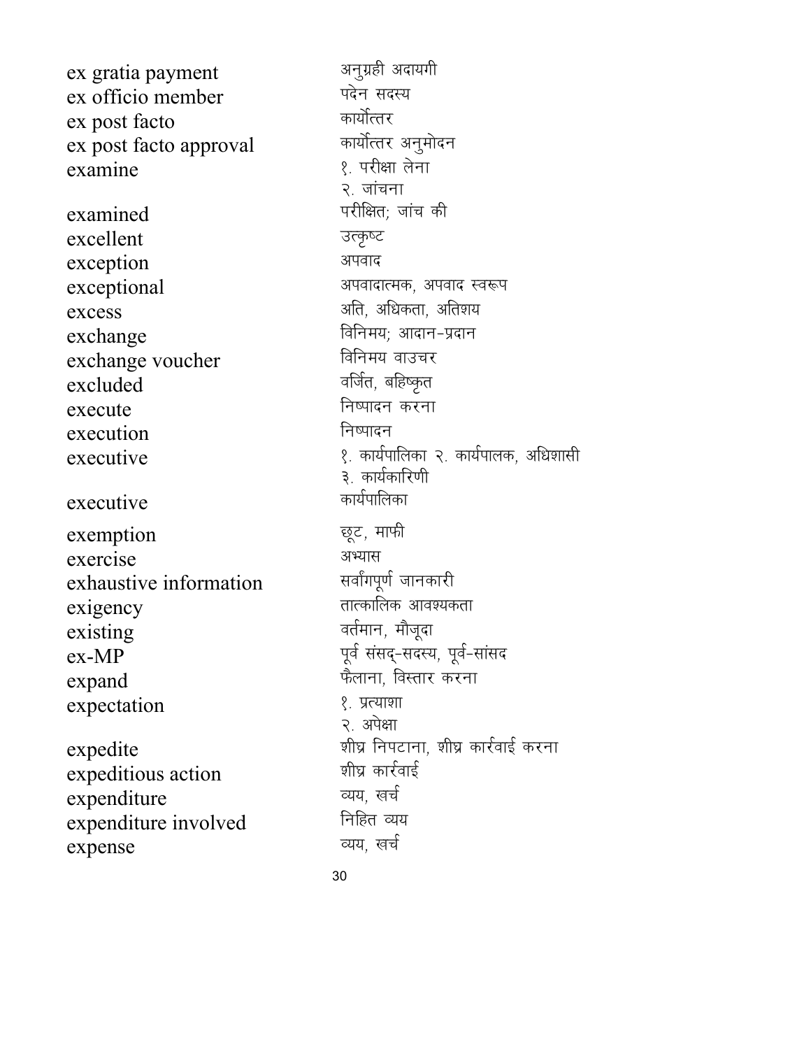| | |
|---|---|
| ex gratia payment | अनुग्रही अदायगी |
| ex officio member | पदेन सदस्य |
| ex post facto | कार्योत्तर |
| ex post facto approval | कार्योत्तर अनुमोदन |
| examine | १. परीक्षा लेना<br>२. जांचना |
| examined | परीक्षित; जांच की |
| excellent | उत्कृष्ट |
| exception | अपवाद |
| exceptional | अपवादात्मक, अपवाद स्वरूप |
| excess | अति, अधिकता, अतिशय |
| exchange | विनिमय; आदान-प्रदान |
| exchange voucher | विनिमय वाउचर |
| excluded | वर्जित, बहिष्कृत |
| execute | निष्पादन करना |
| execution | निष्पादन |
| executive | १. कार्यपालिका २. कार्यपालक, अधिशासी<br>३. कार्यकारिणी |
| executive | कार्यपालिका |
| exemption | छूट, माफी |
| exercise | अभ्यास |
| exhaustive information | सर्वांगपूर्ण जानकारी |
| exigency | तात्कालिक आवश्यकता |
| existing | वर्तमान, मौजूदा |
| ex-MP | पूर्व संसद्-सदस्य, पूर्व-सांसद |
| expand | फैलाना, विस्तार करना |
| expectation | १. प्रत्याशा<br>२. अपेक्षा |
| expedite | शीघ्र निपटाना, शीघ्र कार्रवाई करना |
| expeditious action | शीघ्र कार्रवाई |
| expenditure | व्यय, खर्च |
| expenditure involved | निहित व्यय |
| expense | व्यय, खर्च |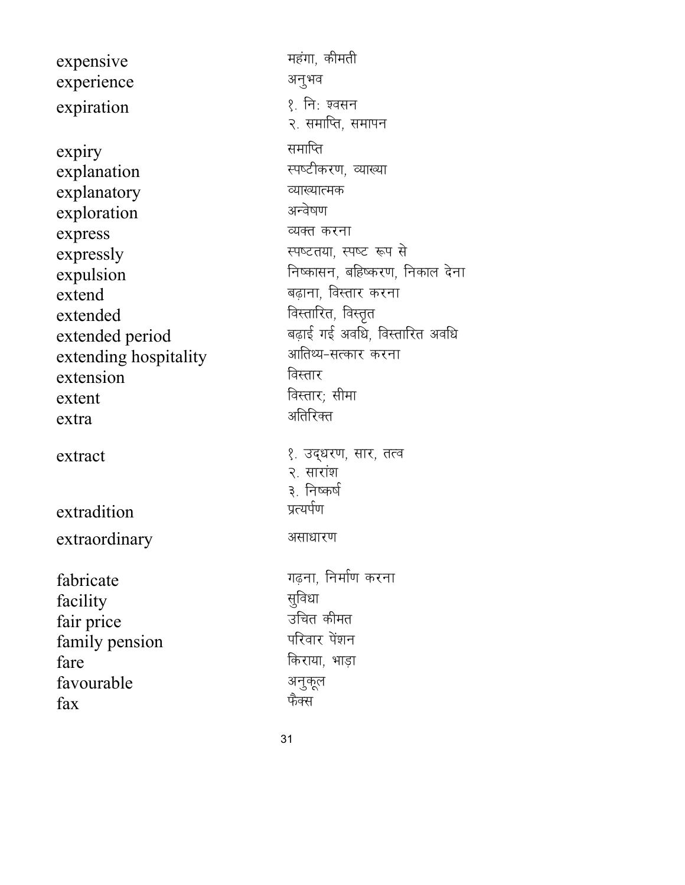| | |
|---|---|
| expensive | महंगा, कीमती |
| experience | अनुभव |
| expiration | १. निः श्वसन<br>२. समाप्ति, समापन |
| expiry | समाप्ति |
| explanation | स्पष्टीकरण, व्याख्या |
| explanatory | व्याख्यात्मक |
| exploration | अन्वेषण |
| express | व्यक्त करना |
| expressly | स्पष्टतया, स्पष्ट रूप से |
| expulsion | निष्कासन, बहिष्करण, निकाल देना |
| extend | बढ़ाना, विस्तार करना |
| extended | विस्तारित, विस्तृत |
| extended period | बढ़ाई गई अवधि, विस्तारित अवधि |
| extending hospitality | आतिथ्य-सत्कार करना |
| extension | विस्तार |
| extent | विस्तार; सीमा |
| extra | अतिरिक्त |
| extract | १. उद्धरण, सार, तत्व<br>२. सारांश<br>३. निष्कर्ष |
| extradition | प्रत्यर्पण |
| extraordinary | असाधारण |
| fabricate | गढ़ना, निर्माण करना |
| facility | सुविधा |
| fair price | उचित कीमत |
| family pension | परिवार पेंशन |
| fare | किराया, भाड़ा |
| favourable | अनुकूल |
| fax | फैक्स |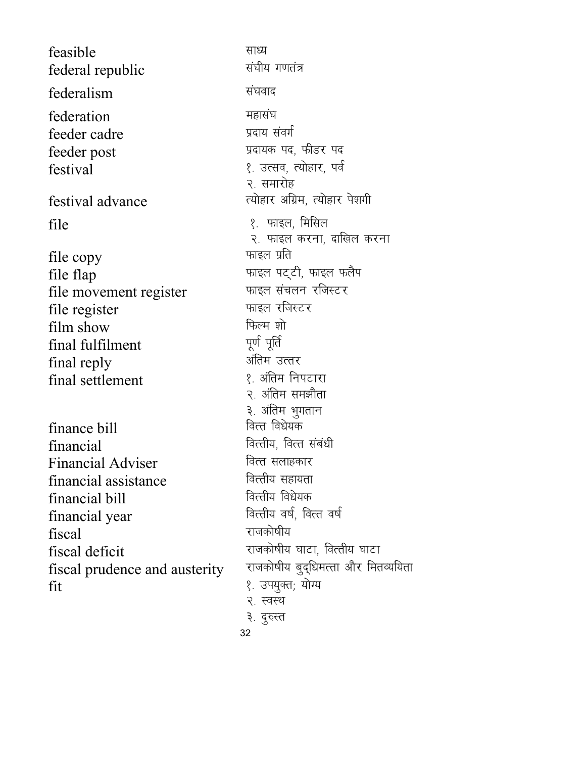| | |
|---|---|
| feasible | साध्य |
| federal republic | संघीय गणतंत्र |
| federalism | संघवाद |
| federation | महासंघ |
| feeder cadre | प्रदाय संवर्ग |
| feeder post | प्रदायक पद, फीडर पद |
| festival | १. उत्सव, त्योहार, पर्व<br>२. समारोह |
| festival advance | त्योहार अग्रिम, त्योहार पेशगी |
| file | १. फाइल, मिसिल<br>२. फाइल करना, दाखिल करना |
| file copy | फाइल प्रति |
| file flap | फाइल पट्टी, फाइल फलैप |
| file movement register | फाइल संचलन रजिस्टर |
| file register | फाइल रजिस्टर |
| film show | फिल्म शो |
| final fulfilment | पूर्ण पूर्ति |
| final reply | अंतिम उत्तर |
| final settlement | १. अंतिम निपटारा<br>२. अंतिम समझौता<br>३. अंतिम भुगतान |
| finance bill | वित्त विधेयक |
| financial | वित्तीय, वित्त संबंधी |
| Financial Adviser | वित्त सलाहकार |
| financial assistance | वित्तीय सहायता |
| financial bill | वित्तीय विधेयक |
| financial year | वित्तीय वर्ष, वित्त वर्ष |
| fiscal | राजकोषीय |
| fiscal deficit | राजकोषीय घाटा, वित्तीय घाटा |
| fiscal prudence and austerity | राजकोषीय बुद्धिमत्ता और मितव्ययिता |
| fit | १. उपयुक्त; योग्य<br>२. स्वस्थ<br>३. दुरुस्त |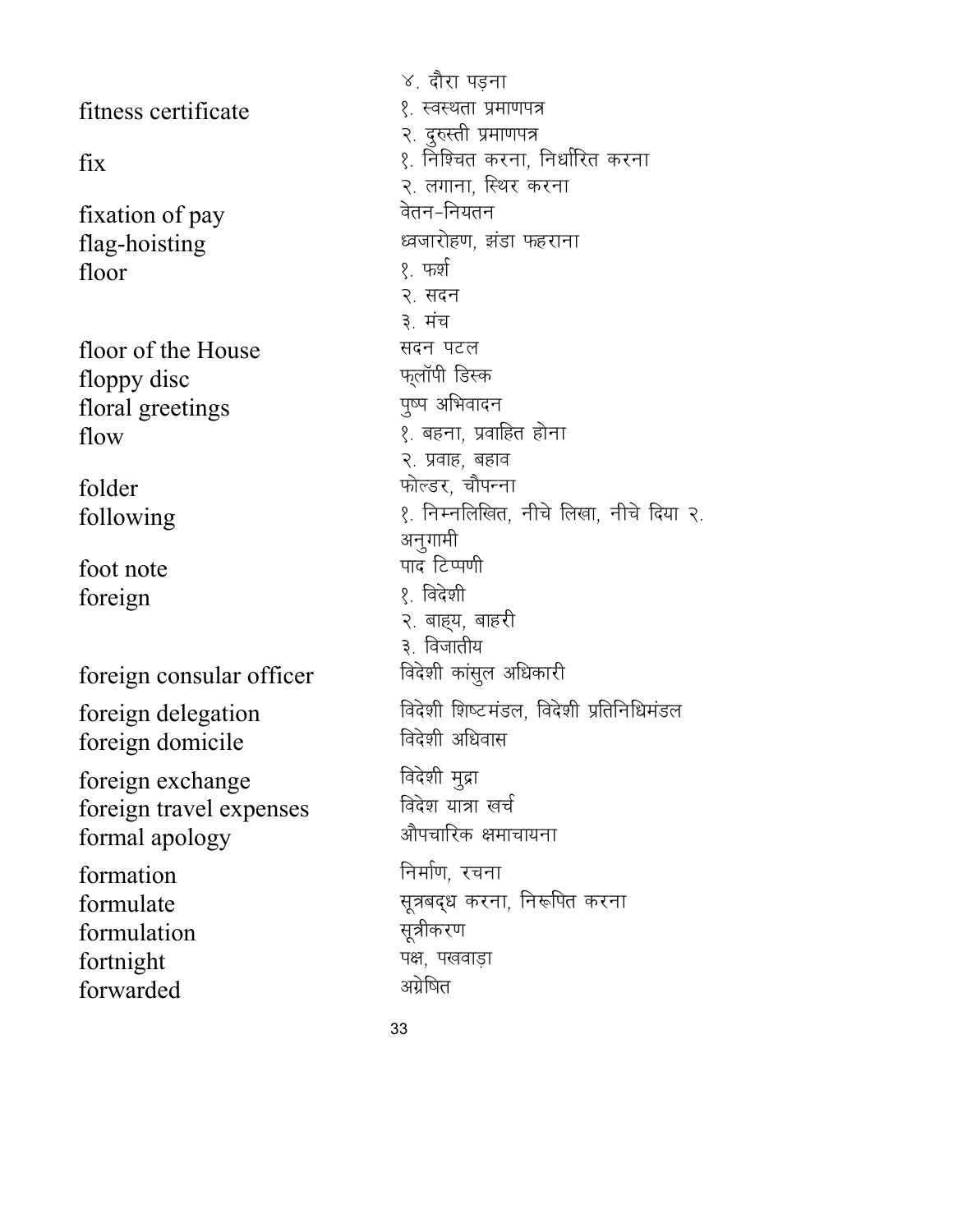| | |
|---|---|
| | ४. दौरा पड़ना |
| fitness certificate | १. स्वस्थता प्रमाणपत्र<br>२. दुरुस्ती प्रमाणपत्र |
| fix | १. निश्चित करना, निर्धारित करना<br>२. लगाना, स्थिर करना |
| fixation of pay | वेतन-नियतन |
| flag-hoisting | ध्वजारोहण, झंडा फहराना |
| floor | १. फर्श<br>२. सदन<br>३. मंच |
| floor of the House | सदन पटल |
| floppy disc | फ्लॉपी डिस्क |
| floral greetings | पुष्प अभिवादन |
| flow | १. बहना, प्रवाहित होना<br>२. प्रवाह, बहाव |
| folder | फोल्डर, चौपन्ना |
| following | १. निम्नलिखित, नीचे लिखा, नीचे दिया २. अनुगामी |
| foot note | पाद टिप्पणी |
| foreign | १. विदेशी<br>२. बाह्य, बाहरी<br>३. विजातीय |
| foreign consular officer | विदेशी कांसुल अधिकारी |
| foreign delegation | विदेशी शिष्टमंडल, विदेशी प्रतिनिधिमंडल |
| foreign domicile | विदेशी अधिवास |
| foreign exchange | विदेशी मुद्रा |
| foreign travel expenses | विदेश यात्रा खर्च |
| formal apology | औपचारिक क्षमाचायना |
| formation | निर्माण, रचना |
| formulate | सूत्रबद्ध करना, निरूपित करना |
| formulation | सूत्रीकरण |
| fortnight | पक्ष, पखवाड़ा |
| forwarded | अग्रेषित |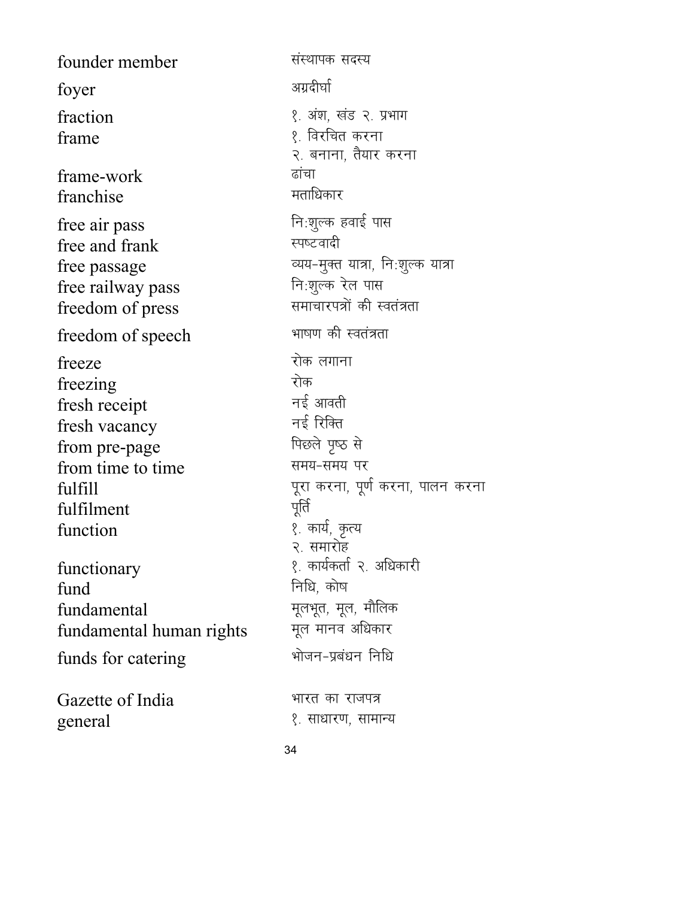| | |
|---|---|
| founder member | संस्थापक सदस्य |
| foyer | अग्रदीर्घा |
| fraction | १. अंश, खंड २. प्रभाग |
| frame | १. विरचित करना<br>२. बनाना, तैयार करना |
| frame-work | ढांचा |
| franchise | मताधिकार |
| free air pass | निःशुल्क हवाई पास |
| free and frank | स्पष्टवादी |
| free passage | व्यय-मुक्त यात्रा, निःशुल्क यात्रा |
| free railway pass | निःशुल्क रेल पास |
| freedom of press | समाचारपत्रों की स्वतंत्रता |
| freedom of speech | भाषण की स्वतंत्रता |
| freeze | रोक लगाना |
| freezing | रोक |
| fresh receipt | नई आवती |
| fresh vacancy | नई रिक्ति |
| from pre-page | पिछले पृष्ठ से |
| from time to time | समय-समय पर |
| fulfill | पूरा करना, पूर्ण करना, पालन करना |
| fulfilment | पूर्ति |
| function | १. कार्य, कृत्य<br>२. समारोह |
| functionary | १. कार्यकर्ता २. अधिकारी |
| fund | निधि, कोष |
| fundamental | मूलभूत, मूल, मौलिक |
| fundamental human rights | मूल मानव अधिकार |
| funds for catering | भोजन-प्रबंधन निधि |
| Gazette of India | भारत का राजपत्र |
| general | १. साधारण, सामान्य |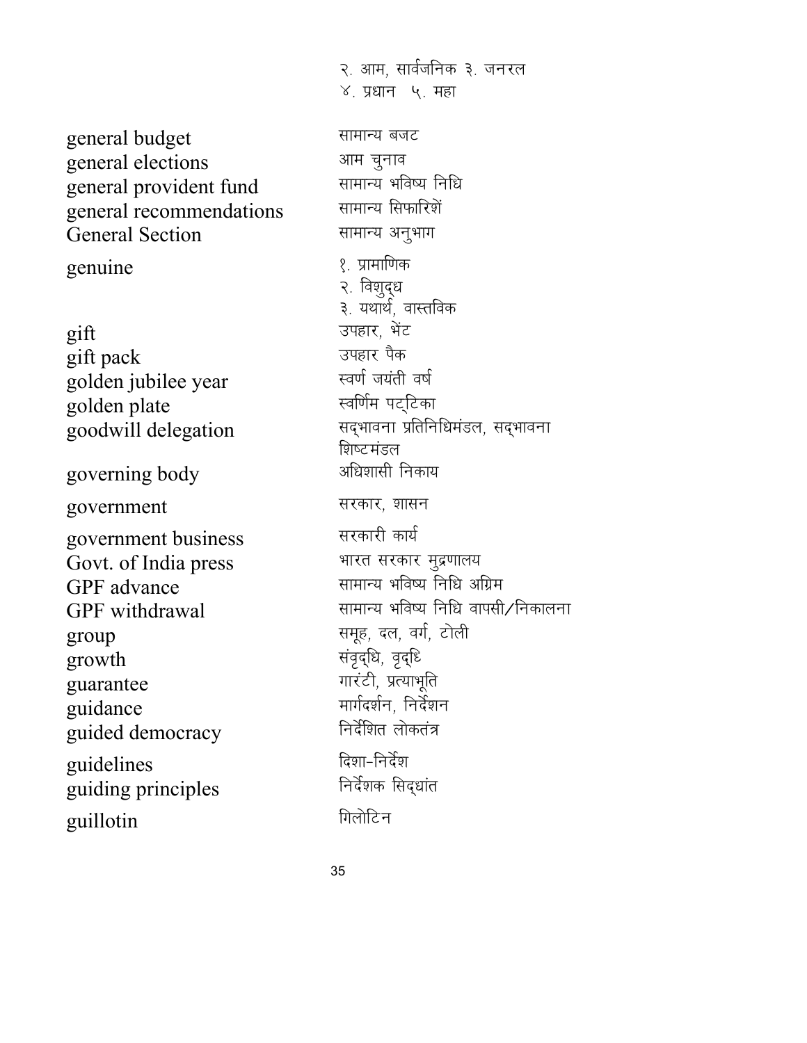| | |
|---|---|
| | २. आम, सार्वजनिक ३. जनरल ४. प्रधान ५. महा |
| general budget | सामान्य बजट |
| general elections | आम चुनाव |
| general provident fund | सामान्य भविष्य निधि |
| general recommendations | सामान्य सिफारिशें |
| General Section | सामान्य अनुभाग |
| genuine | १. प्रामाणिक<br>२. विशुद्ध<br>३. यथार्थ, वास्तविक |
| gift | उपहार, भेंट |
| gift pack | उपहार पैक |
| golden jubilee year | स्वर्ण जयंती वर्ष |
| golden plate | स्वर्णिम पट्टिका |
| goodwill delegation | सद्भावना प्रतिनिधिमंडल, सद्भावना शिष्टमंडल |
| governing body | अधिशासी निकाय |
| government | सरकार, शासन |
| government business | सरकारी कार्य |
| Govt. of India press | भारत सरकार मुद्रणालय |
| GPF advance | सामान्य भविष्य निधि अग्रिम |
| GPF withdrawal | सामान्य भविष्य निधि वापसी/निकालना |
| group | समूह, दल, वर्ग, टोली |
| growth | संवृद्धि, वृद्धि |
| guarantee | गारंटी, प्रत्याभूति |
| guidance | मार्गदर्शन, निर्देशन |
| guided democracy | निर्देशित लोकतंत्र |
| guidelines | दिशा-निर्देश |
| guiding principles | निर्देशक सिद्धांत |
| guillotin | गिलोटिन |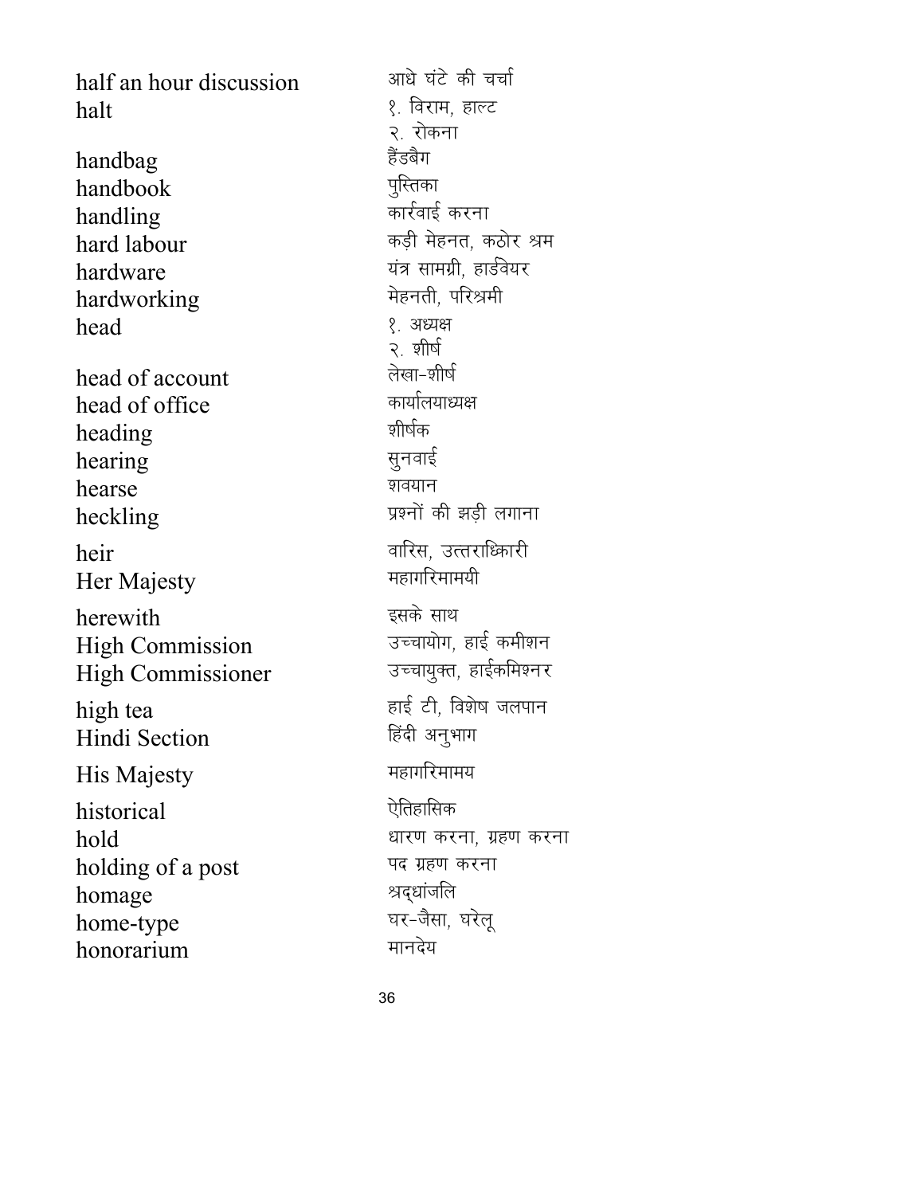| | |
|---|---|
| half an hour discussion | आधे घंटे की चर्चा |
| halt | १. विराम, हाल्ट<br>२. रोकना |
| handbag | हैंडबैग |
| handbook | पुस्तिका |
| handling | कार्रवाई करना |
| hard labour | कड़ी मेहनत, कठोर श्रम |
| hardware | यंत्र सामग्री, हार्डवेयर |
| hardworking | मेहनती, परिश्रमी |
| head | १. अध्यक्ष<br>२. शीर्ष |
| head of account | लेखा-शीर्ष |
| head of office | कार्यालयाध्यक्ष |
| heading | शीर्षक |
| hearing | सुनवाई |
| hearse | शवयान |
| heckling | प्रश्नों की झड़ी लगाना |
| heir | वारिस, उत्तराधिकारी |
| Her Majesty | महागरिमामयी |
| herewith | इसके साथ |
| High Commission | उच्चायोग, हाई कमीशन |
| High Commissioner | उच्चायुक्त, हाईकमिश्नर |
| high tea | हाई टी, विशेष जलपान |
| Hindi Section | हिंदी अनुभाग |
| His Majesty | महागरिमामय |
| historical | ऐतिहासिक |
| hold | धारण करना, ग्रहण करना |
| holding of a post | पद ग्रहण करना |
| homage | श्रद्धांजलि |
| home-type | घर-जैसा, घरेलू |
| honorarium | मानदेय |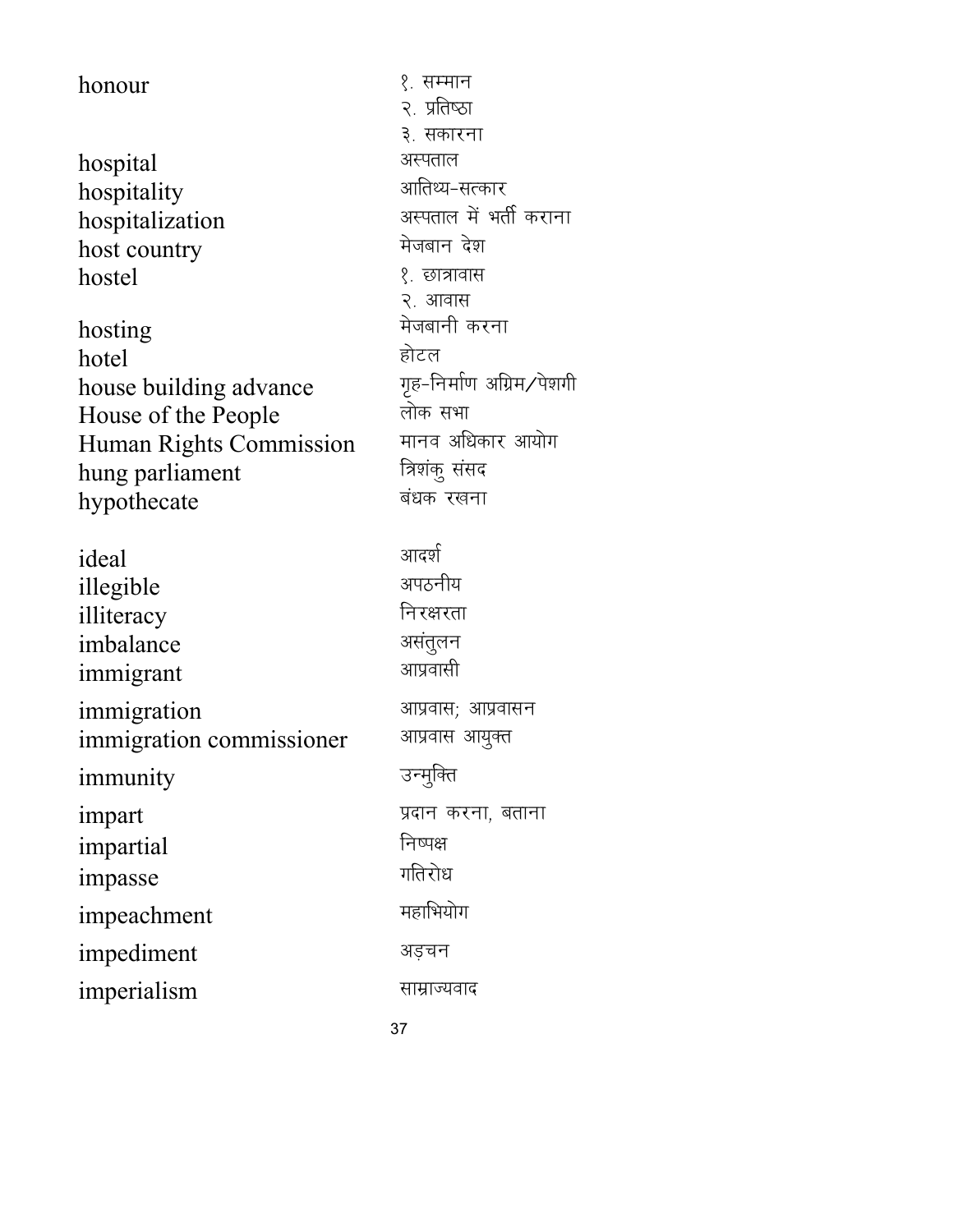| | |
|---|---|
| honour | १. सम्मान<br>२. प्रतिष्ठा<br>३. सकारना |
| hospital | अस्पताल |
| hospitality | आतिथ्य-सत्कार |
| hospitalization | अस्पताल में भर्ती कराना |
| host country | मेजबान देश |
| hostel | १. छात्रावास<br>२. आवास |
| hosting | मेजबानी करना |
| hotel | होटल |
| house building advance | गृह-निर्माण अग्रिम/पेशगी |
| House of the People | लोक सभा |
| Human Rights Commission | मानव अधिकार आयोग |
| hung parliament | त्रिशंकु संसद |
| hypothecate | बंधक रखना |
| ideal | आदर्श |
| illegible | अपठनीय |
| illiteracy | निरक्षरता |
| imbalance | असंतुलन |
| immigrant | आप्रवासी |
| immigration | आप्रवास; आप्रवासन |
| immigration commissioner | आप्रवास आयुक्त |
| immunity | उन्मुक्ति |
| impart | प्रदान करना, बताना |
| impartial | निष्पक्ष |
| impasse | गतिरोध |
| impeachment | महाभियोग |
| impediment | अड़चन |
| imperialism | साम्राज्यवाद |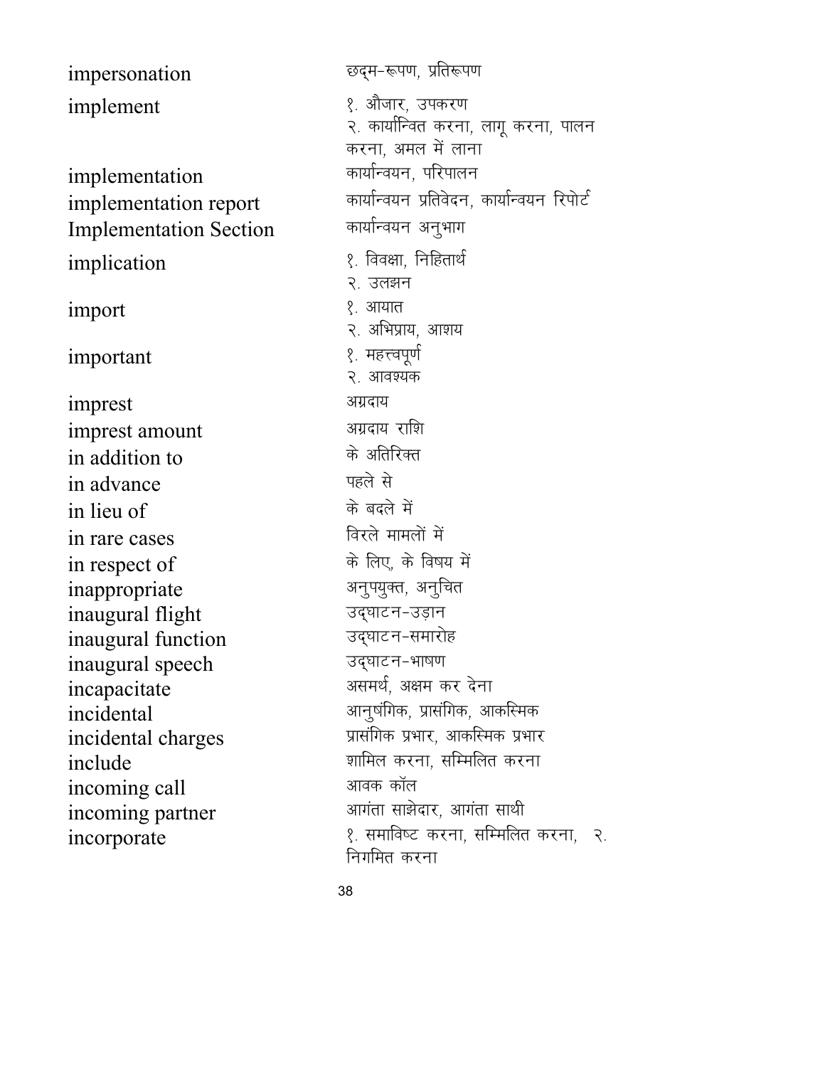| | |
|---|---|
| impersonation | छद्म-रूपण, प्रतिरूपण |
| implement | १. औजार, उपकरण<br>२. कार्यान्वित करना, लागू करना, पालन करना, अमल में लाना |
| implementation | कार्यान्वयन, परिपालन |
| implementation report | कार्यान्वयन प्रतिवेदन, कार्यान्वयन रिपोर्ट |
| Implementation Section | कार्यान्वयन अनुभाग |
| implication | १. विवक्षा, निहितार्थ<br>२. उलझन |
| import | १. आयात<br>२. अभिप्राय, आशय |
| important | १. महत्त्वपूर्ण<br>२. आवश्यक |
| imprest | अग्रदाय |
| imprest amount | अग्रदाय राशि |
| in addition to | के अतिरिक्त |
| in advance | पहले से |
| in lieu of | के बदले में |
| in rare cases | विरले मामलों में |
| in respect of | के लिए, के विषय में |
| inappropriate | अनुपयुक्त, अनुचित |
| inaugural flight | उद्घाटन-उड़ान |
| inaugural function | उद्घाटन-समारोह |
| inaugural speech | उद्घाटन-भाषण |
| incapacitate | असमर्थ, अक्षम कर देना |
| incidental | आनुषंगिक, प्रासंगिक, आकस्मिक |
| incidental charges | प्रासंगिक प्रभार, आकस्मिक प्रभार |
| include | शामिल करना, सम्मिलित करना |
| incoming call | आवक कॉल |
| incoming partner | आगंता साझेदार, आगंता साथी |
| incorporate | १. समाविष्ट करना, सम्मिलित करना, २. निगमित करना |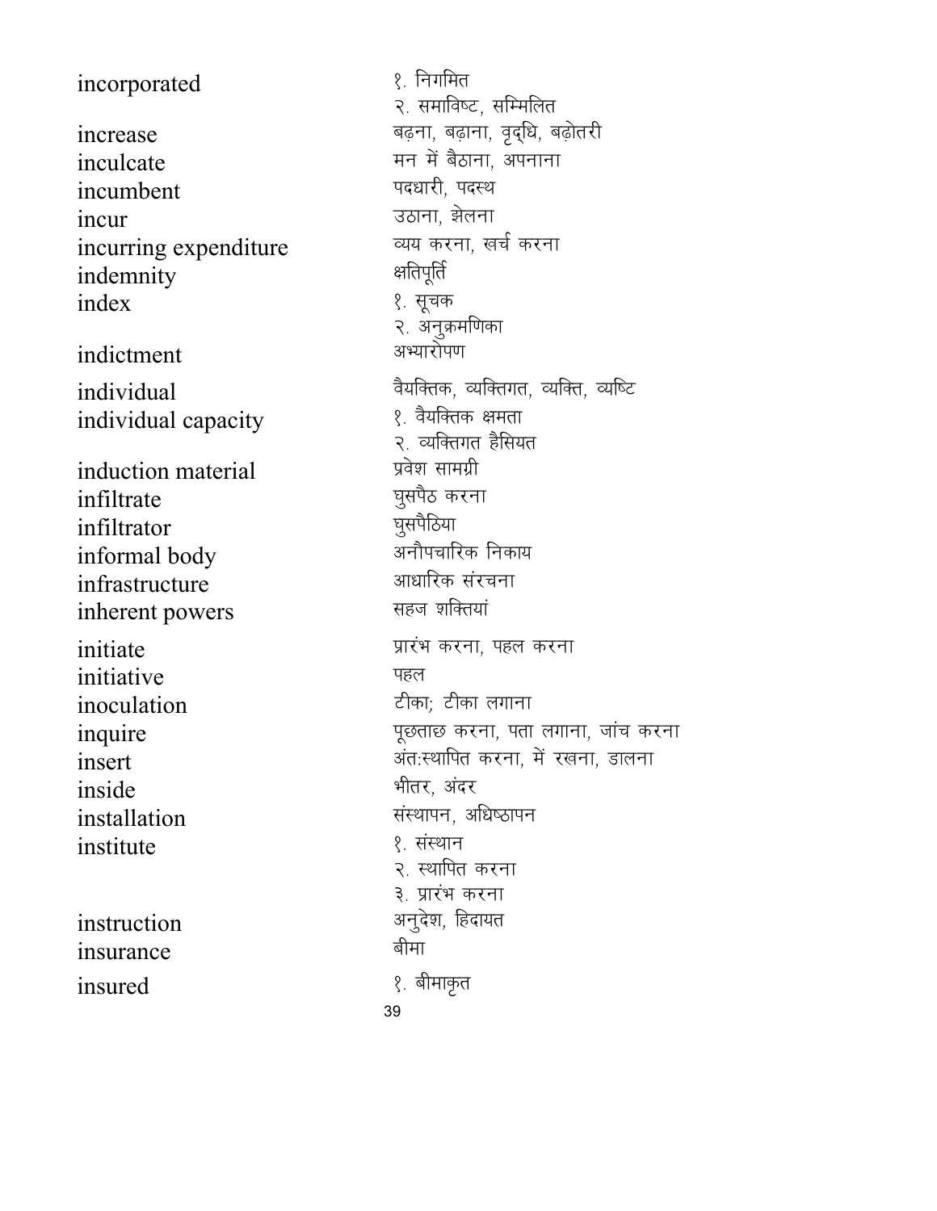| | |
|---|---|
| incorporated | १. निगमित<br>२. समाविष्ट, सम्मिलित |
| increase | बढ़ना, बढ़ाना, वृद्धि, बढ़ोतरी |
| inculcate | मन में बैठाना, अपनाना |
| incumbent | पदधारी, पदस्थ |
| incur | उठाना, झेलना |
| incurring expenditure | व्यय करना, खर्च करना |
| indemnity | क्षतिपूर्ति |
| index | १. सूचक<br>२. अनुक्रमणिका |
| indictment | अभ्यारोपण |
| individual | वैयक्तिक, व्यक्तिगत, व्यक्ति, व्यष्टि |
| individual capacity | १. वैयक्तिक क्षमता<br>२. व्यक्तिगत हैसियत |
| induction material | प्रवेश सामग्री |
| infiltrate | घुसपैठ करना |
| infiltrator | घुसपैठिया |
| informal body | अनौपचारिक निकाय |
| infrastructure | आधारिक संरचना |
| inherent powers | सहज शक्तियां |
| initiate | प्रारंभ करना, पहल करना |
| initiative | पहल |
| inoculation | टीका; टीका लगाना |
| inquire | पूछताछ करना, पता लगाना, जांच करना |
| insert | अंत:स्थापित करना, में रखना, डालना |
| inside | भीतर, अंदर |
| installation | संस्थापन, अधिष्ठापन |
| institute | १. संस्थान<br>२. स्थापित करना<br>३. प्रारंभ करना |
| instruction | अनुदेश, हिदायत |
| insurance | बीमा |
| insured | १. बीमाकृत |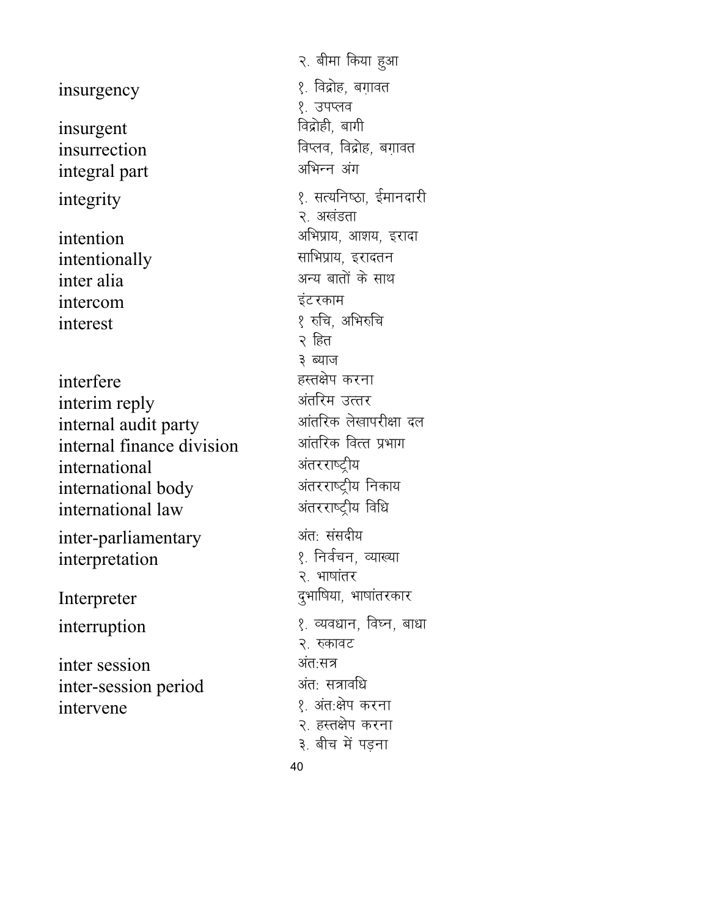| | |
|---|---|
| | २. बीमा किया हुआ |
| insurgency | १. विद्रोह, बग़ावत |
| | १. उपप्लव |
| insurgent | विद्रोही, बागी |
| insurrection | विप्लव, विद्रोह, बग़ावत |
| integral part | अभिन्न अंग |
| integrity | १. सत्यनिष्ठा, ईमानदारी |
| | २. अखंडता |
| intention | अभिप्राय, आशय, इरादा |
| intentionally | साभिप्राय, इरादतन |
| inter alia | अन्य बातों के साथ |
| intercom | इंटरकाम |
| interest | १ रुचि, अभिरुचि |
| | २ हित |
| | ३ ब्याज |
| interfere | हस्तक्षेप करना |
| interim reply | अंतरिम उत्तर |
| internal audit party | आंतरिक लेखापरीक्षा दल |
| internal finance division | आंतरिक वित्त प्रभाग |
| international | अंतरराष्ट्रीय |
| international body | अंतरराष्ट्रीय निकाय |
| international law | अंतरराष्ट्रीय विधि |
| inter-parliamentary | अंतः संसदीय |
| interpretation | १. निर्वचन, व्याख्या |
| | २. भाषांतर |
| Interpreter | दुभाषिया, भाषांतरकार |
| interruption | १. व्यवधान, विघ्न, बाधा |
| | २. रुकावट |
| inter session | अंतःसत्र |
| inter-session period | अंतः सत्रावधि |
| intervene | १. अंतःक्षेप करना |
| | २. हस्तक्षेप करना |
| | ३. बीच में पड़ना |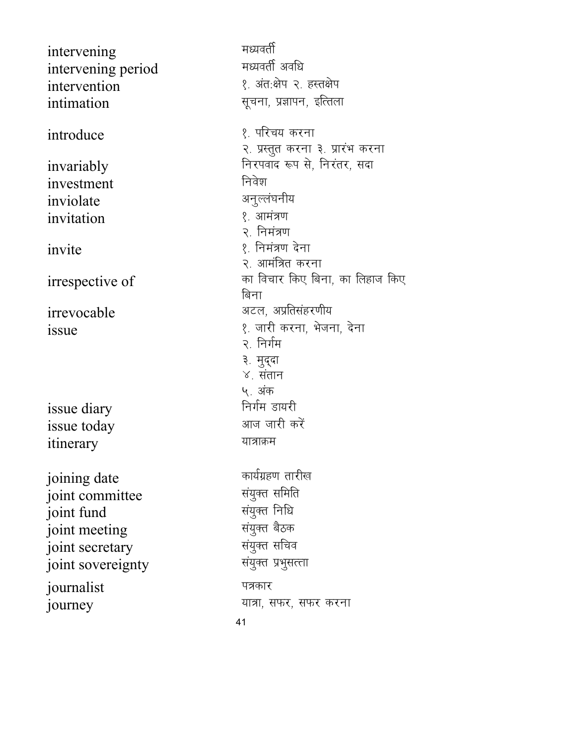| | |
|---|---|
| intervening | मध्यवर्ती |
| intervening period | मध्यवर्ती अवधि |
| intervention | १. अंत:क्षेप २. हस्तक्षेप |
| intimation | सूचना, प्रज्ञापन, इत्तिला |
| introduce | १. परिचय करना<br>२. प्रस्तुत करना ३. प्रारंभ करना |
| invariably | निरपवाद रूप से, निरंतर, सदा |
| investment | निवेश |
| inviolate | अनुल्लंघनीय |
| invitation | १. आमंत्रण<br>२. निमंत्रण |
| invite | १. निमंत्रण देना<br>२. आमंत्रित करना |
| irrespective of | का विचार किए बिना, का लिहाज किए बिना |
| irrevocable | अटल, अप्रतिसंहरणीय |
| issue | १. जारी करना, भेजना, देना<br>२. निर्गम<br>३. मुद्दा<br>४. संतान<br>५. अंक |
| issue diary | निर्गम डायरी |
| issue today | आज जारी करें |
| itinerary | यात्राक्रम |
| joining date | कार्यग्रहण तारीख |
| joint committee | संयुक्त समिति |
| joint fund | संयुक्त निधि |
| joint meeting | संयुक्त बैठक |
| joint secretary | संयुक्त सचिव |
| joint sovereignty | संयुक्त प्रभुसत्ता |
| journalist | पत्रकार |
| journey | यात्रा, सफर, सफर करना |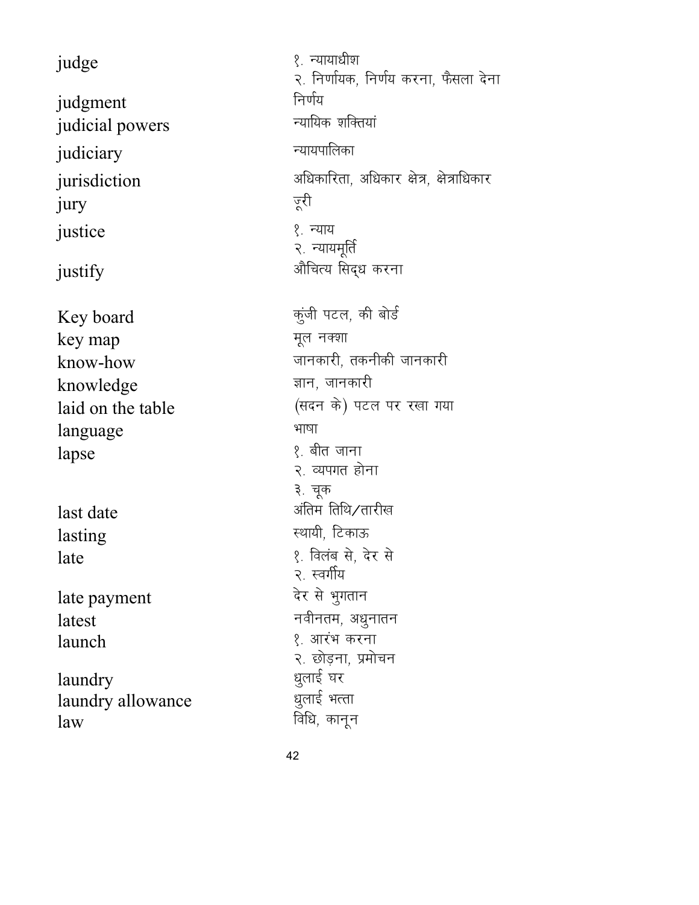| | |
|---|---|
| judge | १. न्यायाधीश<br>२. निर्णायक, निर्णय करना, फैसला देना |
| judgment | निर्णय |
| judicial powers | न्यायिक शक्तियां |
| judiciary | न्यायपालिका |
| jurisdiction | अधिकारिता, अधिकार क्षेत्र, क्षेत्राधिकार |
| jury | ज़ूरी |
| justice | १. न्याय<br>२. न्यायमूर्ति |
| justify | औचित्य सिद्ध करना |
| Key board | कुंजी पटल, की बोर्ड |
| key map | मूल नक्शा |
| know-how | जानकारी, तकनीकी जानकारी |
| knowledge | ज्ञान, जानकारी |
| laid on the table | (सदन के) पटल पर रखा गया |
| language | भाषा |
| lapse | १. बीत जाना<br>२. व्यपगत होना<br>३. चूक |
| last date | अंतिम तिथि/तारीख |
| lasting | स्थायी, टिकाऊ |
| late | १. विलंब से, देर से<br>२. स्वर्गीय |
| late payment | देर से भुगतान |
| latest | नवीनतम, अधुनातन |
| launch | १. आरंभ करना<br>२. छोड़ना, प्रमोचन |
| laundry | धुलाई घर |
| laundry allowance | धुलाई भत्ता |
| law | विधि, कानून |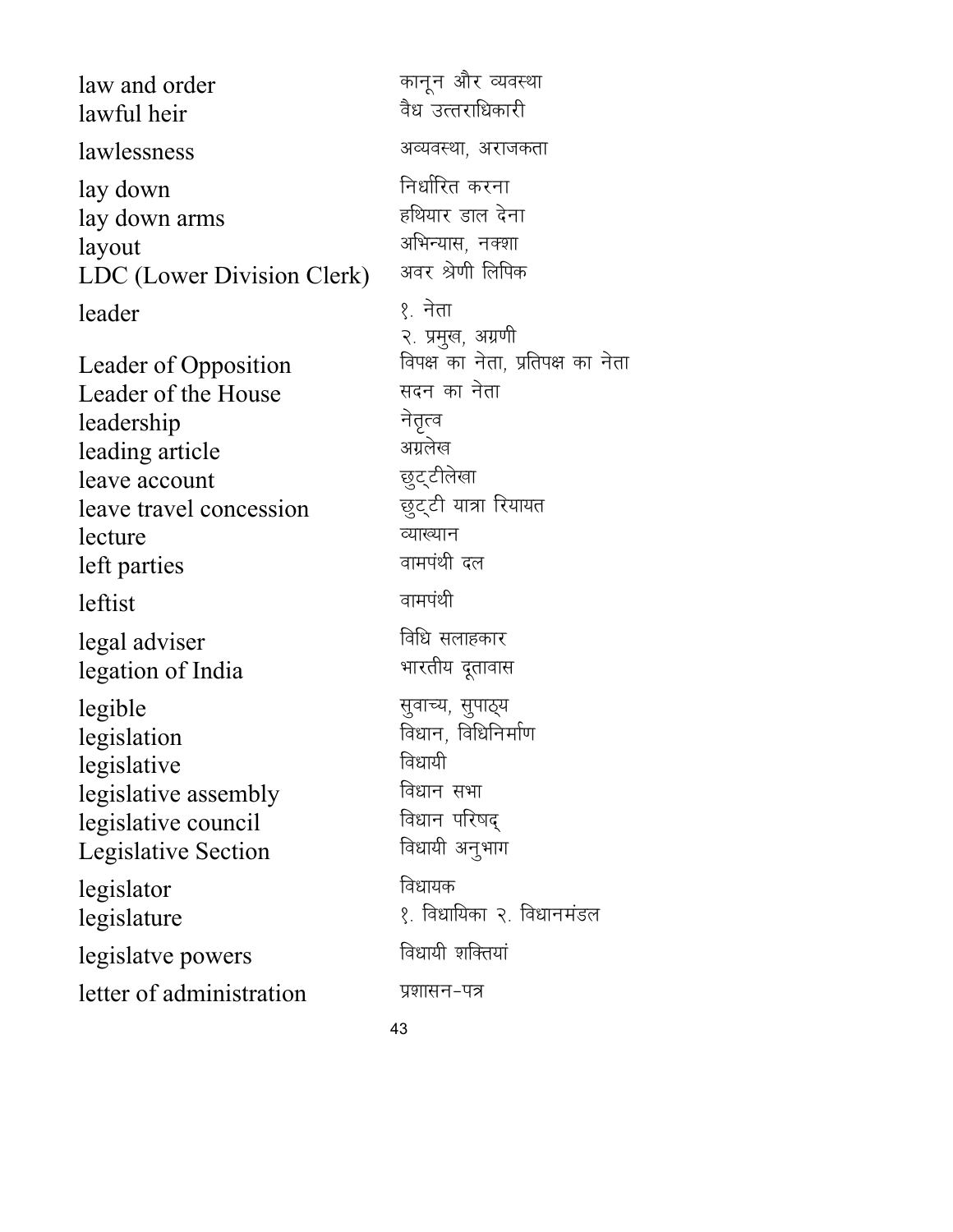| | |
|---|---|
| law and order | कानून और व्यवस्था |
| lawful heir | वैध उत्तराधिकारी |
| lawlessness | अव्यवस्था, अराजकता |
| lay down | निर्धारित करना |
| lay down arms | हथियार डाल देना |
| layout | अभिन्यास, नक्शा |
| LDC (Lower Division Clerk) | अवर श्रेणी लिपिक |
| leader | १. नेता<br>२. प्रमुख, अग्रणी |
| Leader of Opposition | विपक्ष का नेता, प्रतिपक्ष का नेता |
| Leader of the House | सदन का नेता |
| leadership | नेतृत्व |
| leading article | अग्रलेख |
| leave account | छुट्टीलेखा |
| leave travel concession | छुट्टी यात्रा रियायत |
| lecture | व्याख्यान |
| left parties | वामपंथी दल |
| leftist | वामपंथी |
| legal adviser | विधि सलाहकार |
| legation of India | भारतीय दूतावास |
| legible | सुवाच्य, सुपाठ्य |
| legislation | विधान, विधिनिर्माण |
| legislative | विधायी |
| legislative assembly | विधान सभा |
| legislative council | विधान परिषद् |
| Legislative Section | विधायी अनुभाग |
| legislator | विधायक |
| legislature | १. विधायिका २. विधानमंडल |
| legislatve powers | विधायी शक्तियां |
| letter of administration | प्रशासन-पत्र |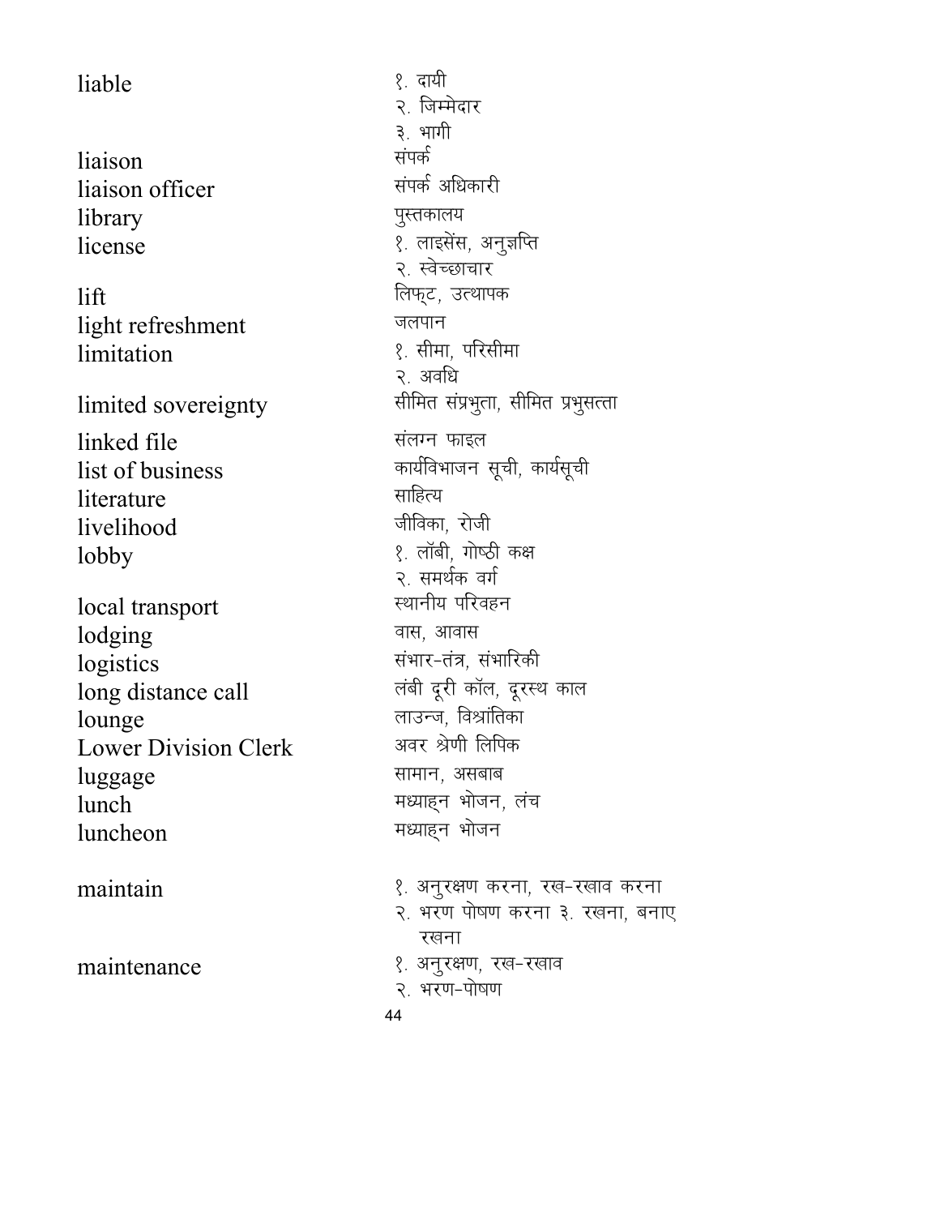| | |
|---|---|
| liable | १. दायी<br>२. जिम्मेदार<br>३. भागी |
| liaison | संपर्क |
| liaison officer | संपर्क अधिकारी |
| library | पुस्तकालय |
| license | १. लाइसेंस, अनुज्ञप्ति<br>२. स्वेच्छाचार |
| lift | लिफ्ट, उत्थापक |
| light refreshment | जलपान |
| limitation | १. सीमा, परिसीमा<br>२. अवधि |
| limited sovereignty | सीमित संप्रभुता, सीमित प्रभुसत्ता |
| linked file | संलग्न फाइल |
| list of business | कार्यविभाजन सूची, कार्यसूची |
| literature | साहित्य |
| livelihood | जीविका, रोजी |
| lobby | १. लॉबी, गोष्ठी कक्ष<br>२. समर्थक वर्ग |
| local transport | स्थानीय परिवहन |
| lodging | वास, आवास |
| logistics | संभार-तंत्र, संभारिकी |
| long distance call | लंबी दूरी कॉल, दूरस्थ काल |
| lounge | लाउन्ज, विश्रांतिका |
| Lower Division Clerk | अवर श्रेणी लिपिक |
| luggage | सामान, असबाब |
| lunch | मध्याह्न भोजन, लंच |
| luncheon | मध्याह्न भोजन |
| maintain | १. अनुरक्षण करना, रख-रखाव करना<br>२. भरण पोषण करना ३. रखना, बनाए रखना |
| maintenance | १. अनुरक्षण, रख-रखाव<br>२. भरण-पोषण |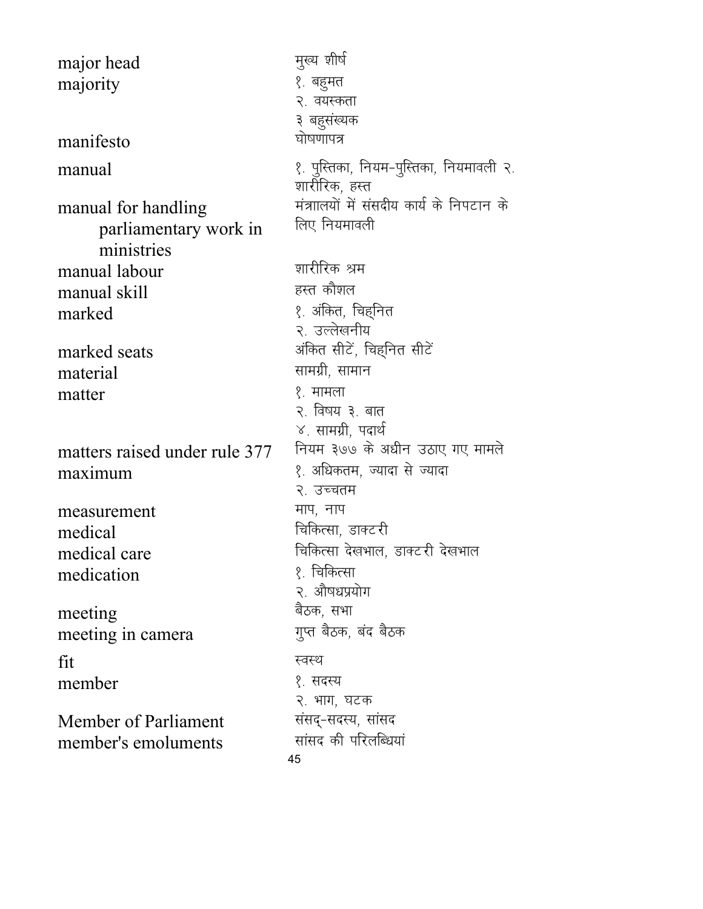| | |
|---|---|
| major head | मुख्य शीर्ष |
| majority | १. बहुमत<br>२. वयस्कता<br>३ बहुसंख्यक |
| manifesto | घोषणापत्र |
| manual | १. पुस्तिका, नियम-पुस्तिका, नियमावली २. शारीरिक, हस्त |
| manual for handling parliamentary work in ministries | मंत्रालयों में संसदीय कार्य के निपटान के लिए नियमावली |
| manual labour | शारीरिक श्रम |
| manual skill | हस्त कौशल |
| marked | १. अंकित, चिह्नित<br>२. उल्लेखनीय |
| marked seats | अंकित सीटें, चिह्नित सीटें |
| material | सामग्री, सामान |
| matter | १. मामला<br>२. विषय ३. बात<br>४. सामग्री, पदार्थ |
| matters raised under rule 377 | नियम ३७७ के अधीन उठाए गए मामले |
| maximum | १. अधिकतम, ज्यादा से ज्यादा<br>२. उच्चतम |
| measurement | माप, नाप |
| medical | चिकित्सा, डाक्टरी |
| medical care | चिकित्सा देखभाल, डाक्टरी देखभाल |
| medication | १. चिकित्सा<br>२. औषधप्रयोग |
| meeting | बैठक, सभा |
| meeting in camera | गुप्त बैठक, बंद बैठक |
| fit | स्वस्थ |
| member | १. सदस्य<br>२. भाग, घटक |
| Member of Parliament | संसद्-सदस्य, सांसद |
| member's emoluments | सांसद की परिलब्धियां |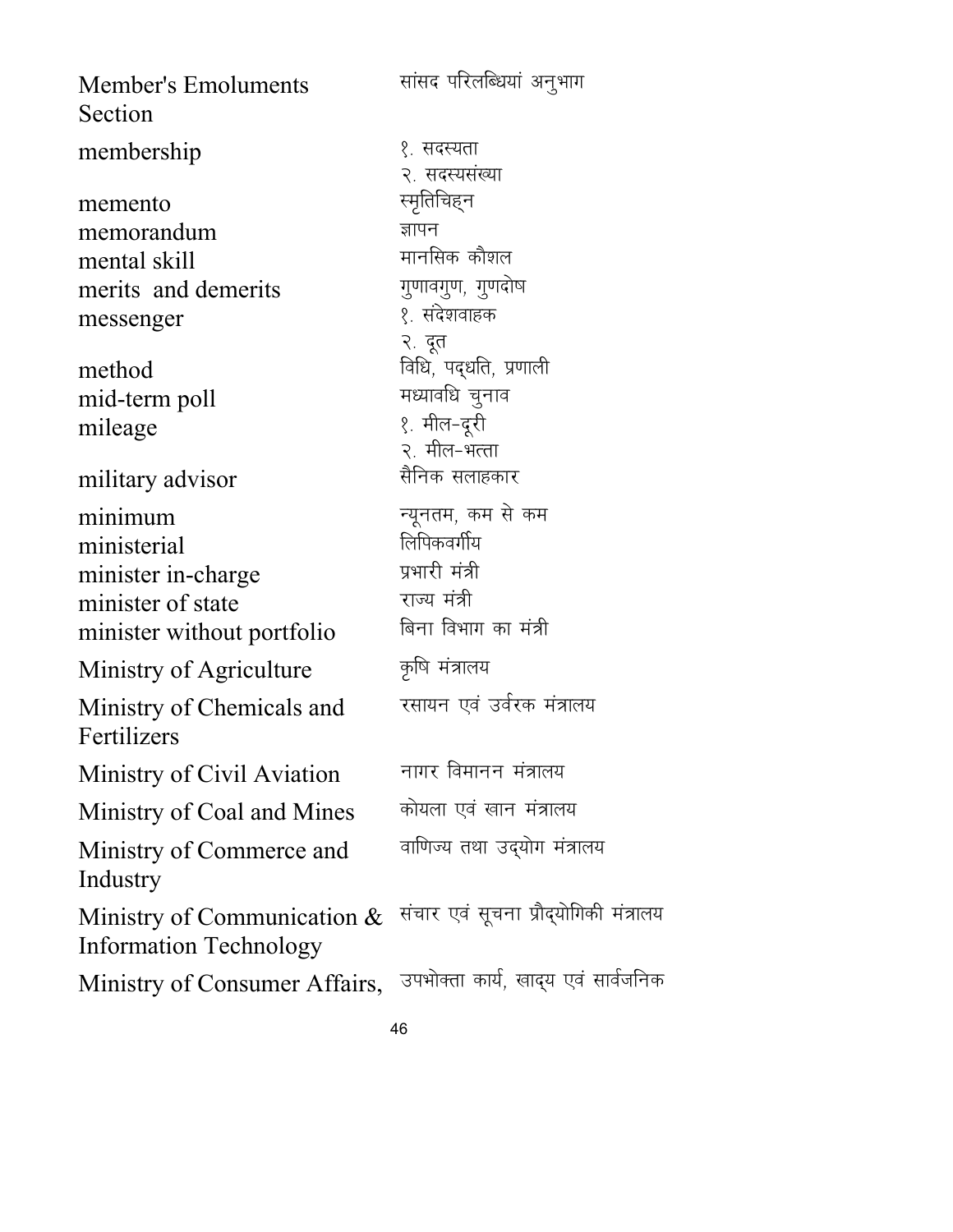| | |
|---|---|
| Member's Emoluments Section | सांसद परिलब्धियां अनुभाग |
| membership | १. सदस्यता<br>२. सदस्यसंख्या |
| memento | स्मृतिचिह्न |
| memorandum | ज्ञापन |
| mental skill | मानसिक कौशल |
| merits and demerits | गुणावगुण, गुणदोष |
| messenger | १. संदेशवाहक<br>२. दूत |
| method | विधि, पद्धति, प्रणाली |
| mid-term poll | मध्यावधि चुनाव |
| mileage | १. मील-दूरी<br>२. मील-भत्ता |
| military advisor | सैनिक सलाहकार |
| minimum | न्यूनतम, कम से कम |
| ministerial | लिपिकवर्गीय |
| minister in-charge | प्रभारी मंत्री |
| minister of state | राज्य मंत्री |
| minister without portfolio | बिना विभाग का मंत्री |
| Ministry of Agriculture | कृषि मंत्रालय |
| Ministry of Chemicals and Fertilizers | रसायन एवं उर्वरक मंत्रालय |
| Ministry of Civil Aviation | नागर विमानन मंत्रालय |
| Ministry of Coal and Mines | कोयला एवं खान मंत्रालय |
| Ministry of Commerce and Industry | वाणिज्य तथा उद्योग मंत्रालय |
| Ministry of Communication & Information Technology | संचार एवं सूचना प्रौद्योगिकी मंत्रालय |
| Ministry of Consumer Affairs, | उपभोक्ता कार्य, खाद्य एवं सार्वजनिक |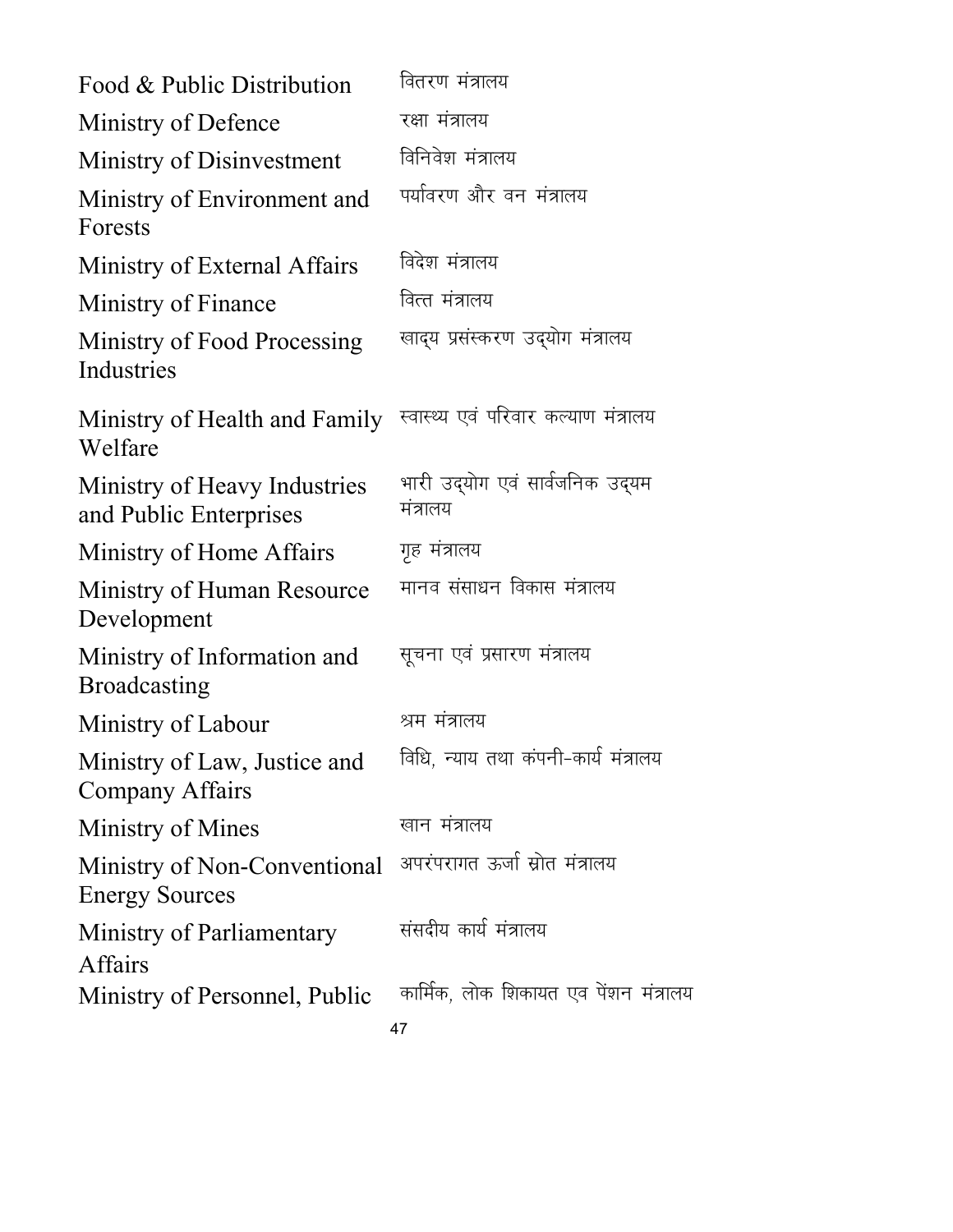| | |
|---|---|
| Food & Public Distribution | वितरण मंत्रालय |
| Ministry of Defence | रक्षा मंत्रालय |
| Ministry of Disinvestment | विनिवेश मंत्रालय |
| Ministry of Environment and Forests | पर्यावरण और वन मंत्रालय |
| Ministry of External Affairs | विदेश मंत्रालय |
| Ministry of Finance | वित्त मंत्रालय |
| Ministry of Food Processing Industries | खाद्य प्रसंस्करण उद्योग मंत्रालय |
| Ministry of Health and Family Welfare | स्वास्थ्य एवं परिवार कल्याण मंत्रालय |
| Ministry of Heavy Industries and Public Enterprises | भारी उद्योग एवं सार्वजनिक उद्यम मंत्रालय |
| Ministry of Home Affairs | गृह मंत्रालय |
| Ministry of Human Resource Development | मानव संसाधन विकास मंत्रालय |
| Ministry of Information and Broadcasting | सूचना एवं प्रसारण मंत्रालय |
| Ministry of Labour | श्रम मंत्रालय |
| Ministry of Law, Justice and Company Affairs | विधि, न्याय तथा कंपनी-कार्य मंत्रालय |
| Ministry of Mines | खान मंत्रालय |
| Ministry of Non-Conventional Energy Sources | अपरंपरागत ऊर्जा स्रोत मंत्रालय |
| Ministry of Parliamentary Affairs | संसदीय कार्य मंत्रालय |
| Ministry of Personnel, Public | कार्मिक, लोक शिकायत एव पेंशन मंत्रालय |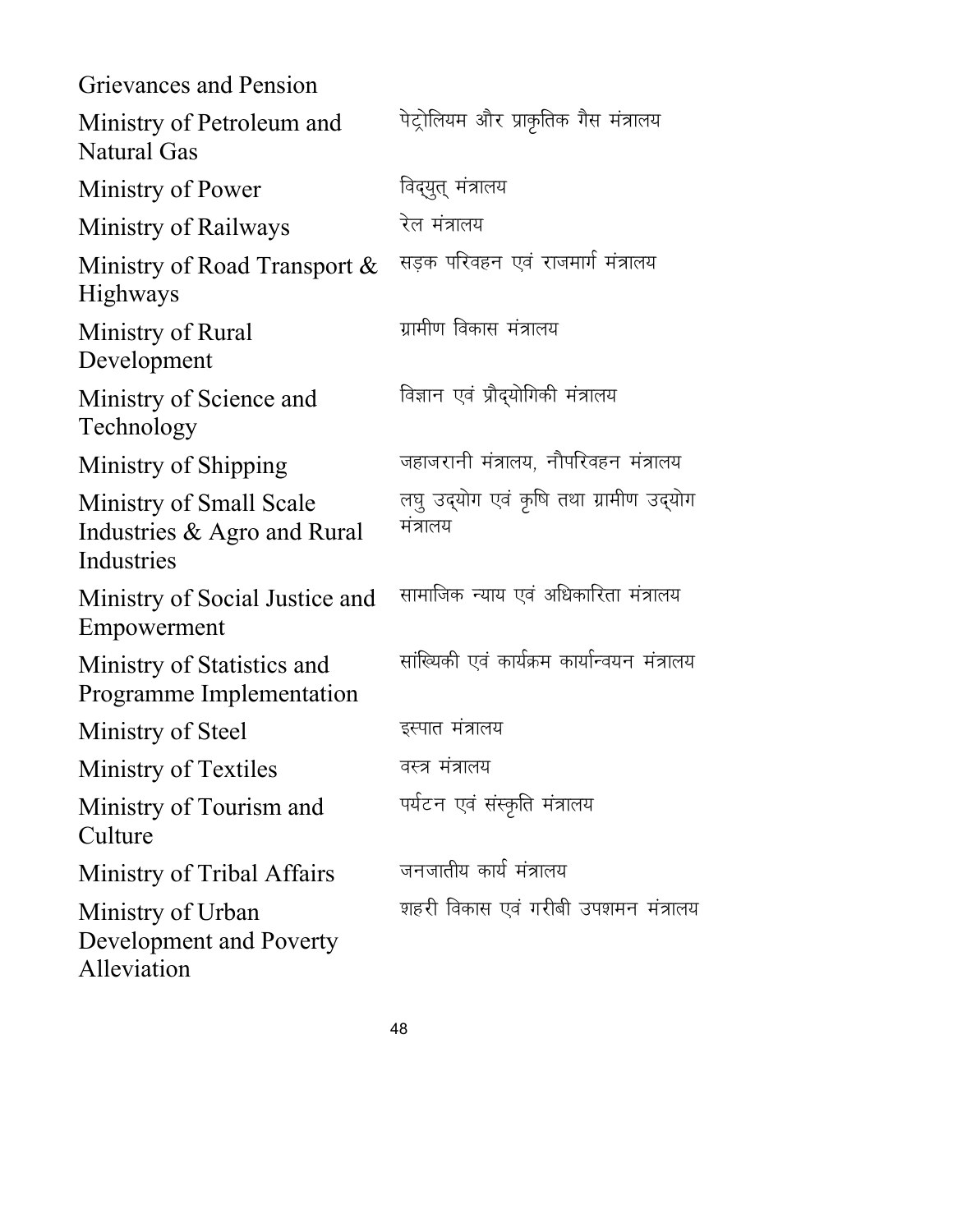Grievances and Pension

| | |
|---|---|
| Ministry of Petroleum and Natural Gas | पेट्रोलियम और प्राकृतिक गैस मंत्रालय |
| Ministry of Power | विद्युत् मंत्रालय |
| Ministry of Railways | रेल मंत्रालय |
| Ministry of Road Transport & Highways | सड़क परिवहन एवं राजमार्ग मंत्रालय |
| Ministry of Rural Development | ग्रामीण विकास मंत्रालय |
| Ministry of Science and Technology | विज्ञान एवं प्रौद्योगिकी मंत्रालय |
| Ministry of Shipping | जहाजरानी मंत्रालय, नौपरिवहन मंत्रालय |
| Ministry of Small Scale Industries & Agro and Rural Industries | लघु उद्योग एवं कृषि तथा ग्रामीण उद्योग मंत्रालय |
| Ministry of Social Justice and Empowerment | सामाजिक न्याय एवं अधिकारिता मंत्रालय |
| Ministry of Statistics and Programme Implementation | सांख्यिकी एवं कार्यक्रम कार्यान्वयन मंत्रालय |
| Ministry of Steel | इस्पात मंत्रालय |
| Ministry of Textiles | वस्त्र मंत्रालय |
| Ministry of Tourism and Culture | पर्यटन एवं संस्कृति मंत्रालय |
| Ministry of Tribal Affairs | जनजातीय कार्य मंत्रालय |
| Ministry of Urban Development and Poverty Alleviation | शहरी विकास एवं गरीबी उपशमन मंत्रालय |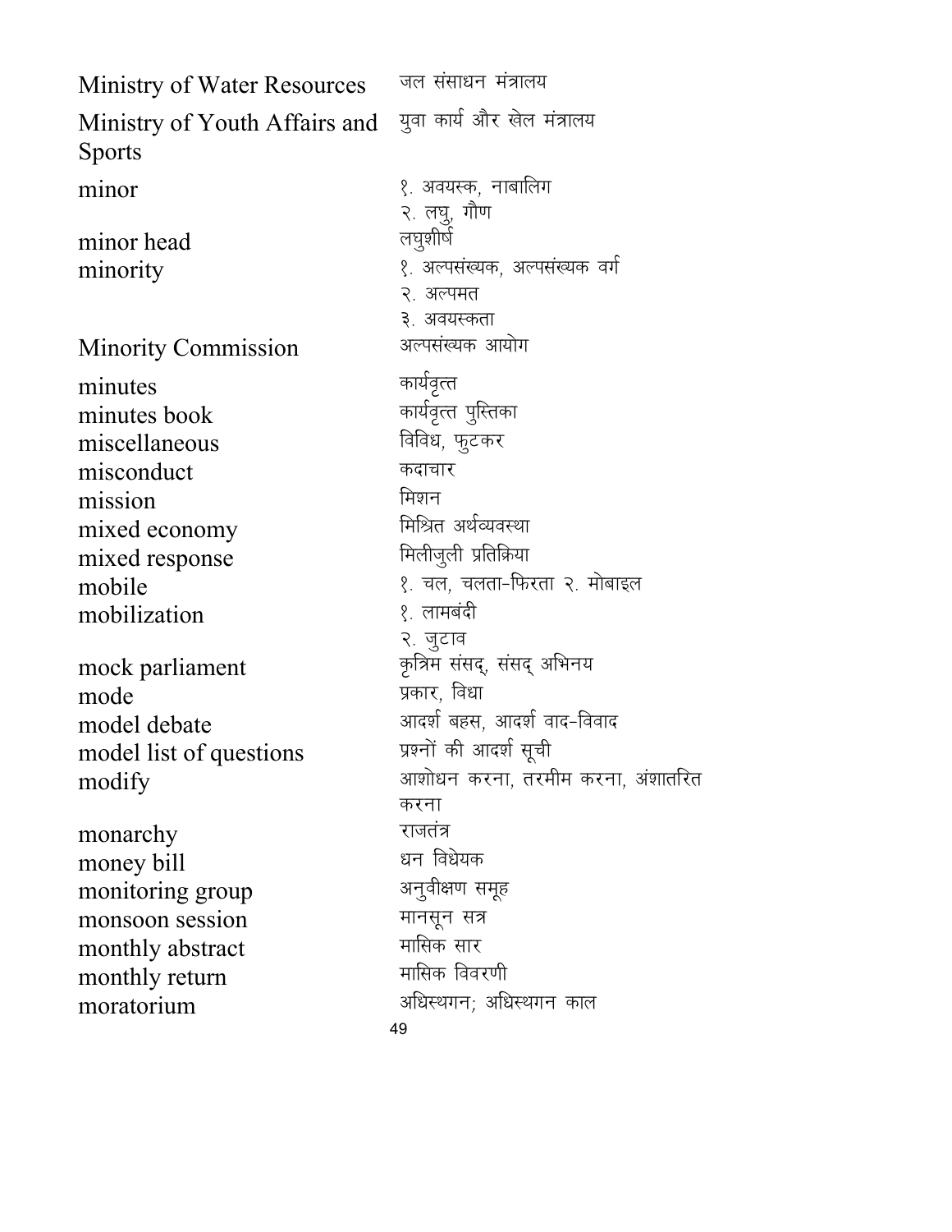| | |
|---|---|
| Ministry of Water Resources | जल संसाधन मंत्रालय |
| Ministry of Youth Affairs and Sports | युवा कार्य और खेल मंत्रालय |
| minor | १. अवयस्क, नाबालिग<br>२. लघु, गौण |
| minor head | लघुशीर्ष |
| minority | १. अल्पसंख्यक, अल्पसंख्यक वर्ग<br>२. अल्पमत<br>३. अवयस्कता |
| Minority Commission | अल्पसंख्यक आयोग |
| minutes | कार्यवृत्त |
| minutes book | कार्यवृत्त पुस्तिका |
| miscellaneous | विविध, फुटकर |
| misconduct | कदाचार |
| mission | मिशन |
| mixed economy | मिश्रित अर्थव्यवस्था |
| mixed response | मिलीजुली प्रतिक्रिया |
| mobile | १. चल, चलता-फिरता २. मोबाइल |
| mobilization | १. लामबंदी<br>२. जुटाव |
| mock parliament | कृत्रिम संसद्, संसद् अभिनय |
| mode | प्रकार, विधा |
| model debate | आदर्श बहस, आदर्श वाद-विवाद |
| model list of questions | प्रश्नों की आदर्श सूची |
| modify | आशोधन करना, तरमीम करना, अंशातरित करना |
| monarchy | राजतंत्र |
| money bill | धन विधेयक |
| monitoring group | अनुवीक्षण समूह |
| monsoon session | मानसून सत्र |
| monthly abstract | मासिक सार |
| monthly return | मासिक विवरणी |
| moratorium | अधिस्थगन; अधिस्थगन काल |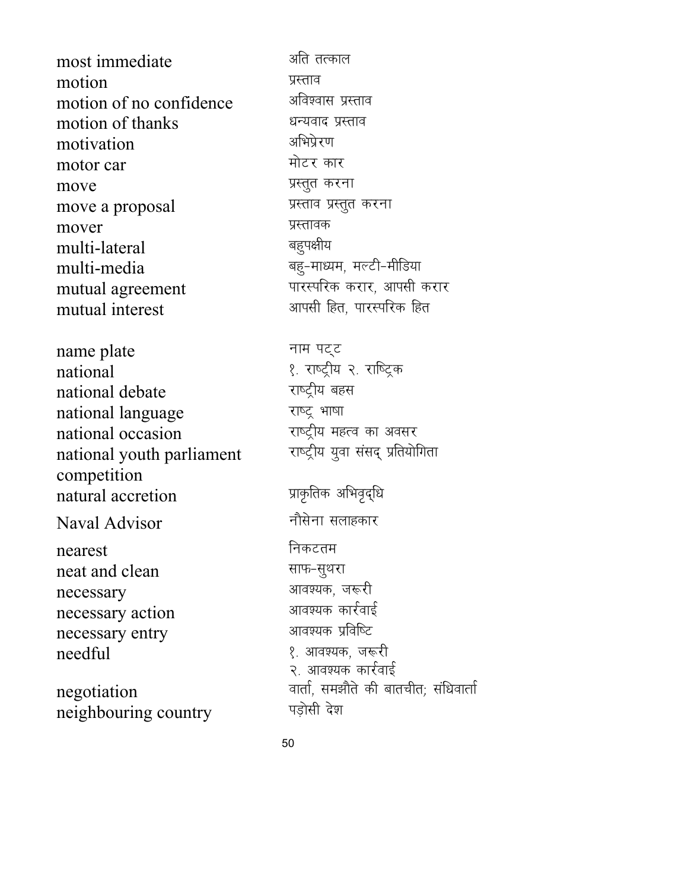| | |
|---|---|
| most immediate | अति तत्काल |
| motion | प्रस्ताव |
| motion of no confidence | अविश्वास प्रस्ताव |
| motion of thanks | धन्यवाद प्रस्ताव |
| motivation | अभिप्रेरण |
| motor car | मोटर कार |
| move | प्रस्तुत करना |
| move a proposal | प्रस्ताव प्रस्तुत करना |
| mover | प्रस्तावक |
| multi-lateral | बहुपक्षीय |
| multi-media | बहु-माध्यम, मल्टी-मीडिया |
| mutual agreement | पारस्परिक करार, आपसी करार |
| mutual interest | आपसी हित, पारस्परिक हित |
| | |
| name plate | नाम पट्ट |
| national | १. राष्ट्रीय २. राष्ट्रिक |
| national debate | राष्ट्रीय बहस |
| national language | राष्ट्र भाषा |
| national occasion | राष्ट्रीय महत्व का अवसर |
| national youth parliament competition | राष्ट्रीय युवा संसद् प्रतियोगिता |
| natural accretion | प्राकृतिक अभिवृद्धि |
| Naval Advisor | नौसेना सलाहकार |
| nearest | निकटतम |
| neat and clean | साफ-सुथरा |
| necessary | आवश्यक, जरूरी |
| necessary action | आवश्यक कार्रवाई |
| necessary entry | आवश्यक प्रविष्टि |
| needful | १. आवश्यक, जरूरी<br>२. आवश्यक कार्रवाई |
| negotiation | वार्ता, समझौते की बातचीत; संधिवार्ता |
| neighbouring country | पड़ोसी देश |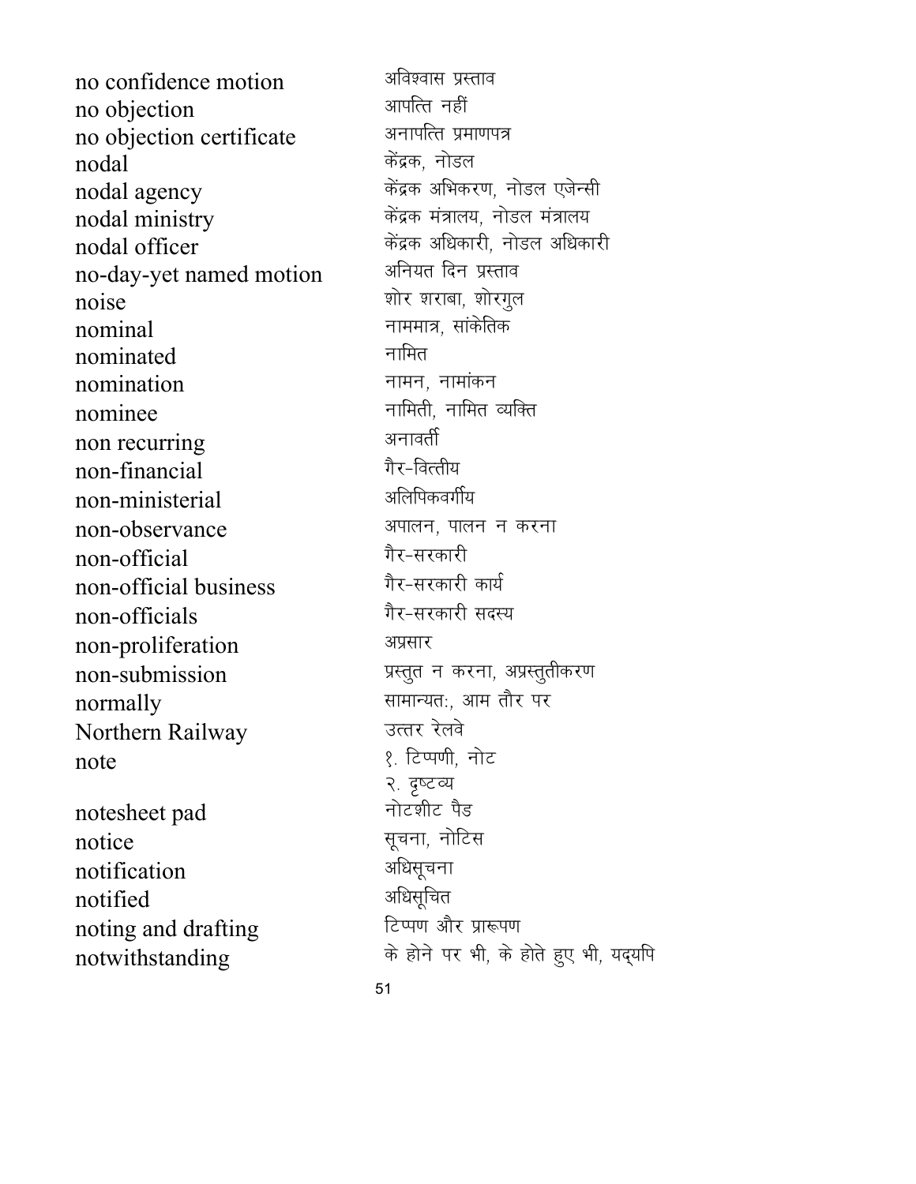| | |
|---|---|
| no confidence motion | अविश्वास प्रस्ताव |
| no objection | आपत्ति नहीं |
| no objection certificate | अनापत्ति प्रमाणपत्र |
| nodal | केंद्रक, नोडल |
| nodal agency | केंद्रक अभिकरण, नोडल एजेन्सी |
| nodal ministry | केंद्रक मंत्रालय, नोडल मंत्रालय |
| nodal officer | केंद्रक अधिकारी, नोडल अधिकारी |
| no-day-yet named motion | अनियत दिन प्रस्ताव |
| noise | शोर शराबा, शोरगुल |
| nominal | नाममात्र, सांकेतिक |
| nominated | नामित |
| nomination | नामन, नामांकन |
| nominee | नामिती, नामित व्यक्ति |
| non recurring | अनावर्ती |
| non-financial | गैर-वित्तीय |
| non-ministerial | अलिपिकवर्गीय |
| non-observance | अपालन, पालन न करना |
| non-official | गैर-सरकारी |
| non-official business | गैर-सरकारी कार्य |
| non-officials | गैर-सरकारी सदस्य |
| non-proliferation | अप्रसार |
| non-submission | प्रस्तुत न करना, अप्रस्तुतीकरण |
| normally | सामान्यतः, आम तौर पर |
| Northern Railway | उत्तर रेलवे |
| note | १. टिप्पणी, नोट<br>२. दृष्टव्य |
| notesheet pad | नोटशीट पैड |
| notice | सूचना, नोटिस |
| notification | अधिसूचना |
| notified | अधिसूचित |
| noting and drafting | टिप्पण और प्रारूपण |
| notwithstanding | के होने पर भी, के होते हुए भी, यद्यपि |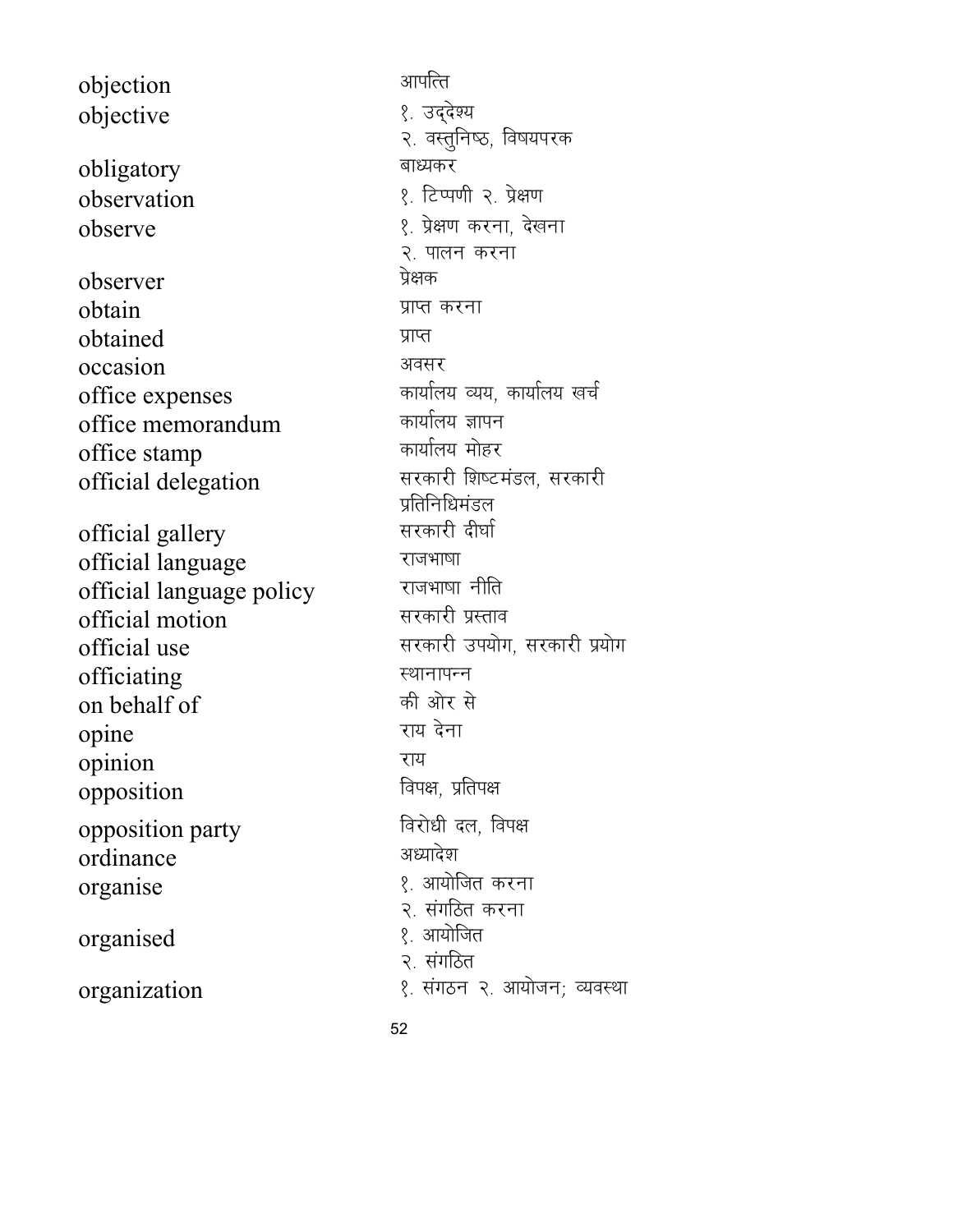| | |
|---|---|
| objection | आपत्ति |
| objective | १. उद्देश्य<br>२. वस्तुनिष्ठ, विषयपरक |
| obligatory | बाध्यकर |
| observation | १. टिप्पणी २. प्रेक्षण |
| observe | १. प्रेक्षण करना, देखना<br>२. पालन करना |
| observer | प्रेक्षक |
| obtain | प्राप्त करना |
| obtained | प्राप्त |
| occasion | अवसर |
| office expenses | कार्यालय व्यय, कार्यालय खर्च |
| office memorandum | कार्यालय ज्ञापन |
| office stamp | कार्यालय मोहर |
| official delegation | सरकारी शिष्टमंडल, सरकारी प्रतिनिधिमंडल |
| official gallery | सरकारी दीर्घा |
| official language | राजभाषा |
| official language policy | राजभाषा नीति |
| official motion | सरकारी प्रस्ताव |
| official use | सरकारी उपयोग, सरकारी प्रयोग |
| officiating | स्थानापन्न |
| on behalf of | की ओर से |
| opine | राय देना |
| opinion | राय |
| opposition | विपक्ष, प्रतिपक्ष |
| opposition party | विरोधी दल, विपक्ष |
| ordinance | अध्यादेश |
| organise | १. आयोजित करना<br>२. संगठित करना |
| organised | १. आयोजित<br>२. संगठित |
| organization | १. संगठन २. आयोजन; व्यवस्था |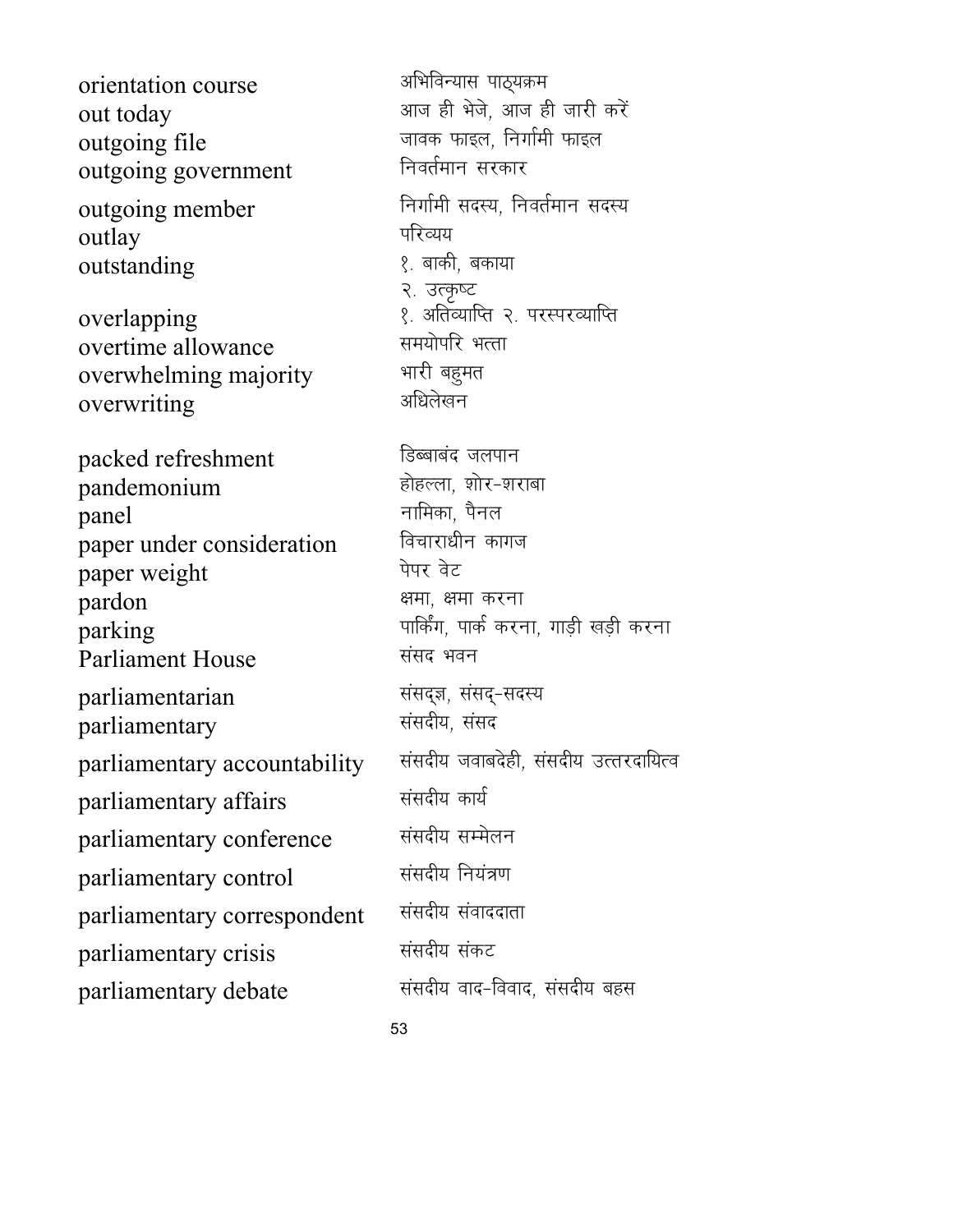| | |
|---|---|
| orientation course | अभिविन्यास पाठ्यक्रम |
| out today | आज ही भेजे, आज ही जारी करें |
| outgoing file | जावक फाइल, निर्गामी फाइल |
| outgoing government | निवर्तमान सरकार |
| outgoing member | निर्गामी सदस्य, निवर्तमान सदस्य |
| outlay | परिव्यय |
| outstanding | १. बाकी, बकाया<br>२. उत्कृष्ट |
| overlapping | १. अतिव्याप्ति २. परस्परव्याप्ति |
| overtime allowance | समयोपरि भत्ता |
| overwhelming majority | भारी बहुमत |
| overwriting | अधिलेखन |
| packed refreshment | डिब्बाबंद जलपान |
| pandemonium | होहल्ला, शोर-शराबा |
| panel | नामिका, पैनल |
| paper under consideration | विचाराधीन कागज |
| paper weight | पेपर वेट |
| pardon | क्षमा, क्षमा करना |
| parking | पार्किंग, पार्क करना, गाड़ी खड़ी करना |
| Parliament House | संसद भवन |
| parliamentarian | संसद्ज्ञ, संसद्-सदस्य |
| parliamentary | संसदीय, संसद |
| parliamentary accountability | संसदीय जवाबदेही, संसदीय उत्तरदायित्व |
| parliamentary affairs | संसदीय कार्य |
| parliamentary conference | संसदीय सम्मेलन |
| parliamentary control | संसदीय नियंत्रण |
| parliamentary correspondent | संसदीय संवाददाता |
| parliamentary crisis | संसदीय संकट |
| parliamentary debate | संसदीय वाद-विवाद, संसदीय बहस |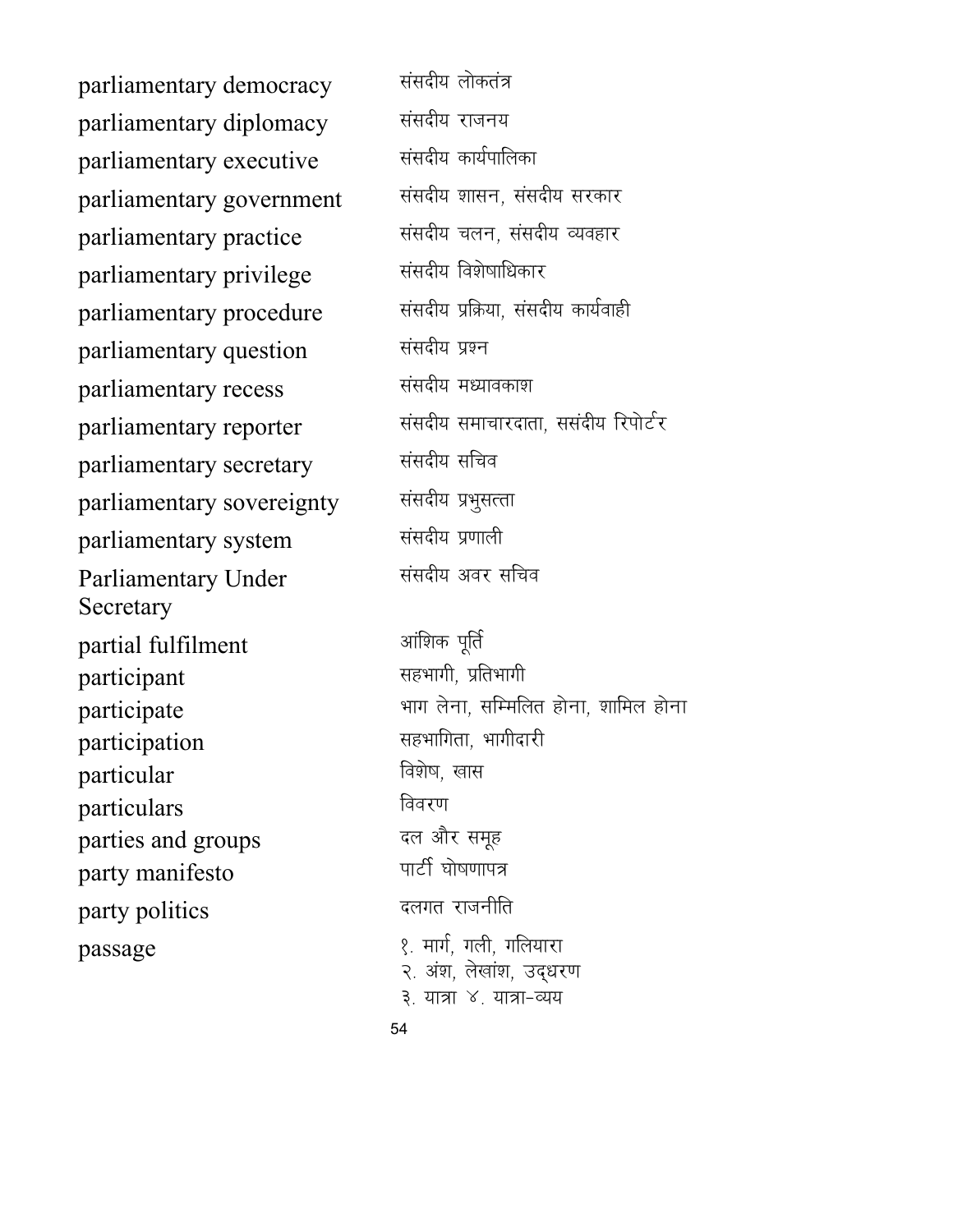| | |
|---|---|
| parliamentary democracy | संसदीय लोकतंत्र |
| parliamentary diplomacy | संसदीय राजनय |
| parliamentary executive | संसदीय कार्यपालिका |
| parliamentary government | संसदीय शासन, संसदीय सरकार |
| parliamentary practice | संसदीय चलन, संसदीय व्यवहार |
| parliamentary privilege | संसदीय विशेषाधिकार |
| parliamentary procedure | संसदीय प्रक्रिया, संसदीय कार्यवाही |
| parliamentary question | संसदीय प्रश्न |
| parliamentary recess | संसदीय मध्यावकाश |
| parliamentary reporter | संसदीय समाचारदाता, ससंदीय रिपोर्टर |
| parliamentary secretary | संसदीय सचिव |
| parliamentary sovereignty | संसदीय प्रभुसत्ता |
| parliamentary system | संसदीय प्रणाली |
| Parliamentary Under Secretary | संसदीय अवर सचिव |
| partial fulfilment | आंशिक पूर्ति |
| participant | सहभागी, प्रतिभागी |
| participate | भाग लेना, सम्मिलित होना, शामिल होना |
| participation | सहभागिता, भागीदारी |
| particular | विशेष, खास |
| particulars | विवरण |
| parties and groups | दल और समूह |
| party manifesto | पार्टी घोषणापत्र |
| party politics | दलगत राजनीति |
| passage | १. मार्ग, गली, गलियारा<br>२. अंश, लेखांश, उद्धरण<br>३. यात्रा ४. यात्रा-व्यय |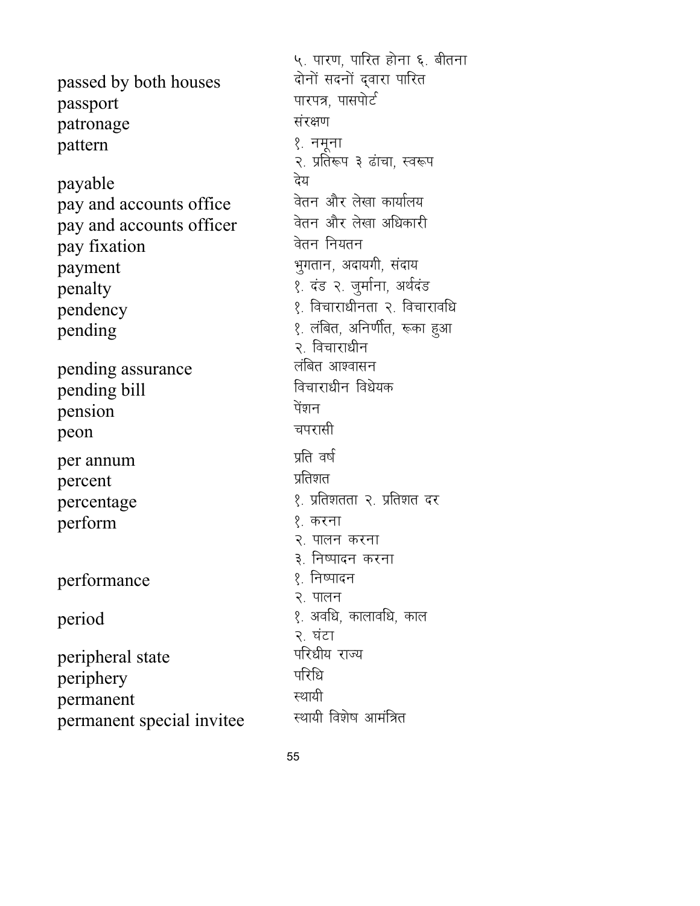| | |
|---|---|
| | ५. पारण, पारित होना ६. बीतना |
| passed by both houses | दोनों सदनों द्वारा पारित |
| passport | पारपत्र, पासपोर्ट |
| patronage | संरक्षण |
| pattern | १. नमूना<br>२. प्रतिरूप ३ ढांचा, स्वरूप |
| payable | देय |
| pay and accounts office | वेतन और लेखा कार्यालय |
| pay and accounts officer | वेतन और लेखा अधिकारी |
| pay fixation | वेतन नियतन |
| payment | भुगतान, अदायगी, संदाय |
| penalty | १. दंड २. जुर्माना, अर्थदंड |
| pendency | १. विचाराधीनता २. विचारावधि |
| pending | १. लंबित, अनिर्णीत, रूका हुआ<br>२. विचाराधीन |
| pending assurance | लंबित आश्वासन |
| pending bill | विचाराधीन विधेयक |
| pension | पेंशन |
| peon | चपरासी |
| per annum | प्रति वर्ष |
| percent | प्रतिशत |
| percentage | १. प्रतिशतता २. प्रतिशत दर |
| perform | १. करना<br>२. पालन करना<br>३. निष्पादन करना |
| performance | १. निष्पादन<br>२. पालन |
| period | १. अवधि, कालावधि, काल<br>२. घंटा |
| peripheral state | परिधीय राज्य |
| periphery | परिधि |
| permanent | स्थायी |
| permanent special invitee | स्थायी विशेष आमंत्रित |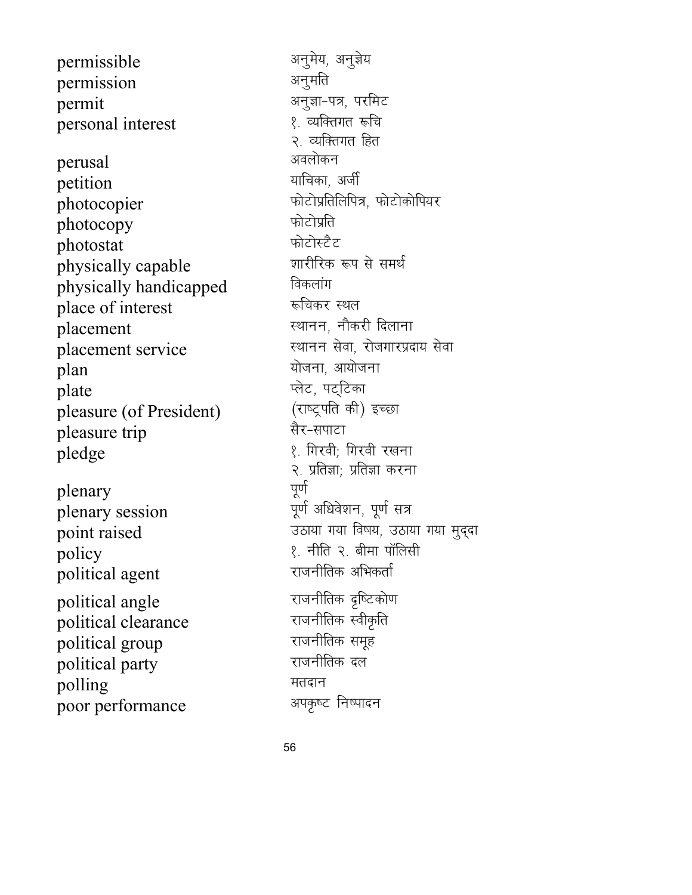| | |
|---|---|
| permissible | अनुमेय, अनुज्ञेय |
| permission | अनुमति |
| permit | अनुज्ञा-पत्र, परमिट |
| personal interest | १. व्यक्तिगत रूचि<br>२. व्यक्तिगत हित |
| perusal | अवलोकन |
| petition | याचिका, अर्जी |
| photocopier | फोटोप्रतिलिपित्र, फोटोकोपियर |
| photocopy | फोटोप्रति |
| photostat | फोटोस्टैट |
| physically capable | शारीरिक रूप से समर्थ |
| physically handicapped | विकलांग |
| place of interest | रूचिकर स्थल |
| placement | स्थानन, नौकरी दिलाना |
| placement service | स्थानन सेवा, रोजगारप्रदाय सेवा |
| plan | योजना, आयोजना |
| plate | प्लेट, पट्टिका |
| pleasure (of President) | (राष्ट्रपति की) इच्छा |
| pleasure trip | सैर-सपाटा |
| pledge | १. गिरवी; गिरवी रखना<br>२. प्रतिज्ञा; प्रतिज्ञा करना |
| plenary | पूर्ण |
| plenary session | पूर्ण अधिवेशन, पूर्ण सत्र |
| point raised | उठाया गया विषय, उठाया गया मुद्दा |
| policy | १. नीति २. बीमा पॉलिसी |
| political agent | राजनीतिक अभिकर्ता |
| political angle | राजनीतिक दृष्टिकोण |
| political clearance | राजनीतिक स्वीकृति |
| political group | राजनीतिक समूह |
| political party | राजनीतिक दल |
| polling | मतदान |
| poor performance | अपकृष्ट निष्पादन |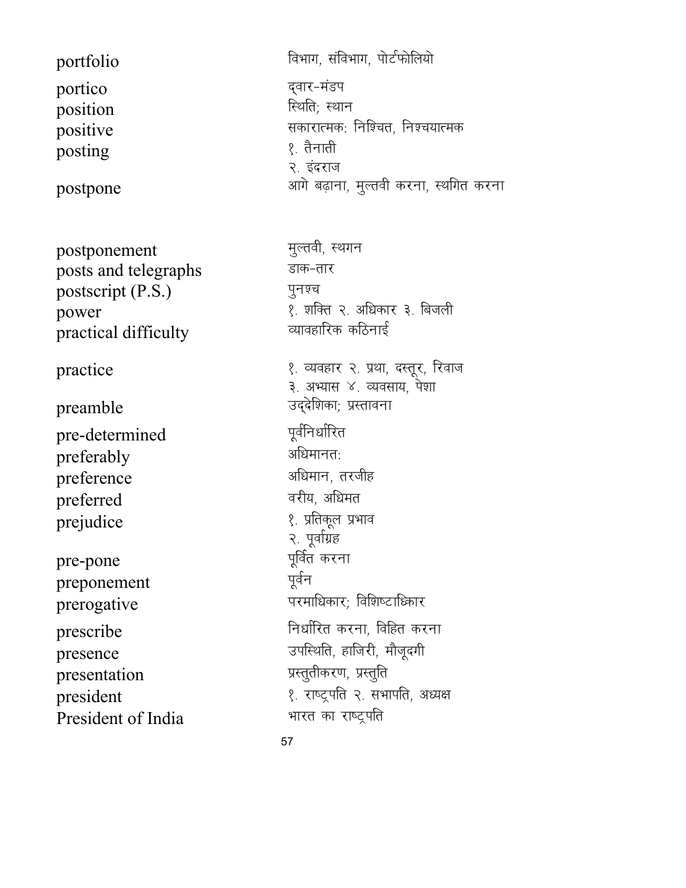| | |
|---|---|
| portfolio | विभाग, संविभाग, पोर्टफोलियो |
| portico | द्वार-मंडप |
| position | स्थिति; स्थान |
| positive | सकारात्मक: निश्चित, निश्चयात्मक |
| posting | १. तैनाती<br>२. इंदराज |
| postpone | आगे बढ़ाना, मुल्तवी करना, स्थगित करना |
| postponement | मुल्तवी, स्थगन |
| posts and telegraphs | डाक-तार |
| postscript (P.S.) | पुनश्च |
| power | १. शक्ति २. अधिकार ३. बिजली |
| practical difficulty | व्यावहारिक कठिनाई |
| practice | १. व्यवहार २. प्रथा, दस्तूर, रिवाज<br>३. अभ्यास ४. व्यवसाय, पेशा |
| preamble | उद्देशिका; प्रस्तावना |
| pre-determined | पूर्वनिर्धारित |
| preferably | अधिमानत: |
| preference | अधिमान, तरजीह |
| preferred | वरीय, अधिमत |
| prejudice | १. प्रतिकूल प्रभाव<br>२. पूर्वाग्रह |
| pre-pone | पूर्वित करना |
| preponement | पूर्वन |
| prerogative | परमाधिकार; विशिष्टाध्किार |
| prescribe | निर्धारित करना, विहित करना |
| presence | उपस्थिति, हाजिरी, मौजूदगी |
| presentation | प्रस्तुतीकरण, प्रस्तुति |
| president | १. राष्ट्रपति २. सभापति, अध्यक्ष |
| President of India | भारत का राष्ट्रपति |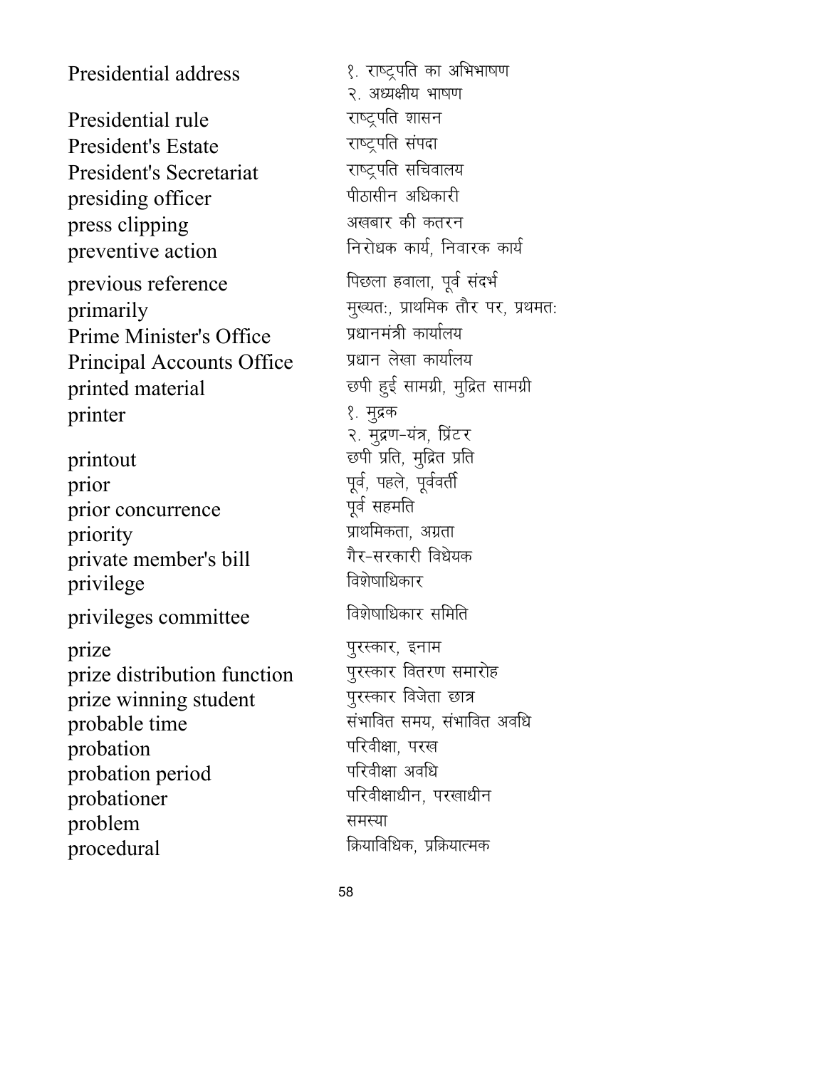| | |
|---|---|
| Presidential address | १. राष्ट्रपति का अभिभाषण<br>२. अध्यक्षीय भाषण |
| Presidential rule | राष्ट्रपति शासन |
| President's Estate | राष्ट्रपति संपदा |
| President's Secretariat | राष्ट्रपति सचिवालय |
| presiding officer | पीठासीन अधिकारी |
| press clipping | अखबार की कतरन |
| preventive action | निरोधक कार्य, निवारक कार्य |
| previous reference | पिछला हवाला, पूर्व संदर्भ |
| primarily | मुख्यत:, प्राथमिक तौर पर, प्रथमत: |
| Prime Minister's Office | प्रधानमंत्री कार्यालय |
| Principal Accounts Office | प्रधान लेखा कार्यालय |
| printed material | छपी हुई सामग्री, मुद्रित सामग्री |
| printer | १. मुद्रक<br>२. मुद्रण-यंत्र, प्रिंटर |
| printout | छपी प्रति, मुद्रित प्रति |
| prior | पूर्व, पहले, पूर्ववर्ती |
| prior concurrence | पूर्व सहमति |
| priority | प्राथमिकता, अग्रता |
| private member's bill | गैर-सरकारी विधेयक |
| privilege | विशेषाधिकार |
| privileges committee | विशेषाधिकार समिति |
| prize | पुरस्कार, इनाम |
| prize distribution function | पुरस्कार वितरण समारोह |
| prize winning student | पुरस्कार विजेता छात्र |
| probable time | संभावित समय, संभावित अवधि |
| probation | परिवीक्षा, परख |
| probation period | परिवीक्षा अवधि |
| probationer | परिवीक्षाधीन, परखाधीन |
| problem | समस्या |
| procedural | क्रियाविधिक, प्रक्रियात्मक |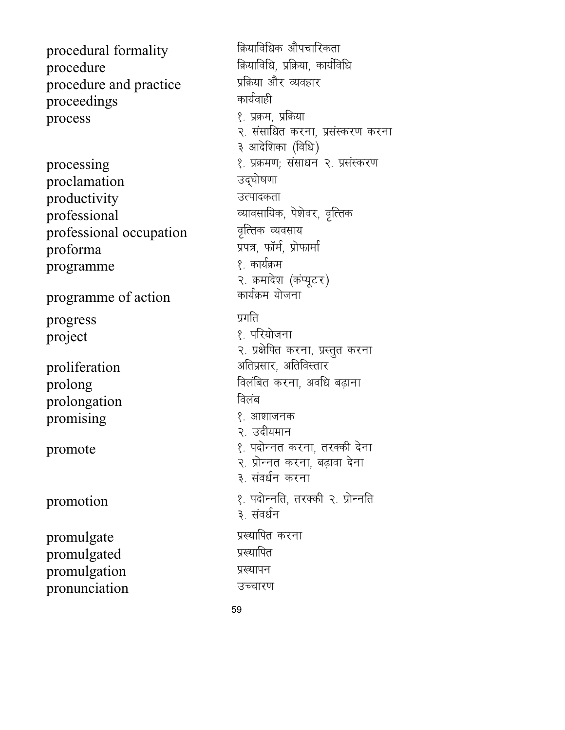| | |
|---|---|
| procedural formality | क्रियाविधिक औपचारिकता |
| procedure | क्रियाविधि, प्रक्रिया, कार्यविधि |
| procedure and practice | प्रक्रिया और व्यवहार |
| proceedings | कार्यवाही |
| process | १. प्रक्रम, प्रक्रिया<br>२. संसाधित करना, प्रसंस्करण करना<br>३ आदेशिका (विधि) |
| processing | १. प्रक्रमण; संसाधन २. प्रसंस्करण |
| proclamation | उद्घोषणा |
| productivity | उत्पादकता |
| professional | व्यावसायिक, पेशेवर, वृत्तिक |
| professional occupation | वृत्तिक व्यवसाय |
| proforma | प्रपत्र, फॉर्म, प्रोफार्मा |
| programme | १. कार्यक्रम<br>२. क्रमादेश (कंप्यूटर) |
| programme of action | कार्यक्रम योजना |
| progress | प्रगति |
| project | १. परियोजना<br>२. प्रक्षेपित करना, प्रस्तुत करना |
| proliferation | अतिप्रसार, अतिविस्तार |
| prolong | विलंबित करना, अवधि बढ़ाना |
| prolongation | विलंब |
| promising | १. आशाजनक<br>२. उदीयमान |
| promote | १. पदोन्नत करना, तरक्की देना<br>२. प्रोन्नत करना, बढ़ावा देना<br>३. संवर्धन करना |
| promotion | १. पदोन्नति, तरक्की २. प्रोन्नति<br>३. संवर्धन |
| promulgate | प्रख्यापित करना |
| promulgated | प्रख्यापित |
| promulgation | प्रख्यापन |
| pronunciation | उच्चारण |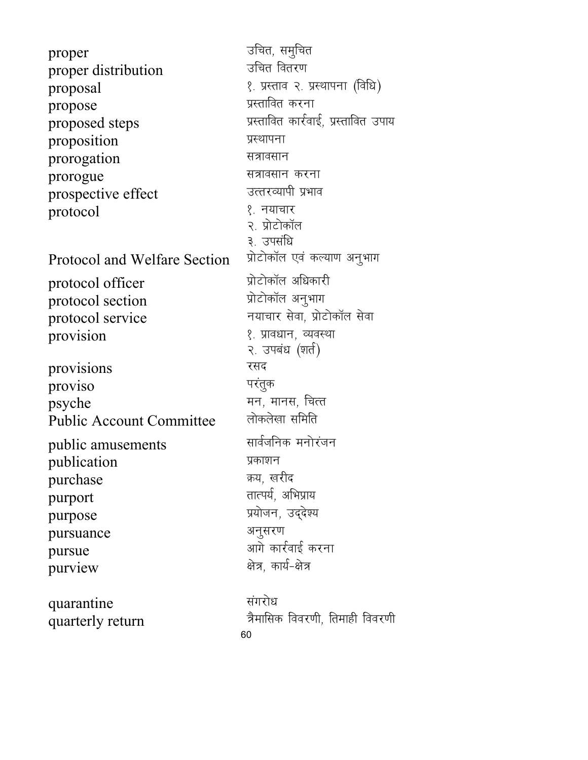| | |
|---|---|
| proper | उचित, समुचित |
| proper distribution | उचित वितरण |
| proposal | १. प्रस्ताव २. प्रस्थापना (विधि) |
| propose | प्रस्तावित करना |
| proposed steps | प्रस्तावित कार्रवाई, प्रस्तावित उपाय |
| proposition | प्रस्थापना |
| prorogation | सत्रावसान |
| prorogue | सत्रावसान करना |
| prospective effect | उत्तरव्यापी प्रभाव |
| protocol | १. नयाचार<br>२. प्रोटोकॉल<br>३. उपसंधि |
| Protocol and Welfare Section | प्रोटोकॉल एवं कल्याण अनुभाग |
| protocol officer | प्रोटोकॉल अधिकारी |
| protocol section | प्रोटोकॉल अनुभाग |
| protocol service | नयाचार सेवा, प्रोटोकॉल सेवा |
| provision | १. प्रावधान, व्यवस्था<br>२. उपबंध (शर्त) |
| provisions | रसद |
| proviso | परंतुक |
| psyche | मन, मानस, चित्त |
| Public Account Committee | लोकलेखा समिति |
| public amusements | सार्वजनिक मनोरंजन |
| publication | प्रकाशन |
| purchase | क्रय, खरीद |
| purport | तात्पर्य, अभिप्राय |
| purpose | प्रयोजन, उद्देश्य |
| pursuance | अनुसरण |
| pursue | आगे कार्रवाई करना |
| purview | क्षेत्र, कार्य-क्षेत्र |
| quarantine | संगरोध |
| quarterly return | त्रैमासिक विवरणी, तिमाही विवरणी |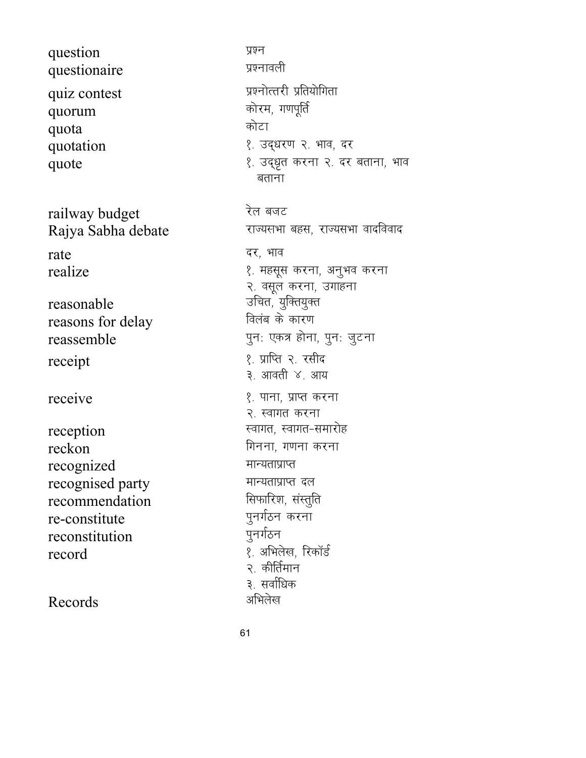| | |
|---|---|
| question | प्रश्न |
| questionaire | प्रश्नावली |
| quiz contest | प्रश्नोत्तरी प्रतियोगिता |
| quorum | कोरम, गणपूर्ति |
| quota | कोटा |
| quotation | १. उद्धरण २. भाव, दर |
| quote | १. उद्धृत करना २. दर बताना, भाव बताना |
| railway budget | रेल बजट |
| Rajya Sabha debate | राज्यसभा बहस, राज्यसभा वादविवाद |
| rate | दर, भाव |
| realize | १. महसूस करना, अनुभव करना २. वसूल करना, उगाहना |
| reasonable | उचित, युक्तियुक्त |
| reasons for delay | विलंब के कारण |
| reassemble | पुनः एकत्र होना, पुनः जुटना |
| receipt | १. प्राप्ति २. रसीद ३. आवती ४. आय |
| receive | १. पाना, प्राप्त करना २. स्वागत करना |
| reception | स्वागत, स्वागत-समारोह |
| reckon | गिनना, गणना करना |
| recognized | मान्यताप्राप्त |
| recognised party | मान्यताप्राप्त दल |
| recommendation | सिफारिश, संस्तुति |
| re-constitute | पुनर्गठन करना |
| reconstitution | पुनर्गठन |
| record | १. अभिलेख, रिकॉर्ड २. कीर्तिमान ३. सर्वाधिक |
| Records | अभिलेख |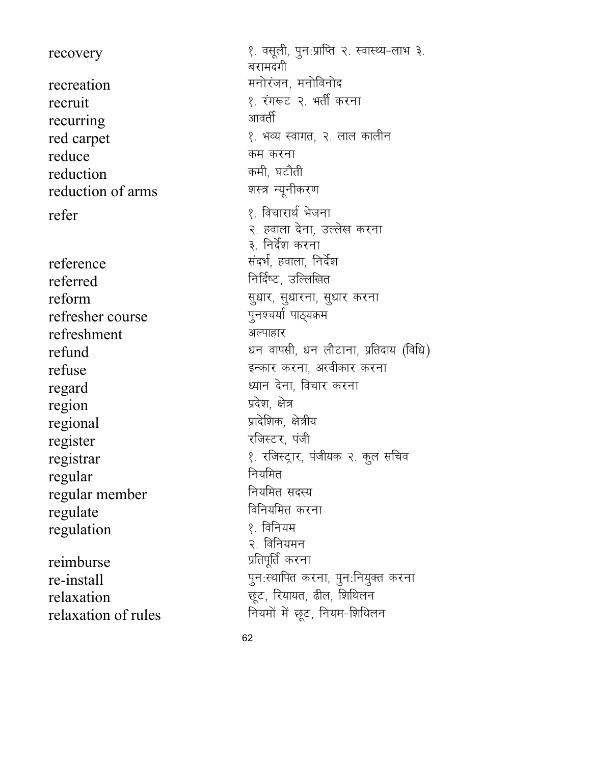| | |
|---|---|
| recovery | १. वसूली, पुन:प्राप्ति २. स्वास्थ्य-लाभ ३. बरामदगी |
| recreation | मनोरंजन, मनोविनोद |
| recruit | १. रंगरूट २. भर्ती करना |
| recurring | आवर्ती |
| red carpet | १. भव्य स्वागत, २. लाल कालीन |
| reduce | कम करना |
| reduction | कमी, घटौती |
| reduction of arms | शस्त्र न्यूनीकरण |
| refer | १. विचारार्थ भेजना<br>२. हवाला देना, उल्लेख करना<br>३. निर्देश करना |
| reference | संदर्भ, हवाला, निर्देश |
| referred | निर्दिष्ट, उल्लिखित |
| reform | सुधार, सुधारना, सुधार करना |
| refresher course | पुनश्चर्या पाठ्यक्रम |
| refreshment | अल्पाहार |
| refund | धन वापसी, धन लौटाना, प्रतिदाय (विधि) |
| refuse | इन्कार करना, अस्वीकार करना |
| regard | ध्यान देना, विचार करना |
| region | प्रदेश, क्षेत्र |
| regional | प्रादेशिक, क्षेत्रीय |
| register | रजिस्टर, पंजी |
| registrar | १. रजिस्ट्रार, पंजीयक २. कुल सचिव |
| regular | नियमित |
| regular member | नियमित सदस्य |
| regulate | विनियमित करना |
| regulation | १. विनियम<br>२. विनियमन |
| reimburse | प्रतिपूर्ति करना |
| re-install | पुन:स्थापित करना, पुन:नियुक्त करना |
| relaxation | छूट, रियायत, ढील, शिथिलन |
| relaxation of rules | नियमों में छूट, नियम-शिथिलन |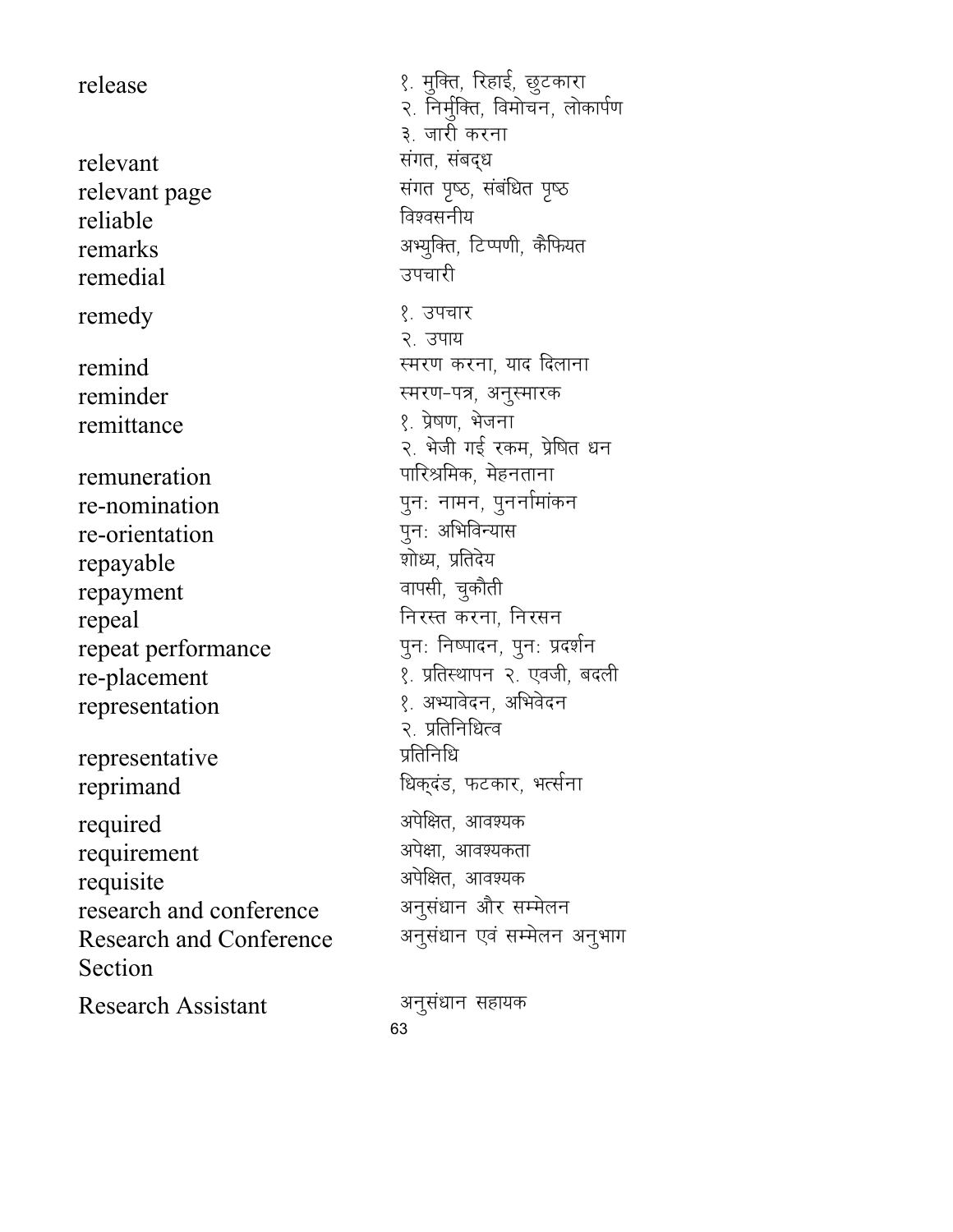| | |
|---|---|
| release | १. मुक्ति, रिहाई, छुटकारा<br>२. निर्मुक्ति, विमोचन, लोकार्पण<br>३. जारी करना |
| relevant | संगत, संबद्ध |
| relevant page | संगत पृष्ठ, संबंधित पृष्ठ |
| reliable | विश्वसनीय |
| remarks | अभ्युक्ति, टिप्पणी, कैफियत |
| remedial | उपचारी |
| remedy | १. उपचार<br>२. उपाय |
| remind | स्मरण करना, याद दिलाना |
| reminder | स्मरण-पत्र, अनुस्मारक |
| remittance | १. प्रेषण, भेजना<br>२. भेजी गई रकम, प्रेषित धन |
| remuneration | पारिश्रमिक, मेहनताना |
| re-nomination | पुनः नामन, पुनर्नामांकन |
| re-orientation | पुनः अभिविन्यास |
| repayable | शोध्य, प्रतिदेय |
| repayment | वापसी, चुकौती |
| repeal | निरस्त करना, निरसन |
| repeat performance | पुनः निष्पादन, पुनः प्रदर्शन |
| re-placement | १. प्रतिस्थापन २. एवजी, बदली |
| representation | १. अभ्यावेदन, अभिवेदन<br>२. प्रतिनिधित्व |
| representative | प्रतिनिधि |
| reprimand | धिक्दंड, फटकार, भर्त्सना |
| required | अपेक्षित, आवश्यक |
| requirement | अपेक्षा, आवश्यकता |
| requisite | अपेक्षित, आवश्यक |
| research and conference | अनुसंधान और सम्मेलन |
| Research and Conference Section | अनुसंधान एवं सम्मेलन अनुभाग |
| Research Assistant | अनुसंधान सहायक |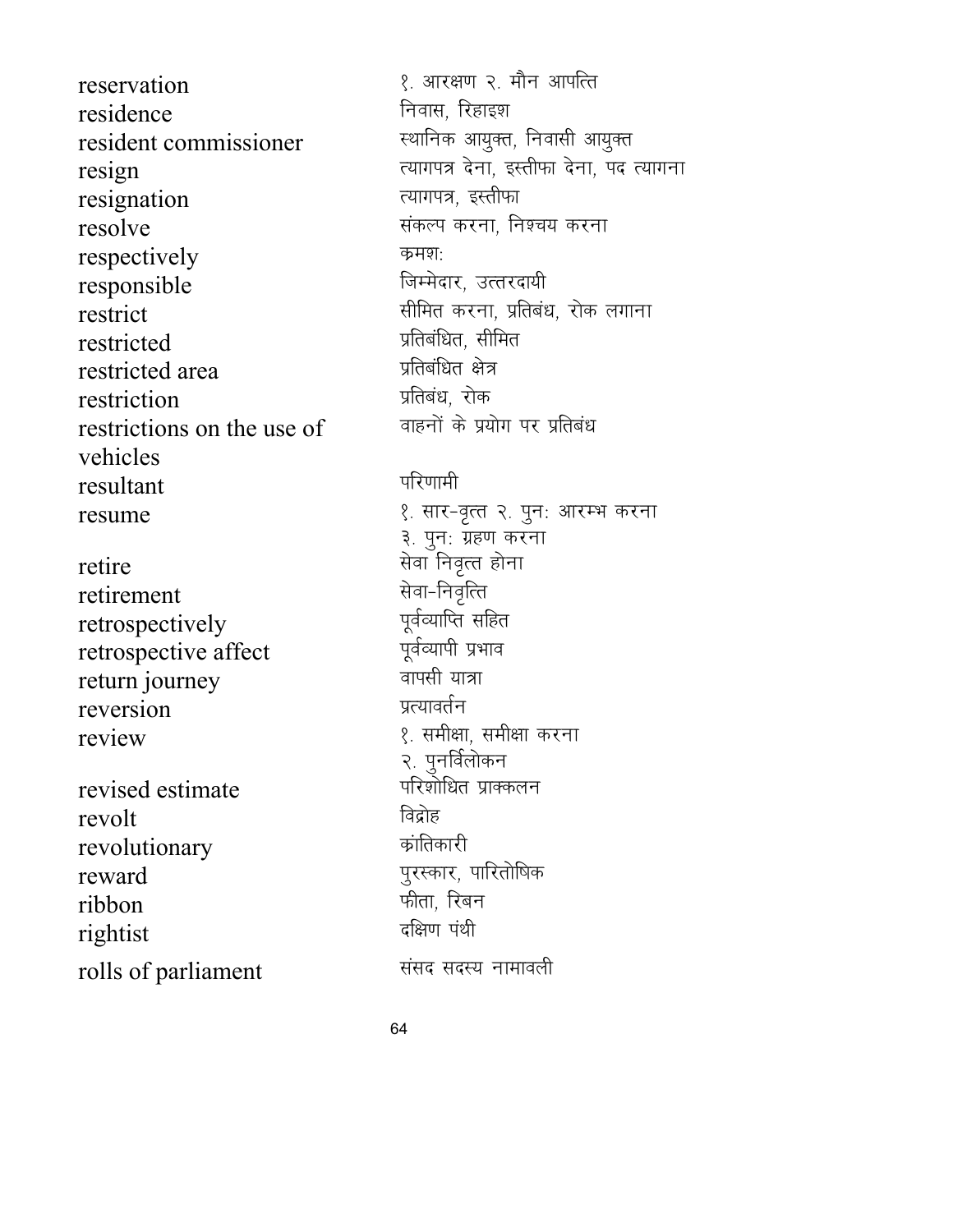| | |
|---|---|
| reservation | १. आरक्षण २. मौन आपत्ति |
| residence | निवास, रिहाइश |
| resident commissioner | स्थानिक आयुक्त, निवासी आयुक्त |
| resign | त्यागपत्र देना, इस्तीफा देना, पद त्यागना |
| resignation | त्यागपत्र, इस्तीफा |
| resolve | संकल्प करना, निश्चय करना |
| respectively | क्रमशः |
| responsible | जिम्मेदार, उत्तरदायी |
| restrict | सीमित करना, प्रतिबंध, रोक लगाना |
| restricted | प्रतिबंधित, सीमित |
| restricted area | प्रतिबंधित क्षेत्र |
| restriction | प्रतिबंध, रोक |
| restrictions on the use of vehicles | वाहनों के प्रयोग पर प्रतिबंध |
| resultant | परिणामी |
| resume | १. सार-वृत्त २. पुनः आरम्भ करना ३. पुनः ग्रहण करना |
| retire | सेवा निवृत्त होना |
| retirement | सेवा-निवृत्ति |
| retrospectively | पूर्वव्याप्ति सहित |
| retrospective affect | पूर्वव्यापी प्रभाव |
| return journey | वापसी यात्रा |
| reversion | प्रत्यावर्तन |
| review | १. समीक्षा, समीक्षा करना २. पुनर्विलोकन |
| revised estimate | परिशोधित प्राक्कलन |
| revolt | विद्रोह |
| revolutionary | क्रांतिकारी |
| reward | पुरस्कार, पारितोषिक |
| ribbon | फीता, रिबन |
| rightist | दक्षिण पंथी |
| rolls of parliament | संसद सदस्य नामावली |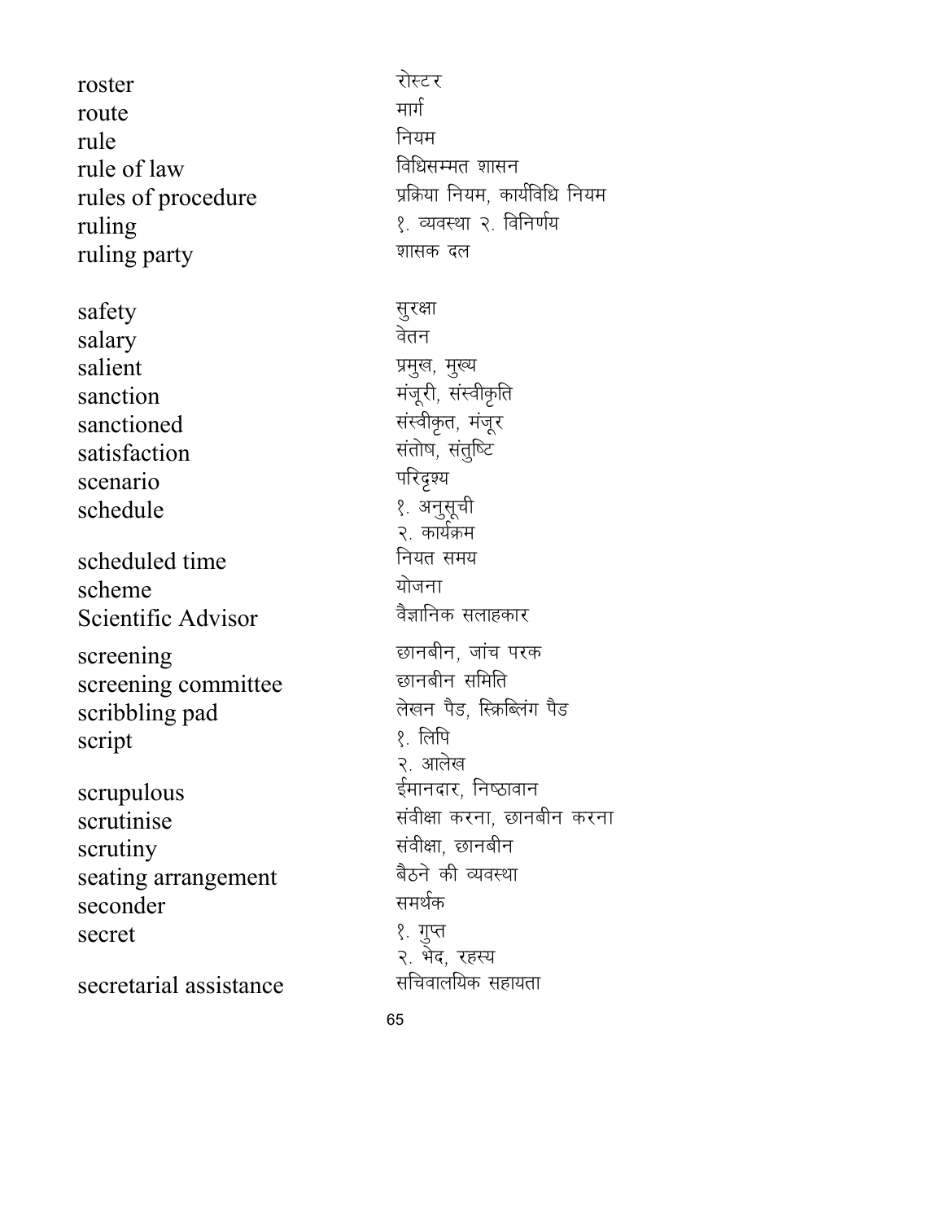| | |
|---|---|
| roster | रोस्टर |
| route | मार्ग |
| rule | नियम |
| rule of law | विधिसम्मत शासन |
| rules of procedure | प्रक्रिया नियम, कार्यविधि नियम |
| ruling | १. व्यवस्था २. विनिर्णय |
| ruling party | शासक दल |
| | |
| safety | सुरक्षा |
| salary | वेतन |
| salient | प्रमुख, मुख्य |
| sanction | मंजूरी, संस्वीकृति |
| sanctioned | संस्वीकृत, मंजूर |
| satisfaction | संतोष, संतुष्टि |
| scenario | परिदृश्य |
| schedule | १. अनुसूची<br>२. कार्यक्रम |
| scheduled time | नियत समय |
| scheme | योजना |
| Scientific Advisor | वैज्ञानिक सलाहकार |
| screening | छानबीन, जांच परक |
| screening committee | छानबीन समिति |
| scribbling pad | लेखन पैड, स्क्रिब्लिंग पैड |
| script | १. लिपि<br>२. आलेख |
| scrupulous | ईमानदार, निष्ठावान |
| scrutinise | संवीक्षा करना, छानबीन करना |
| scrutiny | संवीक्षा, छानबीन |
| seating arrangement | बैठने की व्यवस्था |
| seconder | समर्थक |
| secret | १. गुप्त<br>२. भेद, रहस्य |
| secretarial assistance | सचिवालयिक सहायता |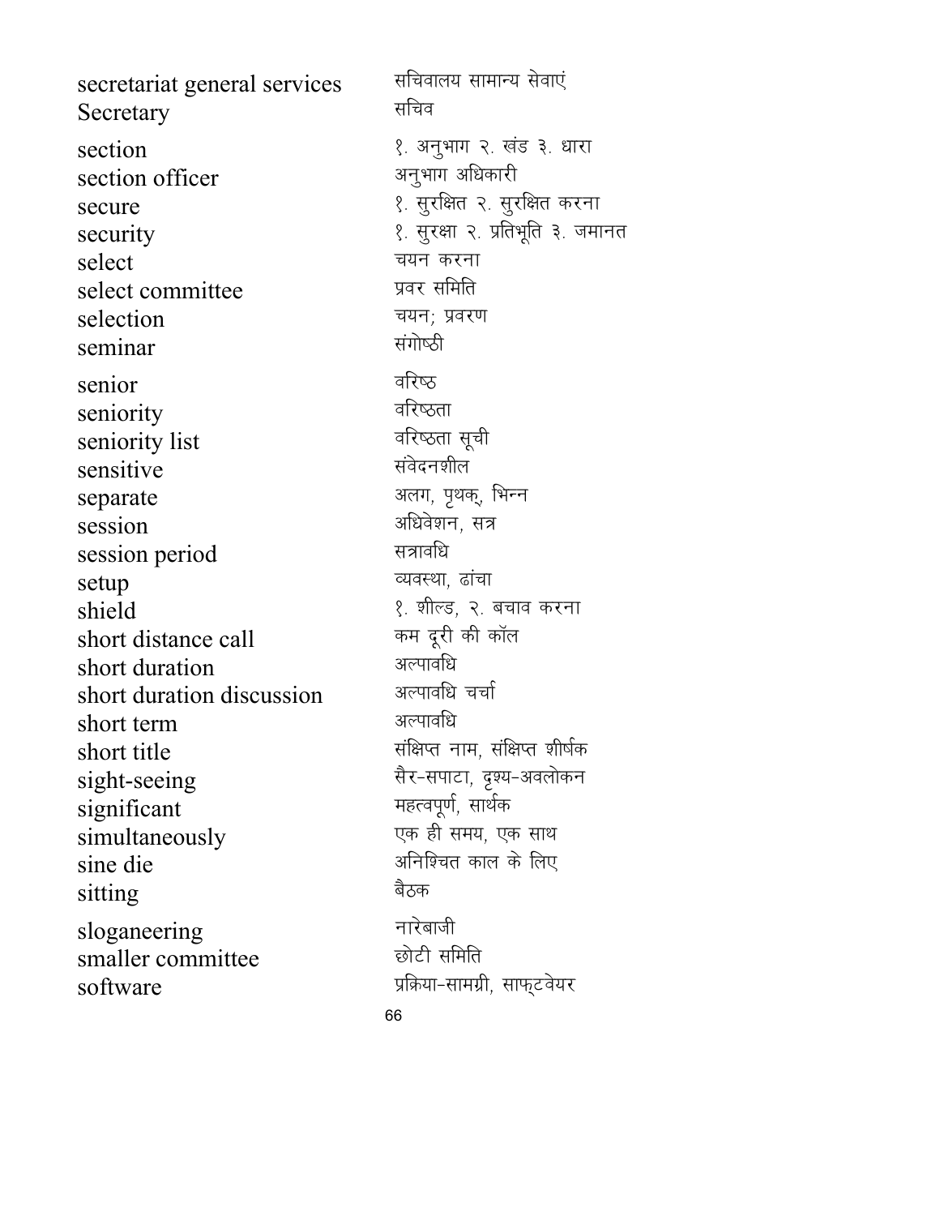| | |
|---|---|
| secretariat general services | सचिवालय सामान्य सेवाएं |
| Secretary | सचिव |
| section | १. अनुभाग २. खंड ३. धारा |
| section officer | अनुभाग अधिकारी |
| secure | १. सुरक्षित २. सुरक्षित करना |
| security | १. सुरक्षा २. प्रतिभूति ३. जमानत |
| select | चयन करना |
| select committee | प्रवर समिति |
| selection | चयन; प्रवरण |
| seminar | संगोष्ठी |
| senior | वरिष्ठ |
| seniority | वरिष्ठता |
| seniority list | वरिष्ठता सूची |
| sensitive | संवेदनशील |
| separate | अलग, पृथक्, भिन्न |
| session | अधिवेशन, सत्र |
| session period | सत्रावधि |
| setup | व्यवस्था, ढांचा |
| shield | १. शील्ड, २. बचाव करना |
| short distance call | कम दूरी की कॉल |
| short duration | अल्पावधि |
| short duration discussion | अल्पावधि चर्चा |
| short term | अल्पावधि |
| short title | संक्षिप्त नाम, संक्षिप्त शीर्षक |
| sight-seeing | सैर-सपाटा, दृश्य-अवलोकन |
| significant | महत्वपूर्ण, सार्थक |
| simultaneously | एक ही समय, एक साथ |
| sine die | अनिश्चित काल के लिए |
| sitting | बैठक |
| sloganeering | नारेबाजी |
| smaller committee | छोटी समिति |
| software | प्रक्रिया-सामग्री, साफ्टवेयर |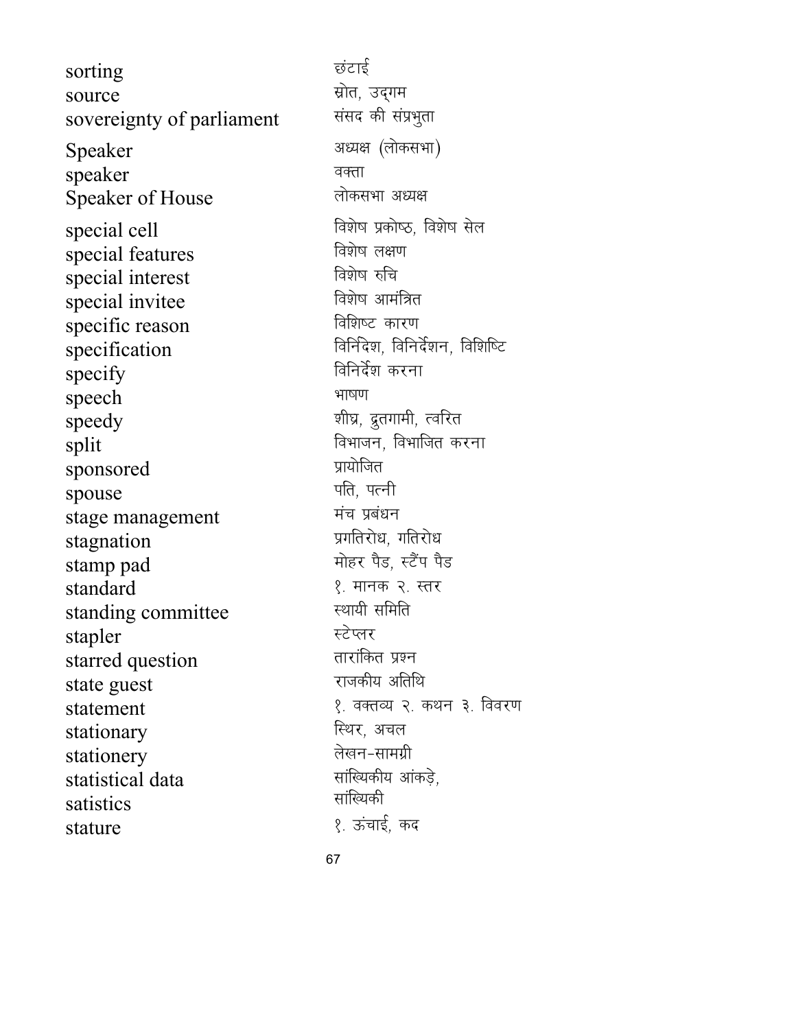| | |
|---|---|
| sorting | छंटाई |
| source | स्रोत, उद्‌गम |
| sovereignty of parliament | संसद की संप्रभुता |
| Speaker | अध्यक्ष (लोकसभा) |
| speaker | वक्ता |
| Speaker of House | लोकसभा अध्यक्ष |
| special cell | विशेष प्रकोष्ठ, विशेष सेल |
| special features | विशेष लक्षण |
| special interest | विशेष रुचि |
| special invitee | विशेष आमंत्रित |
| specific reason | विशिष्ट कारण |
| specification | विनिर्दिश, विनिर्देशन, विशिष्टि |
| specify | विनिर्देश करना |
| speech | भाषण |
| speedy | शीघ्र, द्रुतगामी, त्वरित |
| split | विभाजन, विभाजित करना |
| sponsored | प्रायोजित |
| spouse | पति, पत्नी |
| stage management | मंच प्रबंधन |
| stagnation | प्रगतिरोध, गतिरोध |
| stamp pad | मोहर पैड, स्टैंप पैड |
| standard | १. मानक २. स्तर |
| standing committee | स्थायी समिति |
| stapler | स्टेप्लर |
| starred question | तारांकित प्रश्न |
| state guest | राजकीय अतिथि |
| statement | १. वक्तव्य २. कथन ३. विवरण |
| stationary | स्थिर, अचल |
| stationery | लेखन-सामग्री |
| statistical data | सांख्यिकीय आंकड़े, |
| satistics | सांख्यिकी |
| stature | १. ऊंचाई, कद |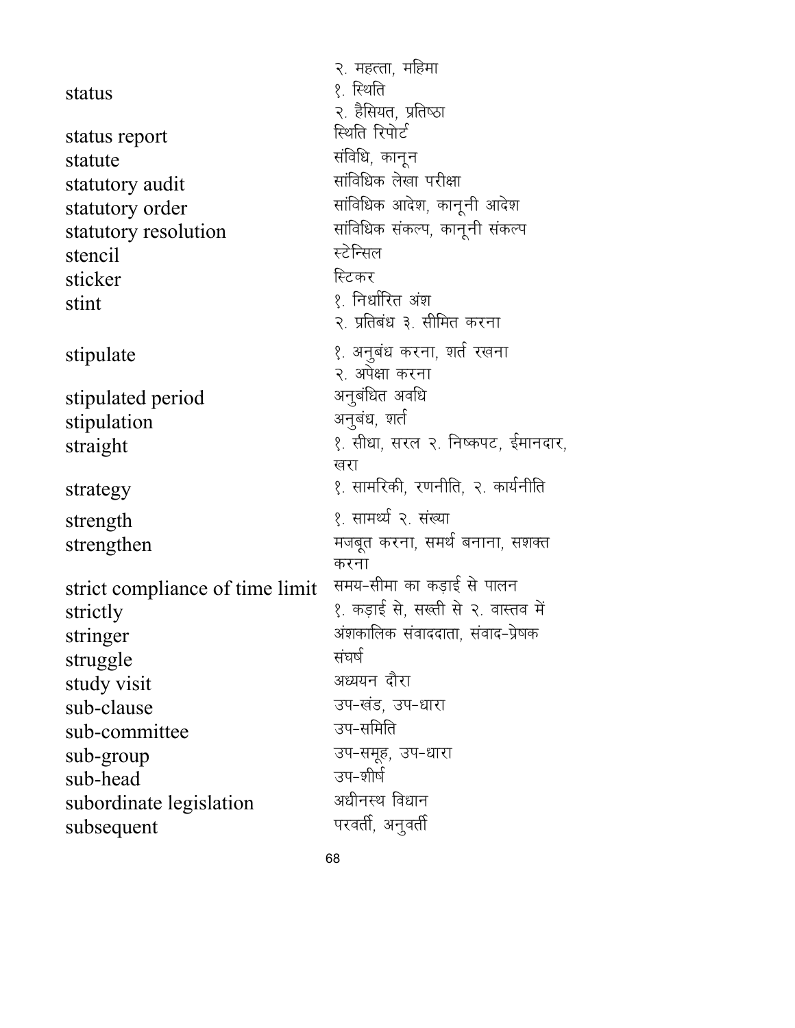|  | २. महत्ता, महिमा |
|---|---|
| status | १. स्थिति<br>२. हैसियत, प्रतिष्ठा |
| status report | स्थिति रिपोर्ट |
| statute | संविधि, कानून |
| statutory audit | सांविधिक लेखा परीक्षा |
| statutory order | सांविधिक आदेश, कानूनी आदेश |
| statutory resolution | सांविधिक संकल्प, कानूनी संकल्प |
| stencil | स्टेन्सिल |
| sticker | स्टिकर |
| stint | १. निर्धारित अंश<br>२. प्रतिबंध ३. सीमित करना |
| stipulate | १. अनुबंध करना, शर्त रखना<br>२. अपेक्षा करना |
| stipulated period | अनुबंधित अवधि |
| stipulation | अनुबंध, शर्त |
| straight | १. सीधा, सरल २. निष्कपट, ईमानदार, खरा |
| strategy | १. सामरिकी, रणनीति, २. कार्यनीति |
| strength | १. सामर्थ्य २. संख्या |
| strengthen | मजबूत करना, समर्थ बनाना, सशक्त करना |
| strict compliance of time limit | समय-सीमा का कड़ाई से पालन |
| strictly | १. कड़ाई से, सख्ती से २. वास्तव में |
| stringer | अंशकालिक संवाददाता, संवाद-प्रेषक |
| struggle | संघर्ष |
| study visit | अध्ययन दौरा |
| sub-clause | उप-खंड, उप-धारा |
| sub-committee | उप-समिति |
| sub-group | उप-समूह, उप-धारा |
| sub-head | उप-शीर्ष |
| subordinate legislation | अधीनस्थ विधान |
| subsequent | परवर्ती, अनुवर्ती |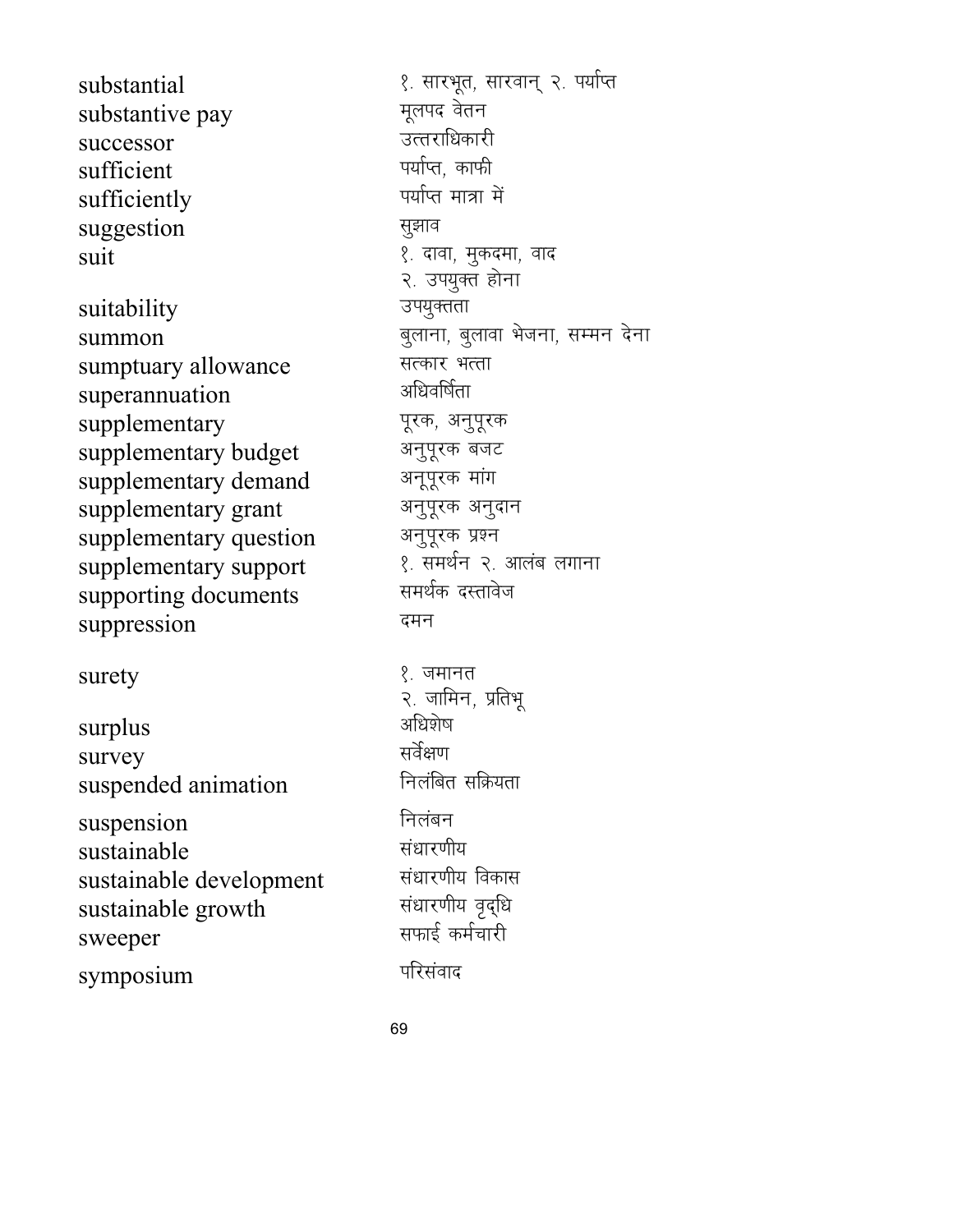| | |
|---|---|
| substantial | १. सारभूत, सारवान् २. पर्याप्त |
| substantive pay | मूलपद वेतन |
| successor | उत्तराधिकारी |
| sufficient | पर्याप्त, काफी |
| sufficiently | पर्याप्त मात्रा में |
| suggestion | सुझाव |
| suit | १. दावा, मुकदमा, वाद<br>२. उपयुक्त होना |
| suitability | उपयुक्तता |
| summon | बुलाना, बुलावा भेजना, सम्मन देना |
| sumptuary allowance | सत्कार भत्ता |
| superannuation | अधिवर्षिता |
| supplementary | पूरक, अनुपूरक |
| supplementary budget | अनुपूरक बजट |
| supplementary demand | अनूपूरक मांग |
| supplementary grant | अनुपूरक अनुदान |
| supplementary question | अनुपूरक प्रश्न |
| supplementary support | १. समर्थन २. आलंब लगाना |
| supporting documents | समर्थक दस्तावेज |
| suppression | दमन |
| surety | १. जमानत<br>२. जामिन, प्रतिभू |
| surplus | अधिशेष |
| survey | सर्वेक्षण |
| suspended animation | निलंबित सक्रियता |
| suspension | निलंबन |
| sustainable | संधारणीय |
| sustainable development | संधारणीय विकास |
| sustainable growth | संधारणीय वृद्धि |
| sweeper | सफाई कर्मचारी |
| symposium | परिसंवाद |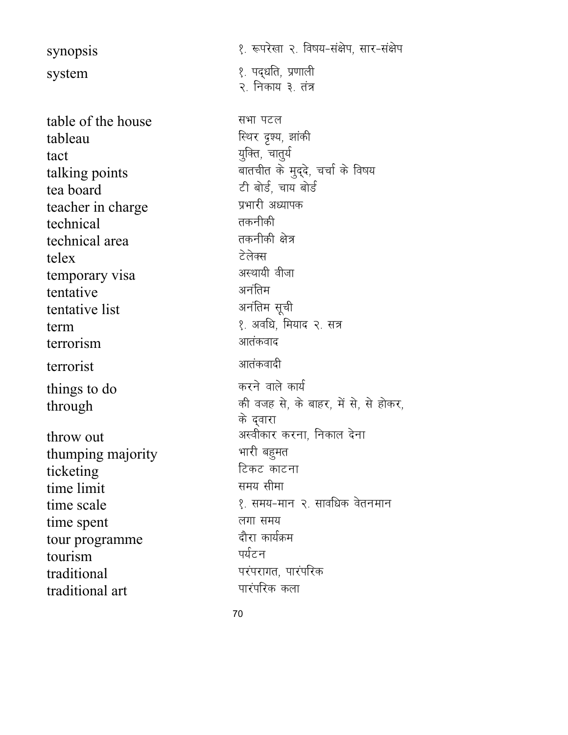| | |
|---|---|
| synopsis | १. रूपरेखा २. विषय-संक्षेप, सार-संक्षेप |
| system | १. पद्धति, प्रणाली २. निकाय ३. तंत्र |
| table of the house | सभा पटल |
| tableau | स्थिर दृश्य, झांकी |
| tact | युक्ति, चातुर्य |
| talking points | बातचीत के मुद्दे, चर्चा के विषय |
| tea board | टी बोर्ड, चाय बोर्ड |
| teacher in charge | प्रभारी अध्यापक |
| technical | तकनीकी |
| technical area | तकनीकी क्षेत्र |
| telex | टेलेक्स |
| temporary visa | अस्थायी वीजा |
| tentative | अनंतिम |
| tentative list | अनंतिम सूची |
| term | १. अवधि, मियाद २. सत्र |
| terrorism | आतंकवाद |
| terrorist | आतंकवादी |
| things to do | करने वाले कार्य |
| through | की वजह से, के बाहर, में से, से होकर, के द्वारा |
| throw out | अस्वीकार करना, निकाल देना |
| thumping majority | भारी बहुमत |
| ticketing | टिकट काटना |
| time limit | समय सीमा |
| time scale | १. समय-मान २. सावधिक वेतनमान |
| time spent | लगा समय |
| tour programme | दौरा कार्यक्रम |
| tourism | पर्यटन |
| traditional | परंपरागत, पारंपरिक |
| traditional art | पारंपरिक कला |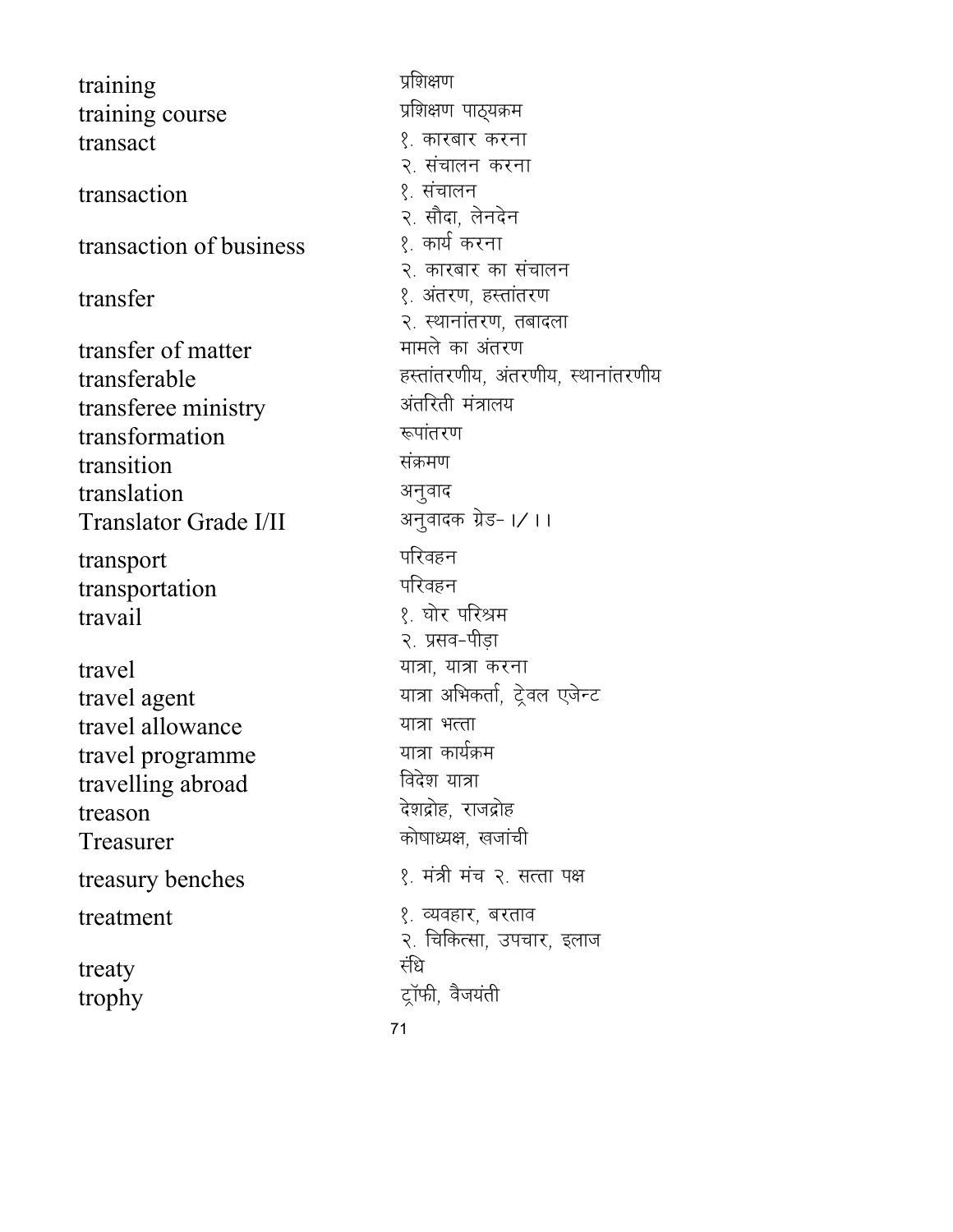| | |
|---|---|
| training | प्रशिक्षण |
| training course | प्रशिक्षण पाठ्यक्रम |
| transact | १. कारबार करना<br>२. संचालन करना |
| transaction | १. संचालन<br>२. सौदा, लेनदेन |
| transaction of business | १. कार्य करना<br>२. कारबार का संचालन |
| transfer | १. अंतरण, हस्तांतरण<br>२. स्थानांतरण, तबादला |
| transfer of matter | मामले का अंतरण |
| transferable | हस्तांतरणीय, अंतरणीय, स्थानांतरणीय |
| transferee ministry | अंतरिती मंत्रालय |
| transformation | रूपांतरण |
| transition | संक्रमण |
| translation | अनुवाद |
| Translator Grade I/II | अनुवादक ग्रेड- I/II |
| transport | परिवहन |
| transportation | परिवहन |
| travail | १. घोर परिश्रम<br>२. प्रसव-पीड़ा |
| travel | यात्रा, यात्रा करना |
| travel agent | यात्रा अभिकर्ता, ट्रेवल एजेन्ट |
| travel allowance | यात्रा भत्ता |
| travel programme | यात्रा कार्यक्रम |
| travelling abroad | विदेश यात्रा |
| treason | देशद्रोह, राजद्रोह |
| Treasurer | कोषाध्यक्ष, खजांची |
| treasury benches | १. मंत्री मंच २. सत्ता पक्ष |
| treatment | १. व्यवहार, बरताव<br>२. चिकित्सा, उपचार, इलाज |
| treaty | संधि |
| trophy | ट्रॉफी, वैजयंती |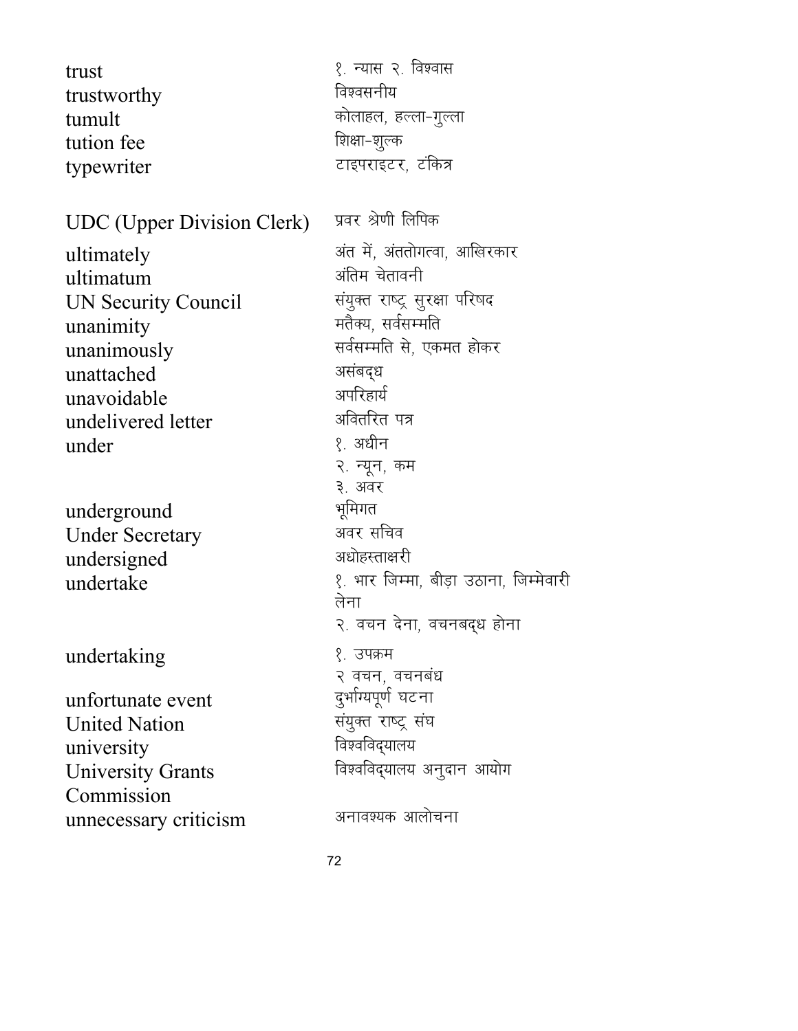| | |
|---|---|
| trust | १. न्यास २. विश्वास |
| trustworthy | विश्वसनीय |
| tumult | कोलाहल, हल्ला-गुल्ला |
| tution fee | शिक्षा-शुल्क |
| typewriter | टाइपराइटर, टंकित्र |
| | |
| UDC (Upper Division Clerk) | प्रवर श्रेणी लिपिक |
| ultimately | अंत में, अंततोगत्वा, आखिरकार |
| ultimatum | अंतिम चेतावनी |
| UN Security Council | संयुक्त राष्ट्र सुरक्षा परिषद |
| unanimity | मतैक्य, सर्वसम्मति |
| unanimously | सर्वसम्मति से, एकमत होकर |
| unattached | असंबद्ध |
| unavoidable | अपरिहार्य |
| undelivered letter | अवितरित पत्र |
| under | १. अधीन<br>२. न्यून, कम<br>३. अवर |
| underground | भूमिगत |
| Under Secretary | अवर सचिव |
| undersigned | अधोहस्ताक्षरी |
| undertake | १. भार जिम्मा, बीड़ा उठाना, जिम्मेवारी लेना<br>२. वचन देना, वचनबद्ध होना |
| undertaking | १. उपक्रम<br>२ वचन, वचनबंध |
| unfortunate event | दुर्भाग्यपूर्ण घटना |
| United Nation | संयुक्त राष्ट्र संघ |
| university | विश्वविद्यालय |
| University Grants Commission | विश्वविद्यालय अनुदान आयोग |
| unnecessary criticism | अनावश्यक आलोचना |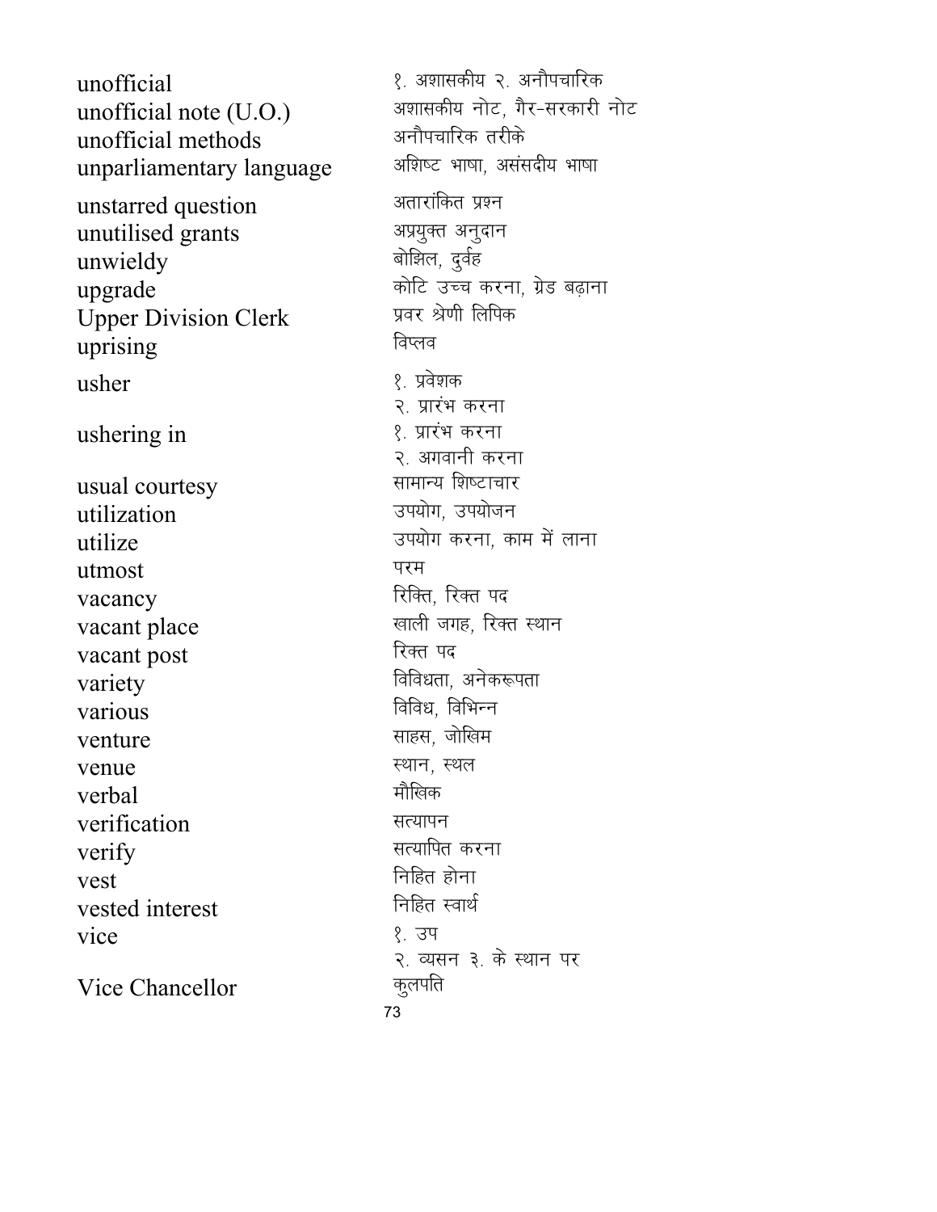| | |
|---|---|
| unofficial | १. अशासकीय २. अनौपचारिक |
| unofficial note (U.O.) | अशासकीय नोट, गैर-सरकारी नोट |
| unofficial methods | अनौपचारिक तरीके |
| unparliamentary language | अशिष्ट भाषा, असंसदीय भाषा |
| unstarred question | अतारांकित प्रश्न |
| unutilised grants | अप्रयुक्त अनुदान |
| unwieldy | बोझिल, दुर्वह |
| upgrade | कोटि उच्च करना, ग्रेड बढ़ाना |
| Upper Division Clerk | प्रवर श्रेणी लिपिक |
| uprising | विप्लव |
| usher | १. प्रवेशक<br>२. प्रारंभ करना |
| ushering in | १. प्रारंभ करना<br>२. अगवानी करना |
| usual courtesy | सामान्य शिष्टाचार |
| utilization | उपयोग, उपयोजन |
| utilize | उपयोग करना, काम में लाना |
| utmost | परम |
| vacancy | रिक्ति, रिक्त पद |
| vacant place | खाली जगह, रिक्त स्थान |
| vacant post | रिक्त पद |
| variety | विविधता, अनेकरूपता |
| various | विविध, विभिन्न |
| venture | साहस, जोखिम |
| venue | स्थान, स्थल |
| verbal | मौखिक |
| verification | सत्यापन |
| verify | सत्यापित करना |
| vest | निहित होना |
| vested interest | निहित स्वार्थ |
| vice | १. उप<br>२. व्यसन ३. के स्थान पर |
| Vice Chancellor | कुलपति |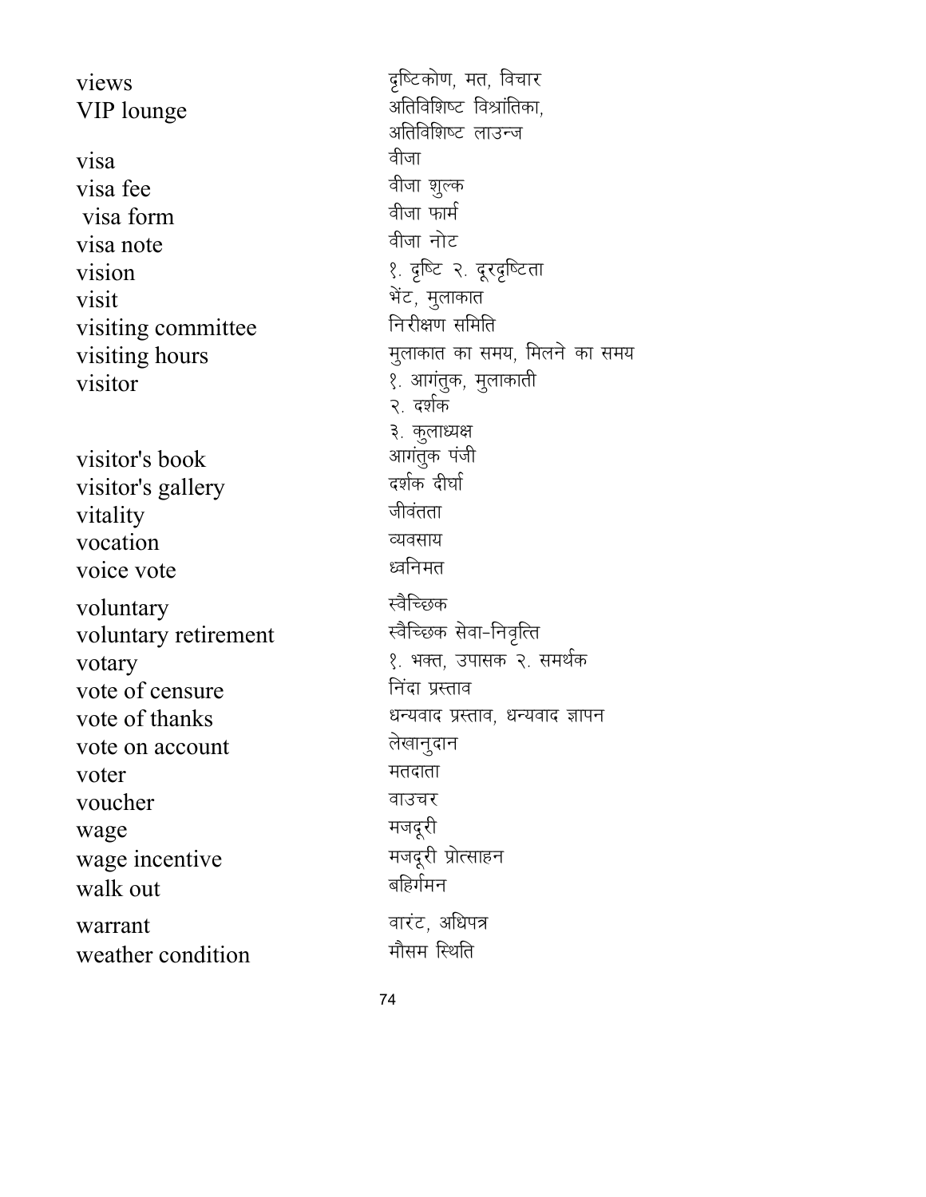| | |
|---|---|
| views | दृष्टिकोण, मत, विचार |
| VIP lounge | अतिविशिष्ट विश्रांतिका, अतिविशिष्ट लाउन्ज |
| visa | वीजा |
| visa fee | वीजा शुल्क |
| visa form | वीजा फार्म |
| visa note | वीजा नोट |
| vision | १. दृष्टि २. दूरदृष्टिता |
| visit | भेंट, मुलाकात |
| visiting committee | निरीक्षण समिति |
| visiting hours | मुलाकात का समय, मिलने का समय |
| visitor | १. आगंतुक, मुलाकाती २. दर्शक ३. कुलाध्यक्ष |
| visitor's book | आगंतुक पंजी |
| visitor's gallery | दर्शक दीर्घा |
| vitality | जीवंतता |
| vocation | व्यवसाय |
| voice vote | ध्वनिमत |
| voluntary | स्वैच्छिक |
| voluntary retirement | स्वैच्छिक सेवा-निवृत्ति |
| votary | १. भक्त, उपासक २. समर्थक |
| vote of censure | निंदा प्रस्ताव |
| vote of thanks | धन्यवाद प्रस्ताव, धन्यवाद ज्ञापन |
| vote on account | लेखानुदान |
| voter | मतदाता |
| voucher | वाउचर |
| wage | मजदूरी |
| wage incentive | मजदूरी प्रोत्साहन |
| walk out | बहिर्गमन |
| warrant | वारंट, अधिपत्र |
| weather condition | मौसम स्थिति |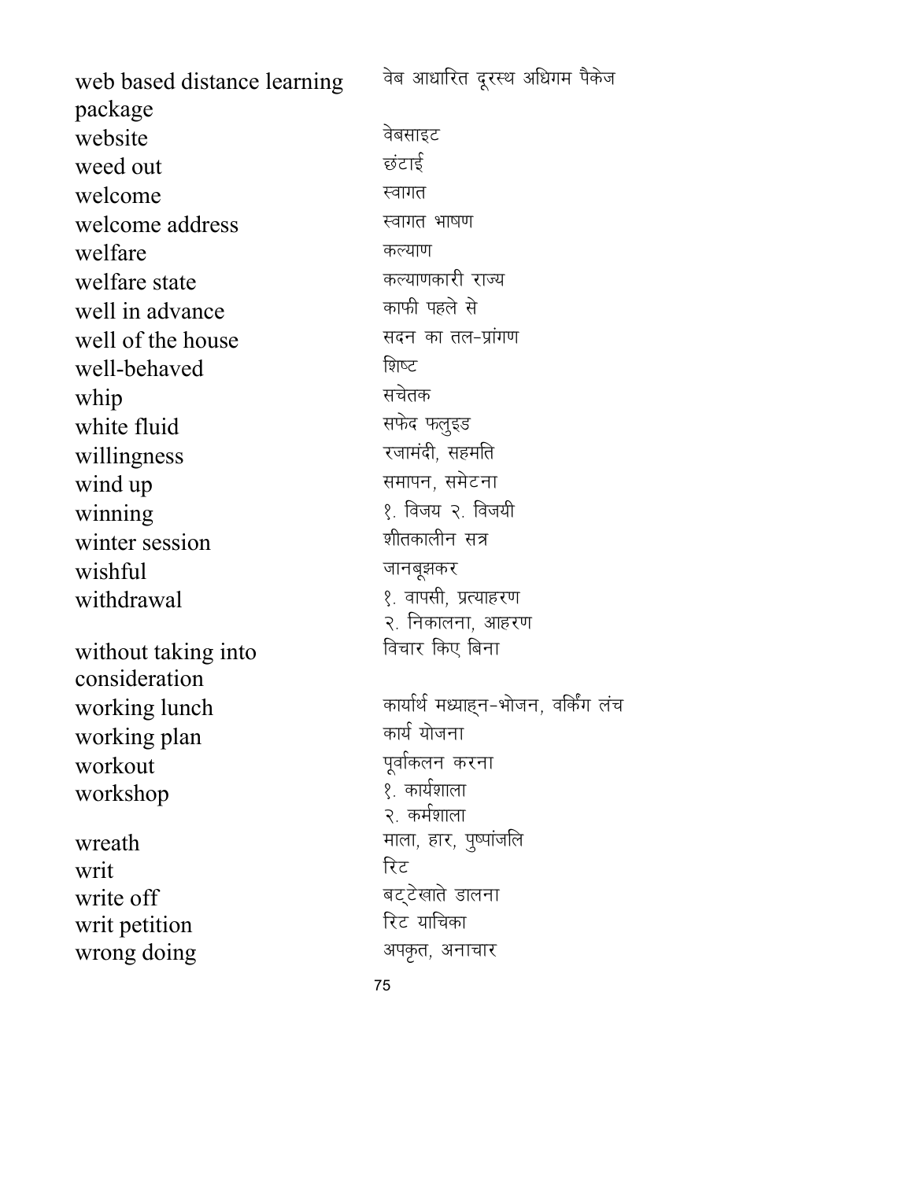| | |
|---|---|
| web based distance learning package | वेब आधारित दूरस्थ अधिगम पैकेज |
| website | वेबसाइट |
| weed out | छंटाई |
| welcome | स्वागत |
| welcome address | स्वागत भाषण |
| welfare | कल्याण |
| welfare state | कल्याणकारी राज्य |
| well in advance | काफी पहले से |
| well of the house | सदन का तल-प्रांगण |
| well-behaved | शिष्ट |
| whip | सचेतक |
| white fluid | सफेद फलुइड |
| willingness | रजामंदी, सहमति |
| wind up | समापन, समेटना |
| winning | १. विजय २. विजयी |
| winter session | शीतकालीन सत्र |
| wishful | जानबूझकर |
| withdrawal | १. वापसी, प्रत्याहरण २. निकालना, आहरण |
| without taking into consideration | विचार किए बिना |
| working lunch | कार्यार्थ मध्याह्न-भोजन, वर्किंग लंच |
| working plan | कार्य योजना |
| workout | पूर्वाकलन करना |
| workshop | १. कार्यशाला २. कर्मशाला |
| wreath | माला, हार, पुष्पांजलि |
| writ | रिट |
| write off | बट्टेखाते डालना |
| writ petition | रिट याचिका |
| wrong doing | अपकृत, अनाचार |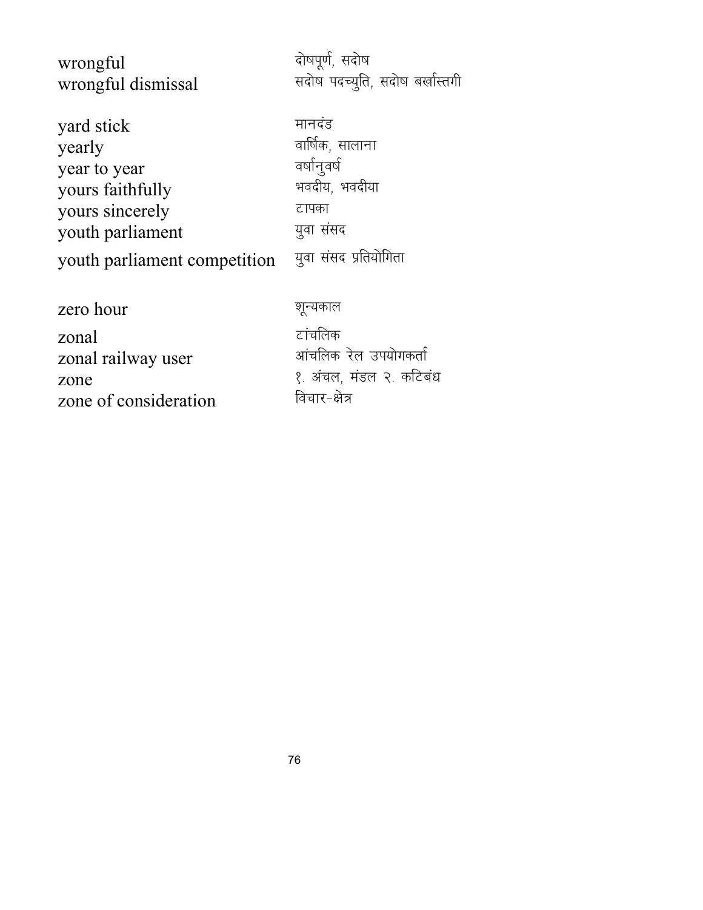| | |
|---|---|
| wrongful | दोषपूर्ण, सदोष |
| wrongful dismissal | सदोष पदच्युति, सदोष बर्खास्तगी |
| yard stick | मानदंड |
| yearly | वार्षिक, सालाना |
| year to year | वर्षानुवर्ष |
| yours faithfully | भवदीय, भवदीया |
| yours sincerely | टापका |
| youth parliament | युवा संसद |
| youth parliament competition | युवा संसद प्रतियोगिता |
| zero hour | शून्यकाल |
| zonal | टांचलिक |
| zonal railway user | आंचलिक रेल उपयोगकर्ता |
| zone | १. अंचल, मंडल २. कटिबंध |
| zone of consideration | विचार-क्षेत्र |